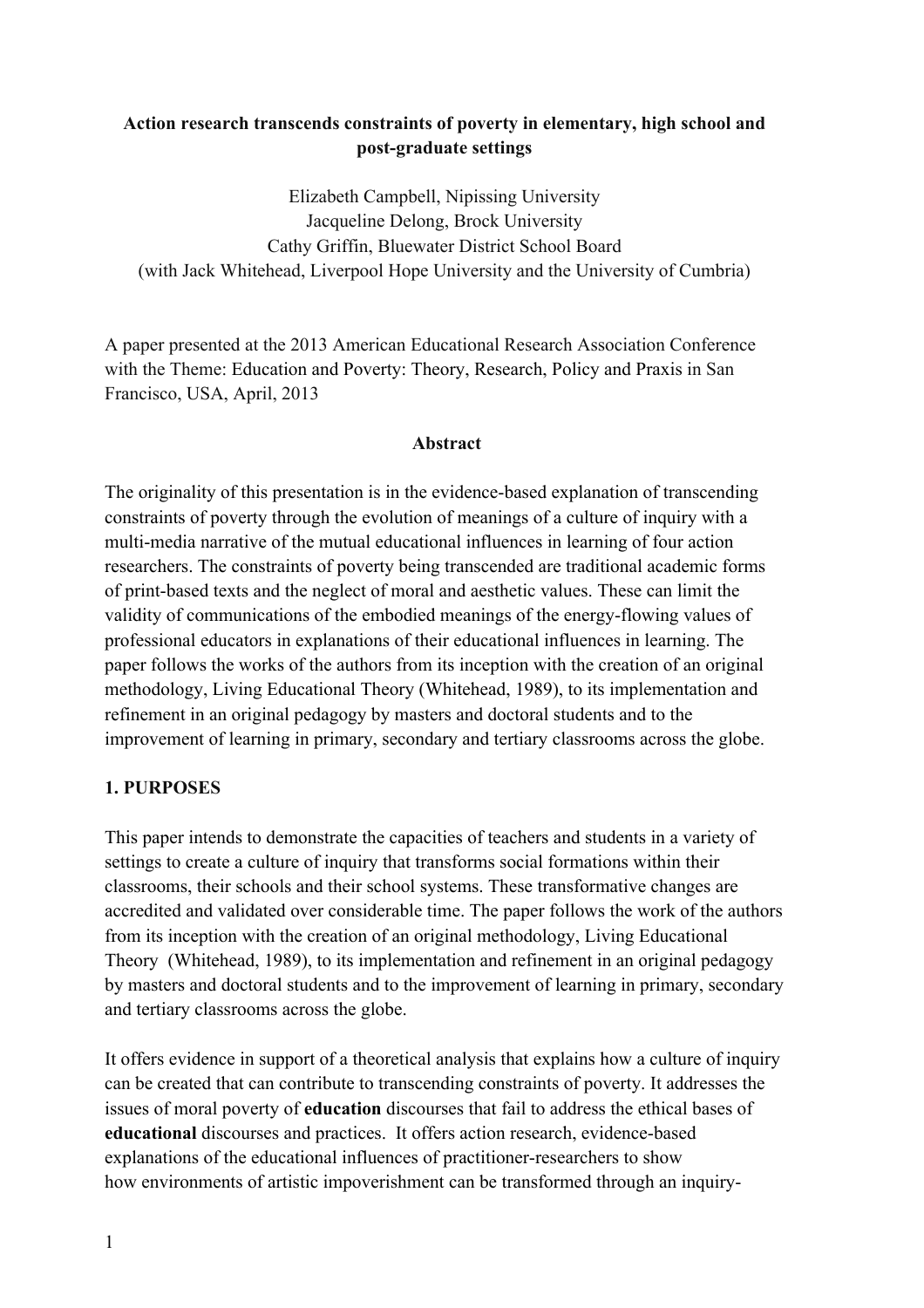# Action research transcends constraints of poverty in elementary, high school and post-graduate settings

Elizabeth Campbell, Nipissing University
Jacqueline Delong, Brock University
Cathy Griffin, Bluewater District School Board
(with Jack Whitehead, Liverpool Hope University and the University of Cumbria)

A paper presented at the 2013 American Educational Research Association Conference with the Theme: Education and Poverty: Theory, Research, Policy and Praxis in San Francisco, USA, April, 2013

## Abstract

The originality of this presentation is in the evidence-based explanation of transcending constraints of poverty through the evolution of meanings of a culture of inquiry with a multi-media narrative of the mutual educational influences in learning of four action researchers. The constraints of poverty being transcended are traditional academic forms of print-based texts and the neglect of moral and aesthetic values. These can limit the validity of communications of the embodied meanings of the energy-flowing values of professional educators in explanations of their educational influences in learning. The paper follows the works of the authors from its inception with the creation of an original methodology, Living Educational Theory (Whitehead, 1989), to its implementation and refinement in an original pedagogy by masters and doctoral students and to the improvement of learning in primary, secondary and tertiary classrooms across the globe.

## 1. PURPOSES

This paper intends to demonstrate the capacities of teachers and students in a variety of settings to create a culture of inquiry that transforms social formations within their classrooms, their schools and their school systems. These transformative changes are accredited and validated over considerable time. The paper follows the work of the authors from its inception with the creation of an original methodology, Living Educational Theory (Whitehead, 1989), to its implementation and refinement in an original pedagogy by masters and doctoral students and to the improvement of learning in primary, secondary and tertiary classrooms across the globe.

It offers evidence in support of a theoretical analysis that explains how a culture of inquiry can be created that can contribute to transcending constraints of poverty. It addresses the issues of moral poverty of **education** discourses that fail to address the ethical bases of **educational** discourses and practices. It offers action research, evidence-based explanations of the educational influences of practitioner-researchers to show how environments of artistic impoverishment can be transformed through an inquiry-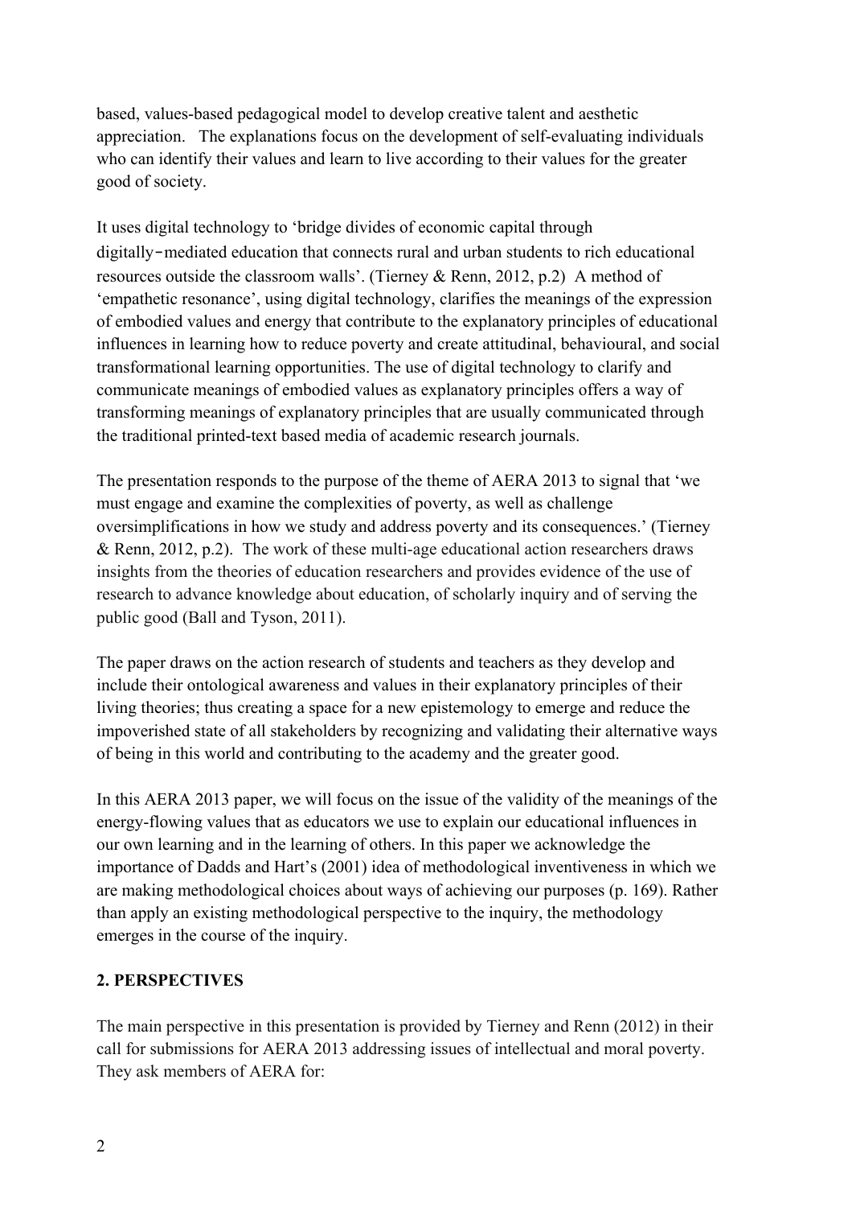based, values-based pedagogical model to develop creative talent and aesthetic appreciation. The explanations focus on the development of self-evaluating individuals who can identify their values and learn to live according to their values for the greater good of society.

It uses digital technology to 'bridge divides of economic capital through digitally-mediated education that connects rural and urban students to rich educational resources outside the classroom walls'. (Tierney & Renn, 2012, p.2) A method of 'empathetic resonance', using digital technology, clarifies the meanings of the expression of embodied values and energy that contribute to the explanatory principles of educational influences in learning how to reduce poverty and create attitudinal, behavioural, and social transformational learning opportunities. The use of digital technology to clarify and communicate meanings of embodied values as explanatory principles offers a way of transforming meanings of explanatory principles that are usually communicated through the traditional printed-text based media of academic research journals.

The presentation responds to the purpose of the theme of AERA 2013 to signal that 'we must engage and examine the complexities of poverty, as well as challenge oversimplifications in how we study and address poverty and its consequences.' (Tierney & Renn, 2012, p.2). The work of these multi-age educational action researchers draws insights from the theories of education researchers and provides evidence of the use of research to advance knowledge about education, of scholarly inquiry and of serving the public good (Ball and Tyson, 2011).

The paper draws on the action research of students and teachers as they develop and include their ontological awareness and values in their explanatory principles of their living theories; thus creating a space for a new epistemology to emerge and reduce the impoverished state of all stakeholders by recognizing and validating their alternative ways of being in this world and contributing to the academy and the greater good.

In this AERA 2013 paper, we will focus on the issue of the validity of the meanings of the energy-flowing values that as educators we use to explain our educational influences in our own learning and in the learning of others. In this paper we acknowledge the importance of Dadds and Hart's (2001) idea of methodological inventiveness in which we are making methodological choices about ways of achieving our purposes (p. 169). Rather than apply an existing methodological perspective to the inquiry, the methodology emerges in the course of the inquiry.

## 2. PERSPECTIVES

The main perspective in this presentation is provided by Tierney and Renn (2012) in their call for submissions for AERA 2013 addressing issues of intellectual and moral poverty. They ask members of AERA for: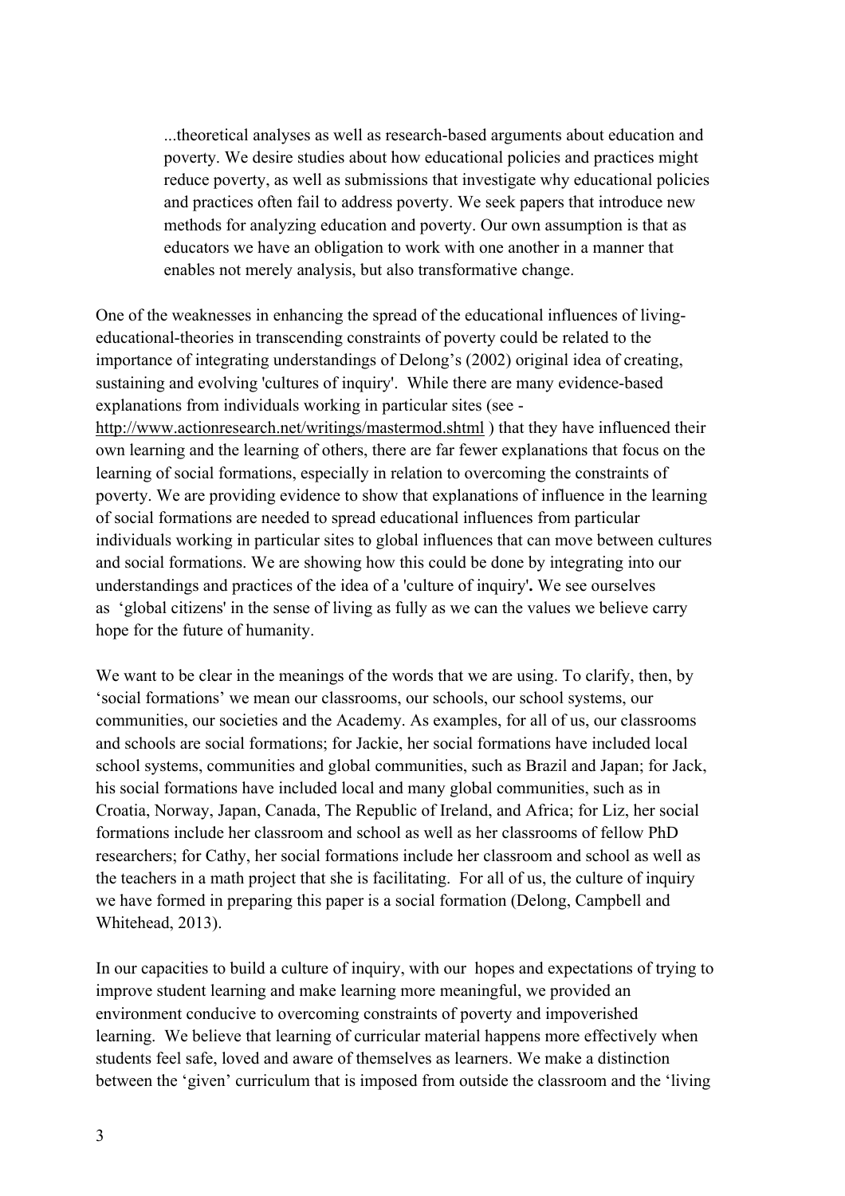> ...theoretical analyses as well as research-based arguments about education and poverty. We desire studies about how educational policies and practices might reduce poverty, as well as submissions that investigate why educational policies and practices often fail to address poverty. We seek papers that introduce new methods for analyzing education and poverty. Our own assumption is that as educators we have an obligation to work with one another in a manner that enables not merely analysis, but also transformative change.

One of the weaknesses in enhancing the spread of the educational influences of living-educational-theories in transcending constraints of poverty could be related to the importance of integrating understandings of Delong's (2002) original idea of creating, sustaining and evolving 'cultures of inquiry'. While there are many evidence-based explanations from individuals working in particular sites (see - http://www.actionresearch.net/writings/mastermod.shtml ) that they have influenced their own learning and the learning of others, there are far fewer explanations that focus on the learning of social formations, especially in relation to overcoming the constraints of poverty. We are providing evidence to show that explanations of influence in the learning of social formations are needed to spread educational influences from particular individuals working in particular sites to global influences that can move between cultures and social formations. We are showing how this could be done by integrating into our understandings and practices of the idea of a 'culture of inquiry'**.** We see ourselves as 'global citizens' in the sense of living as fully as we can the values we believe carry hope for the future of humanity.

We want to be clear in the meanings of the words that we are using. To clarify, then, by 'social formations' we mean our classrooms, our schools, our school systems, our communities, our societies and the Academy. As examples, for all of us, our classrooms and schools are social formations; for Jackie, her social formations have included local school systems, communities and global communities, such as Brazil and Japan; for Jack, his social formations have included local and many global communities, such as in Croatia, Norway, Japan, Canada, The Republic of Ireland, and Africa; for Liz, her social formations include her classroom and school as well as her classrooms of fellow PhD researchers; for Cathy, her social formations include her classroom and school as well as the teachers in a math project that she is facilitating. For all of us, the culture of inquiry we have formed in preparing this paper is a social formation (Delong, Campbell and Whitehead, 2013).

In our capacities to build a culture of inquiry, with our hopes and expectations of trying to improve student learning and make learning more meaningful, we provided an environment conducive to overcoming constraints of poverty and impoverished learning. We believe that learning of curricular material happens more effectively when students feel safe, loved and aware of themselves as learners. We make a distinction between the 'given' curriculum that is imposed from outside the classroom and the 'living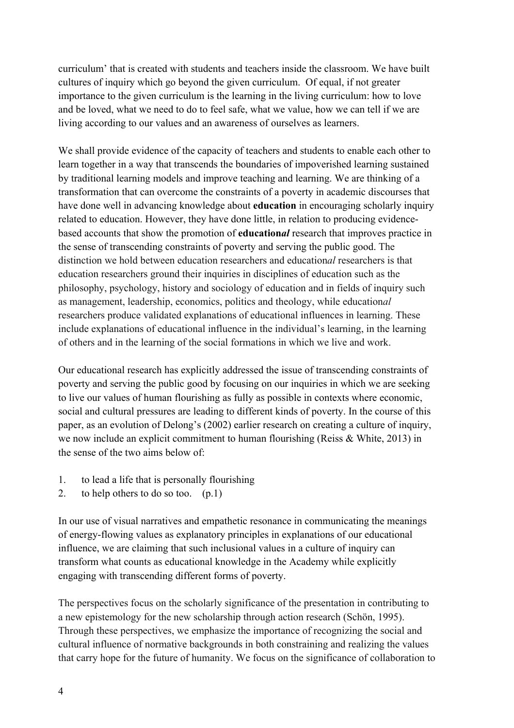curriculum' that is created with students and teachers inside the classroom. We have built cultures of inquiry which go beyond the given curriculum. Of equal, if not greater importance to the given curriculum is the learning in the living curriculum: how to love and be loved, what we need to do to feel safe, what we value, how we can tell if we are living according to our values and an awareness of ourselves as learners.

We shall provide evidence of the capacity of teachers and students to enable each other to learn together in a way that transcends the boundaries of impoverished learning sustained by traditional learning models and improve teaching and learning. We are thinking of a transformation that can overcome the constraints of a poverty in academic discourses that have done well in advancing knowledge about **education** in encouraging scholarly inquiry related to education. However, they have done little, in relation to producing evidence-based accounts that show the promotion of **education*al*** research that improves practice in the sense of transcending constraints of poverty and serving the public good. The distinction we hold between education researchers and education*al* researchers is that education researchers ground their inquiries in disciplines of education such as the philosophy, psychology, history and sociology of education and in fields of inquiry such as management, leadership, economics, politics and theology, while education*al* researchers produce validated explanations of educational influences in learning. These include explanations of educational influence in the individual's learning, in the learning of others and in the learning of the social formations in which we live and work.

Our educational research has explicitly addressed the issue of transcending constraints of poverty and serving the public good by focusing on our inquiries in which we are seeking to live our values of human flourishing as fully as possible in contexts where economic, social and cultural pressures are leading to different kinds of poverty. In the course of this paper, as an evolution of Delong's (2002) earlier research on creating a culture of inquiry, we now include an explicit commitment to human flourishing (Reiss & White, 2013) in the sense of the two aims below of:

1. to lead a life that is personally flourishing
2. to help others to do so too. (p.1)

In our use of visual narratives and empathetic resonance in communicating the meanings of energy-flowing values as explanatory principles in explanations of our educational influence, we are claiming that such inclusional values in a culture of inquiry can transform what counts as educational knowledge in the Academy while explicitly engaging with transcending different forms of poverty.

The perspectives focus on the scholarly significance of the presentation in contributing to a new epistemology for the new scholarship through action research (Schön, 1995). Through these perspectives, we emphasize the importance of recognizing the social and cultural influence of normative backgrounds in both constraining and realizing the values that carry hope for the future of humanity. We focus on the significance of collaboration to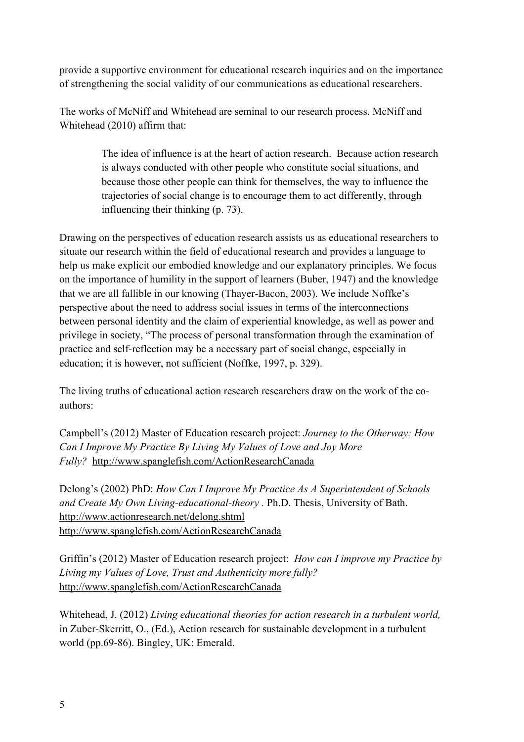provide a supportive environment for educational research inquiries and on the importance of strengthening the social validity of our communications as educational researchers.

The works of McNiff and Whitehead are seminal to our research process. McNiff and Whitehead (2010) affirm that:

> The idea of influence is at the heart of action research. Because action research is always conducted with other people who constitute social situations, and because those other people can think for themselves, the way to influence the trajectories of social change is to encourage them to act differently, through influencing their thinking (p. 73).

Drawing on the perspectives of education research assists us as educational researchers to situate our research within the field of educational research and provides a language to help us make explicit our embodied knowledge and our explanatory principles. We focus on the importance of humility in the support of learners (Buber, 1947) and the knowledge that we are all fallible in our knowing (Thayer-Bacon, 2003). We include Noffke's perspective about the need to address social issues in terms of the interconnections between personal identity and the claim of experiential knowledge, as well as power and privilege in society, "The process of personal transformation through the examination of practice and self-reflection may be a necessary part of social change, especially in education; it is however, not sufficient (Noffke, 1997, p. 329).

The living truths of educational action research researchers draw on the work of the co-authors:

Campbell's (2012) Master of Education research project: *Journey to the Otherway: How Can I Improve My Practice By Living My Values of Love and Joy More Fully?* http://www.spanglefish.com/ActionResearchCanada

Delong's (2002) PhD: *How Can I Improve My Practice As A Superintendent of Schools and Create My Own Living-educational-theory* . Ph.D. Thesis, University of Bath.
http://www.actionresearch.net/delong.shtml
http://www.spanglefish.com/ActionResearchCanada

Griffin's (2012) Master of Education research project: *How can I improve my Practice by Living my Values of Love, Trust and Authenticity more fully?*
http://www.spanglefish.com/ActionResearchCanada

Whitehead, J. (2012) *Living educational theories for action research in a turbulent world,* in Zuber-Skerritt, O., (Ed.), Action research for sustainable development in a turbulent world (pp.69-86). Bingley, UK: Emerald.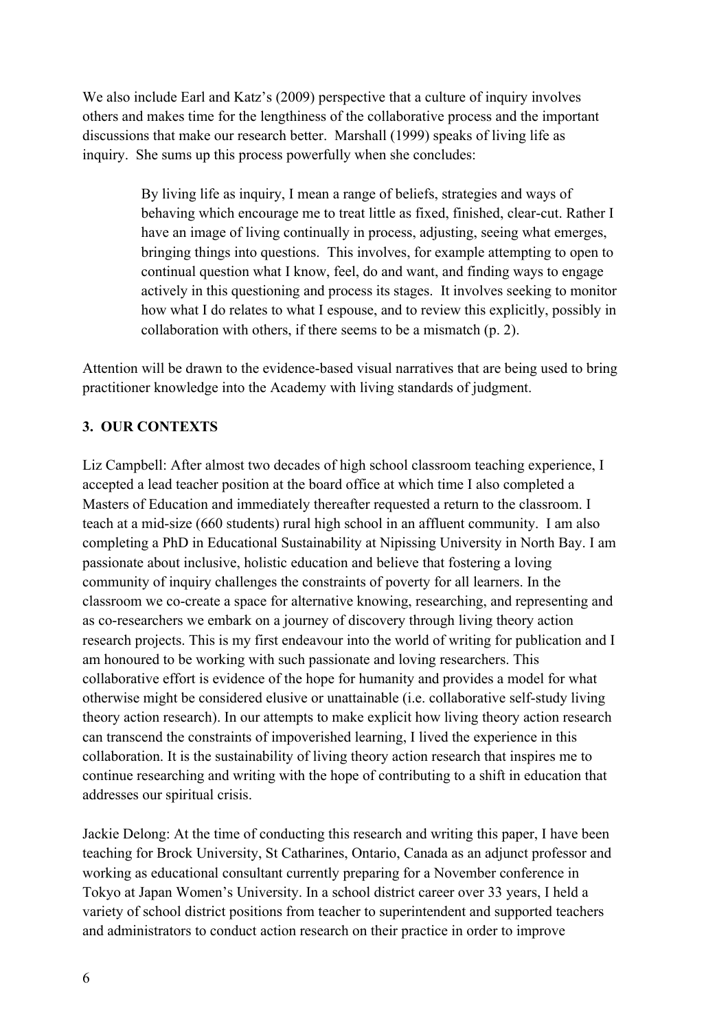We also include Earl and Katz's (2009) perspective that a culture of inquiry involves others and makes time for the lengthiness of the collaborative process and the important discussions that make our research better. Marshall (1999) speaks of living life as inquiry. She sums up this process powerfully when she concludes:

> By living life as inquiry, I mean a range of beliefs, strategies and ways of behaving which encourage me to treat little as fixed, finished, clear-cut. Rather I have an image of living continually in process, adjusting, seeing what emerges, bringing things into questions. This involves, for example attempting to open to continual question what I know, feel, do and want, and finding ways to engage actively in this questioning and process its stages. It involves seeking to monitor how what I do relates to what I espouse, and to review this explicitly, possibly in collaboration with others, if there seems to be a mismatch (p. 2).

Attention will be drawn to the evidence-based visual narratives that are being used to bring practitioner knowledge into the Academy with living standards of judgment.

## 3. OUR CONTEXTS

Liz Campbell: After almost two decades of high school classroom teaching experience, I accepted a lead teacher position at the board office at which time I also completed a Masters of Education and immediately thereafter requested a return to the classroom. I teach at a mid-size (660 students) rural high school in an affluent community. I am also completing a PhD in Educational Sustainability at Nipissing University in North Bay. I am passionate about inclusive, holistic education and believe that fostering a loving community of inquiry challenges the constraints of poverty for all learners. In the classroom we co-create a space for alternative knowing, researching, and representing and as co-researchers we embark on a journey of discovery through living theory action research projects. This is my first endeavour into the world of writing for publication and I am honoured to be working with such passionate and loving researchers. This collaborative effort is evidence of the hope for humanity and provides a model for what otherwise might be considered elusive or unattainable (i.e. collaborative self-study living theory action research). In our attempts to make explicit how living theory action research can transcend the constraints of impoverished learning, I lived the experience in this collaboration. It is the sustainability of living theory action research that inspires me to continue researching and writing with the hope of contributing to a shift in education that addresses our spiritual crisis.

Jackie Delong: At the time of conducting this research and writing this paper, I have been teaching for Brock University, St Catharines, Ontario, Canada as an adjunct professor and working as educational consultant currently preparing for a November conference in Tokyo at Japan Women's University. In a school district career over 33 years, I held a variety of school district positions from teacher to superintendent and supported teachers and administrators to conduct action research on their practice in order to improve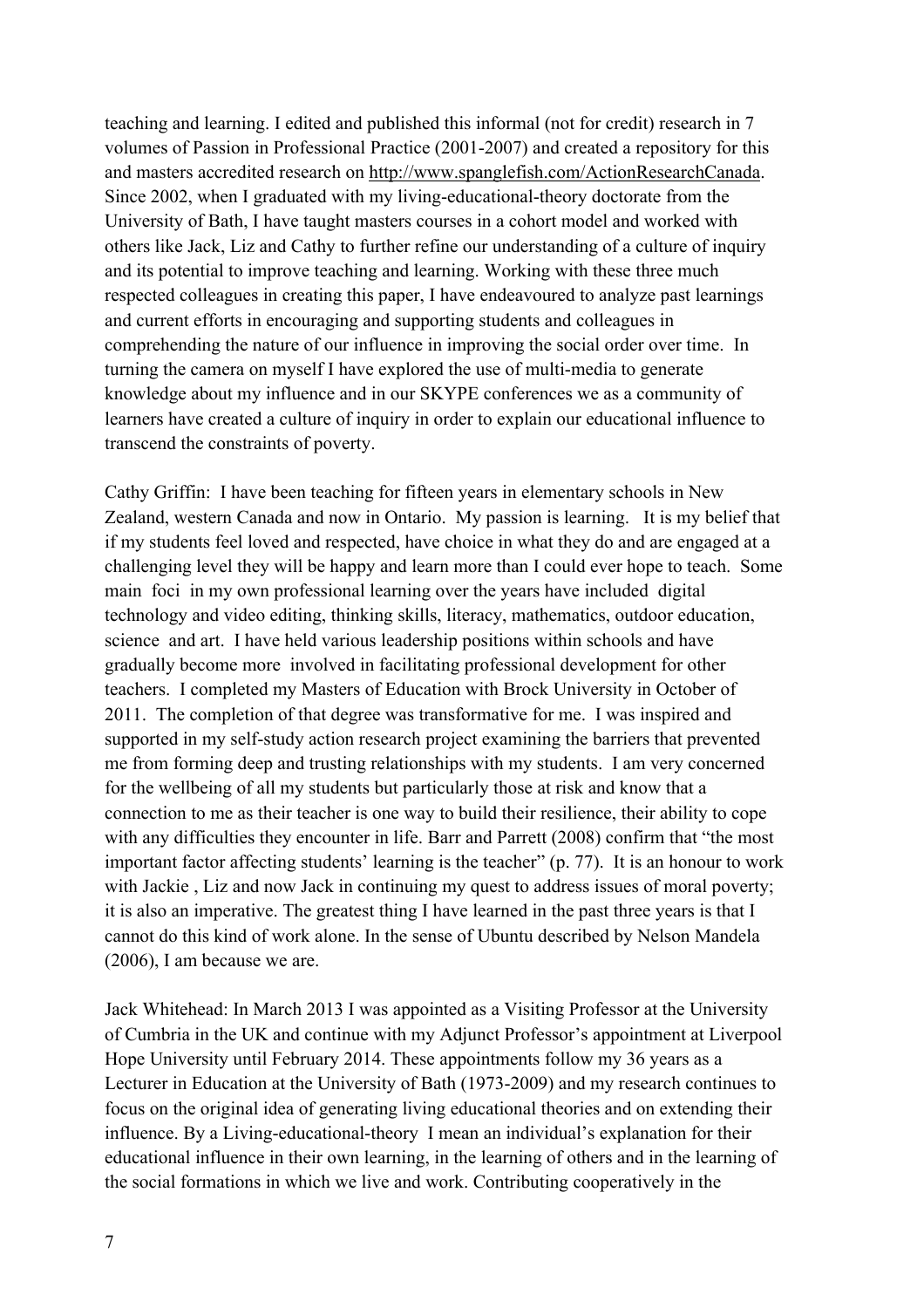teaching and learning. I edited and published this informal (not for credit) research in 7 volumes of Passion in Professional Practice (2001-2007) and created a repository for this and masters accredited research on http://www.spanglefish.com/ActionResearchCanada. Since 2002, when I graduated with my living-educational-theory doctorate from the University of Bath, I have taught masters courses in a cohort model and worked with others like Jack, Liz and Cathy to further refine our understanding of a culture of inquiry and its potential to improve teaching and learning. Working with these three much respected colleagues in creating this paper, I have endeavoured to analyze past learnings and current efforts in encouraging and supporting students and colleagues in comprehending the nature of our influence in improving the social order over time. In turning the camera on myself I have explored the use of multi-media to generate knowledge about my influence and in our SKYPE conferences we as a community of learners have created a culture of inquiry in order to explain our educational influence to transcend the constraints of poverty.

Cathy Griffin: I have been teaching for fifteen years in elementary schools in New Zealand, western Canada and now in Ontario. My passion is learning. It is my belief that if my students feel loved and respected, have choice in what they do and are engaged at a challenging level they will be happy and learn more than I could ever hope to teach. Some main foci in my own professional learning over the years have included digital technology and video editing, thinking skills, literacy, mathematics, outdoor education, science and art. I have held various leadership positions within schools and have gradually become more involved in facilitating professional development for other teachers. I completed my Masters of Education with Brock University in October of 2011. The completion of that degree was transformative for me. I was inspired and supported in my self-study action research project examining the barriers that prevented me from forming deep and trusting relationships with my students. I am very concerned for the wellbeing of all my students but particularly those at risk and know that a connection to me as their teacher is one way to build their resilience, their ability to cope with any difficulties they encounter in life. Barr and Parrett (2008) confirm that "the most important factor affecting students' learning is the teacher" (p. 77). It is an honour to work with Jackie , Liz and now Jack in continuing my quest to address issues of moral poverty; it is also an imperative. The greatest thing I have learned in the past three years is that I cannot do this kind of work alone. In the sense of Ubuntu described by Nelson Mandela (2006), I am because we are.

Jack Whitehead: In March 2013 I was appointed as a Visiting Professor at the University of Cumbria in the UK and continue with my Adjunct Professor's appointment at Liverpool Hope University until February 2014. These appointments follow my 36 years as a Lecturer in Education at the University of Bath (1973-2009) and my research continues to focus on the original idea of generating living educational theories and on extending their influence. By a Living-educational-theory I mean an individual's explanation for their educational influence in their own learning, in the learning of others and in the learning of the social formations in which we live and work. Contributing cooperatively in the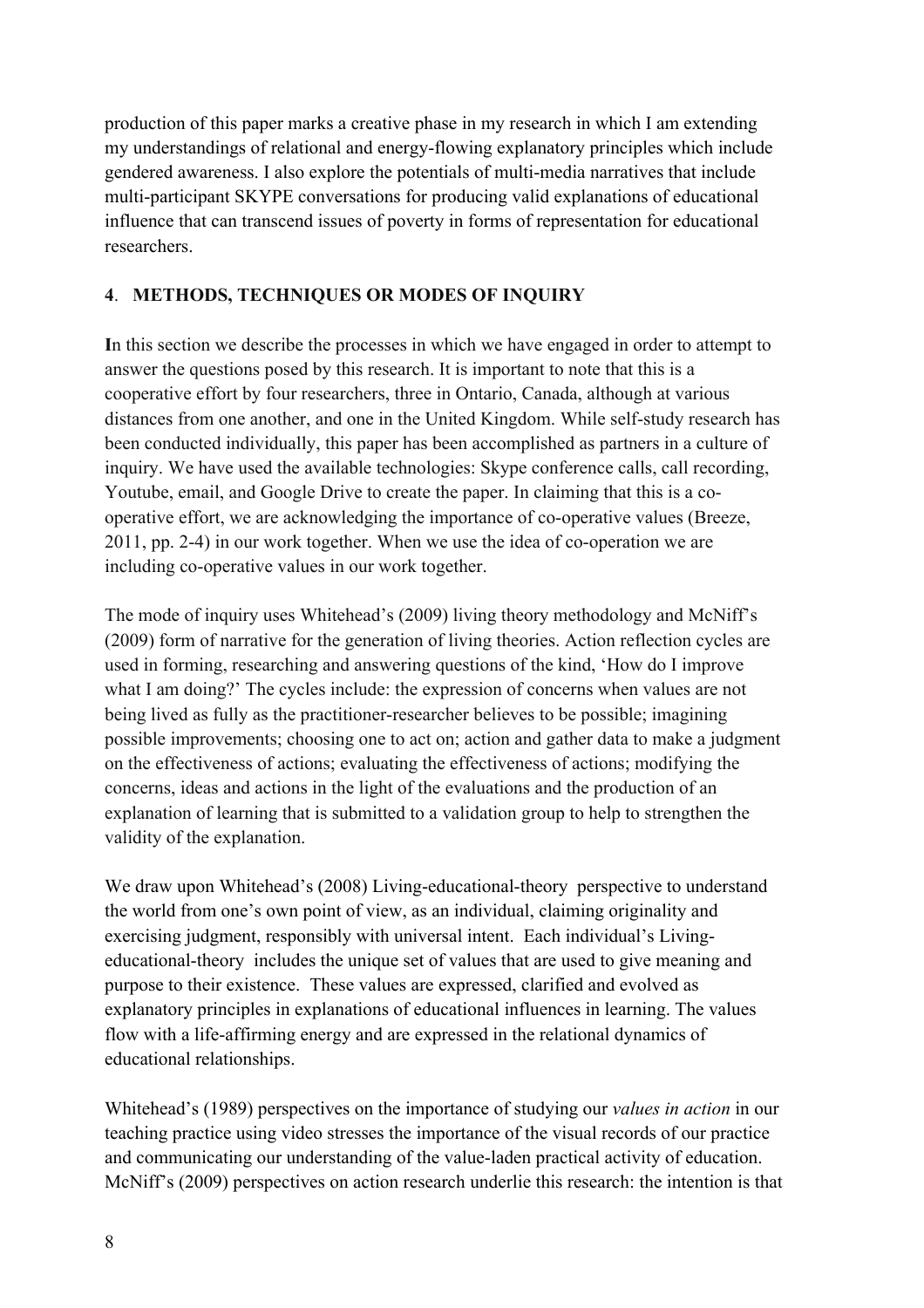production of this paper marks a creative phase in my research in which I am extending my understandings of relational and energy-flowing explanatory principles which include gendered awareness. I also explore the potentials of multi-media narratives that include multi-participant SKYPE conversations for producing valid explanations of educational influence that can transcend issues of poverty in forms of representation for educational researchers.

## 4. METHODS, TECHNIQUES OR MODES OF INQUIRY

**I**n this section we describe the processes in which we have engaged in order to attempt to answer the questions posed by this research. It is important to note that this is a cooperative effort by four researchers, three in Ontario, Canada, although at various distances from one another, and one in the United Kingdom. While self-study research has been conducted individually, this paper has been accomplished as partners in a culture of inquiry. We have used the available technologies: Skype conference calls, call recording, Youtube, email, and Google Drive to create the paper. In claiming that this is a co-operative effort, we are acknowledging the importance of co-operative values (Breeze, 2011, pp. 2-4) in our work together. When we use the idea of co-operation we are including co-operative values in our work together.

The mode of inquiry uses Whitehead's (2009) living theory methodology and McNiff's (2009) form of narrative for the generation of living theories. Action reflection cycles are used in forming, researching and answering questions of the kind, 'How do I improve what I am doing?' The cycles include: the expression of concerns when values are not being lived as fully as the practitioner-researcher believes to be possible; imagining possible improvements; choosing one to act on; action and gather data to make a judgment on the effectiveness of actions; evaluating the effectiveness of actions; modifying the concerns, ideas and actions in the light of the evaluations and the production of an explanation of learning that is submitted to a validation group to help to strengthen the validity of the explanation.

We draw upon Whitehead's (2008) Living-educational-theory perspective to understand the world from one's own point of view, as an individual, claiming originality and exercising judgment, responsibly with universal intent. Each individual's Living-educational-theory includes the unique set of values that are used to give meaning and purpose to their existence. These values are expressed, clarified and evolved as explanatory principles in explanations of educational influences in learning. The values flow with a life-affirming energy and are expressed in the relational dynamics of educational relationships.

Whitehead's (1989) perspectives on the importance of studying our *values in action* in our teaching practice using video stresses the importance of the visual records of our practice and communicating our understanding of the value-laden practical activity of education. McNiff's (2009) perspectives on action research underlie this research: the intention is that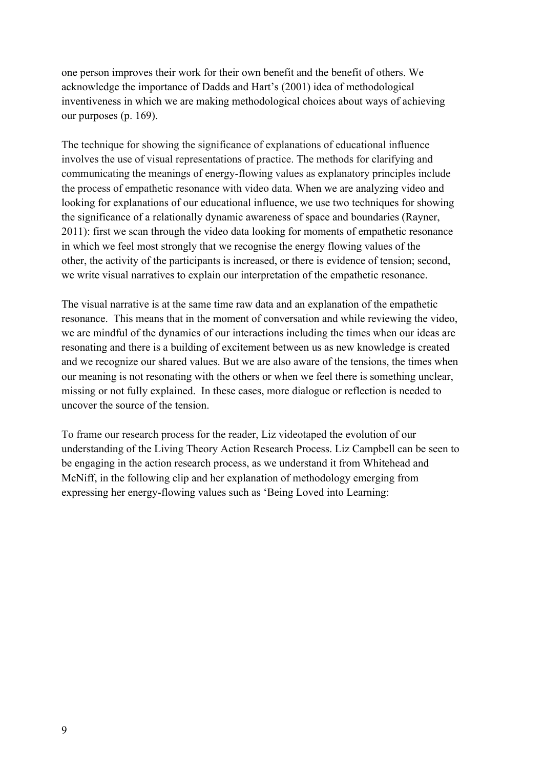one person improves their work for their own benefit and the benefit of others. We acknowledge the importance of Dadds and Hart's (2001) idea of methodological inventiveness in which we are making methodological choices about ways of achieving our purposes (p. 169).

The technique for showing the significance of explanations of educational influence involves the use of visual representations of practice. The methods for clarifying and communicating the meanings of energy-flowing values as explanatory principles include the process of empathetic resonance with video data. When we are analyzing video and looking for explanations of our educational influence, we use two techniques for showing the significance of a relationally dynamic awareness of space and boundaries (Rayner, 2011): first we scan through the video data looking for moments of empathetic resonance in which we feel most strongly that we recognise the energy flowing values of the other, the activity of the participants is increased, or there is evidence of tension; second, we write visual narratives to explain our interpretation of the empathetic resonance.

The visual narrative is at the same time raw data and an explanation of the empathetic resonance. This means that in the moment of conversation and while reviewing the video, we are mindful of the dynamics of our interactions including the times when our ideas are resonating and there is a building of excitement between us as new knowledge is created and we recognize our shared values. But we are also aware of the tensions, the times when our meaning is not resonating with the others or when we feel there is something unclear, missing or not fully explained. In these cases, more dialogue or reflection is needed to uncover the source of the tension.

To frame our research process for the reader, Liz videotaped the evolution of our understanding of the Living Theory Action Research Process. Liz Campbell can be seen to be engaging in the action research process, as we understand it from Whitehead and McNiff, in the following clip and her explanation of methodology emerging from expressing her energy-flowing values such as 'Being Loved into Learning: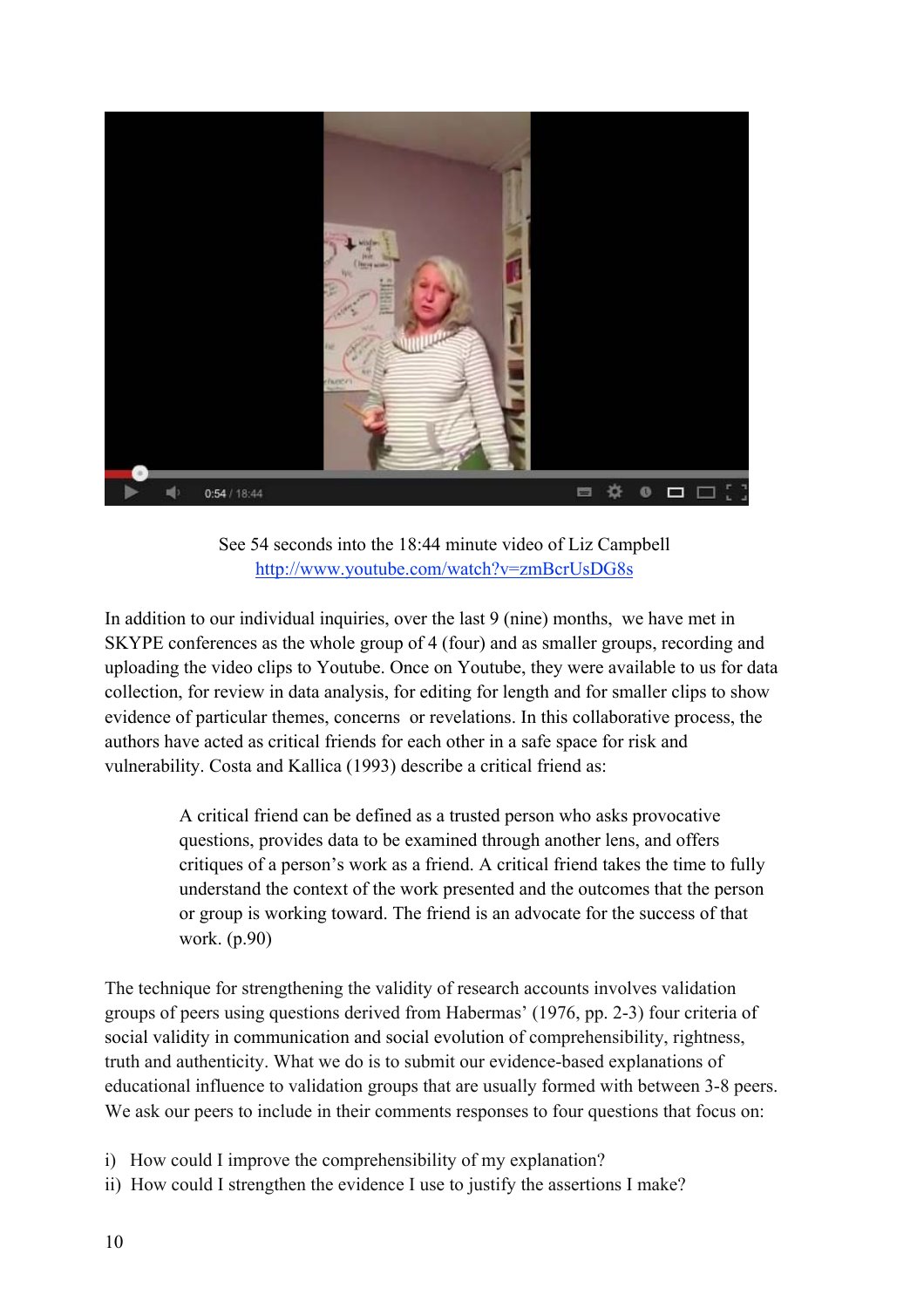See 54 seconds into the 18:44 minute video of Liz Campbell
http://www.youtube.com/watch?v=zmBcrUsDG8s

In addition to our individual inquiries, over the last 9 (nine) months, we have met in SKYPE conferences as the whole group of 4 (four) and as smaller groups, recording and uploading the video clips to Youtube. Once on Youtube, they were available to us for data collection, for review in data analysis, for editing for length and for smaller clips to show evidence of particular themes, concerns or revelations. In this collaborative process, the authors have acted as critical friends for each other in a safe space for risk and vulnerability. Costa and Kallica (1993) describe a critical friend as:

> A critical friend can be defined as a trusted person who asks provocative questions, provides data to be examined through another lens, and offers critiques of a person's work as a friend. A critical friend takes the time to fully understand the context of the work presented and the outcomes that the person or group is working toward. The friend is an advocate for the success of that work. (p.90)

The technique for strengthening the validity of research accounts involves validation groups of peers using questions derived from Habermas' (1976, pp. 2-3) four criteria of social validity in communication and social evolution of comprehensibility, rightness, truth and authenticity. What we do is to submit our evidence-based explanations of educational influence to validation groups that are usually formed with between 3-8 peers. We ask our peers to include in their comments responses to four questions that focus on:

i) How could I improve the comprehensibility of my explanation?
ii) How could I strengthen the evidence I use to justify the assertions I make?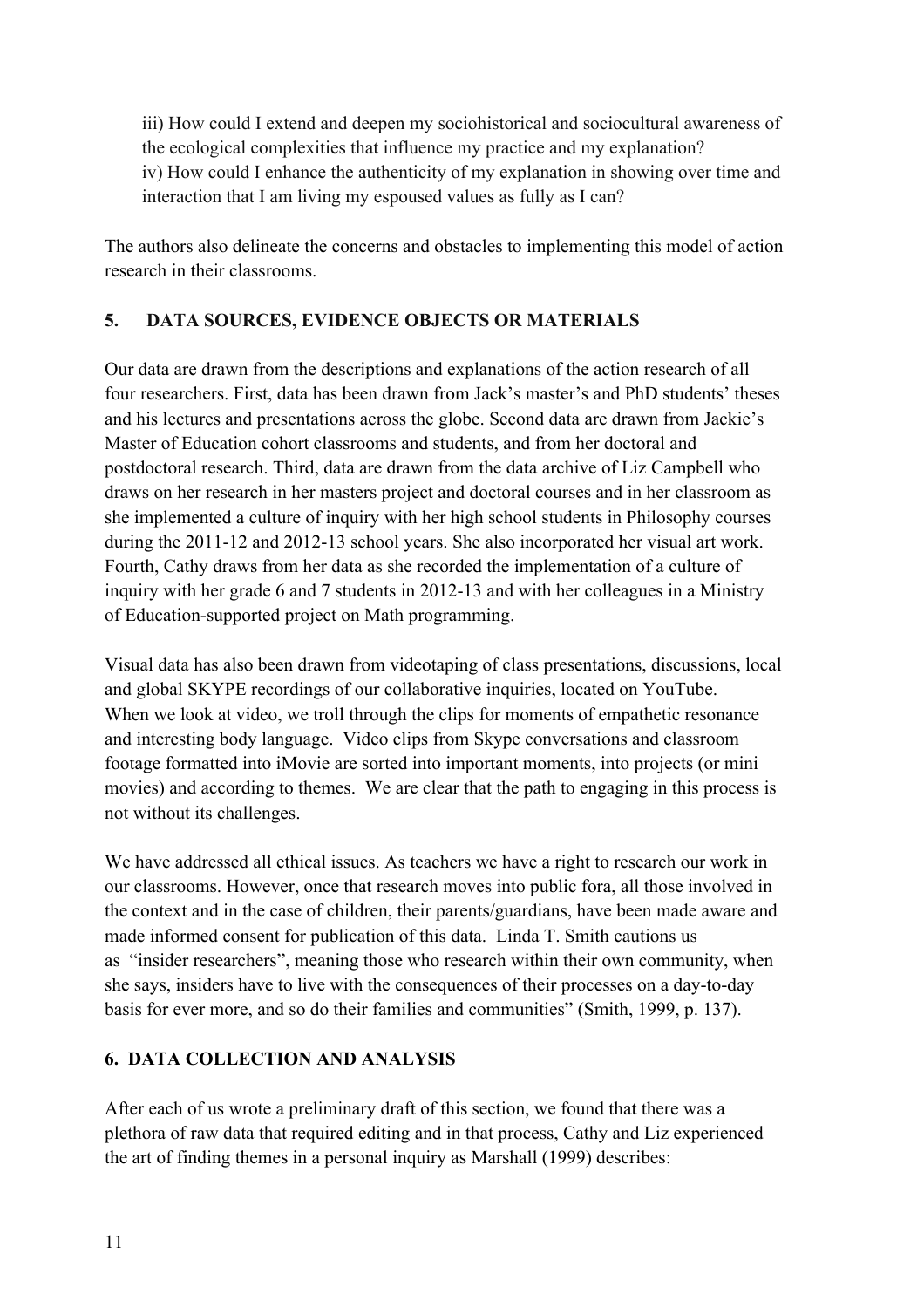iii) How could I extend and deepen my sociohistorical and sociocultural awareness of the ecological complexities that influence my practice and my explanation?
iv) How could I enhance the authenticity of my explanation in showing over time and interaction that I am living my espoused values as fully as I can?

The authors also delineate the concerns and obstacles to implementing this model of action research in their classrooms.

## 5. DATA SOURCES, EVIDENCE OBJECTS OR MATERIALS

Our data are drawn from the descriptions and explanations of the action research of all four researchers. First, data has been drawn from Jack's master's and PhD students' theses and his lectures and presentations across the globe. Second data are drawn from Jackie's Master of Education cohort classrooms and students, and from her doctoral and postdoctoral research. Third, data are drawn from the data archive of Liz Campbell who draws on her research in her masters project and doctoral courses and in her classroom as she implemented a culture of inquiry with her high school students in Philosophy courses during the 2011-12 and 2012-13 school years. She also incorporated her visual art work. Fourth, Cathy draws from her data as she recorded the implementation of a culture of inquiry with her grade 6 and 7 students in 2012-13 and with her colleagues in a Ministry of Education-supported project on Math programming.

Visual data has also been drawn from videotaping of class presentations, discussions, local and global SKYPE recordings of our collaborative inquiries, located on YouTube. When we look at video, we troll through the clips for moments of empathetic resonance and interesting body language. Video clips from Skype conversations and classroom footage formatted into iMovie are sorted into important moments, into projects (or mini movies) and according to themes. We are clear that the path to engaging in this process is not without its challenges.

We have addressed all ethical issues. As teachers we have a right to research our work in our classrooms. However, once that research moves into public fora, all those involved in the context and in the case of children, their parents/guardians, have been made aware and made informed consent for publication of this data. Linda T. Smith cautions us as "insider researchers", meaning those who research within their own community, when she says, insiders have to live with the consequences of their processes on a day-to-day basis for ever more, and so do their families and communities" (Smith, 1999, p. 137).

## 6. DATA COLLECTION AND ANALYSIS

After each of us wrote a preliminary draft of this section, we found that there was a plethora of raw data that required editing and in that process, Cathy and Liz experienced the art of finding themes in a personal inquiry as Marshall (1999) describes: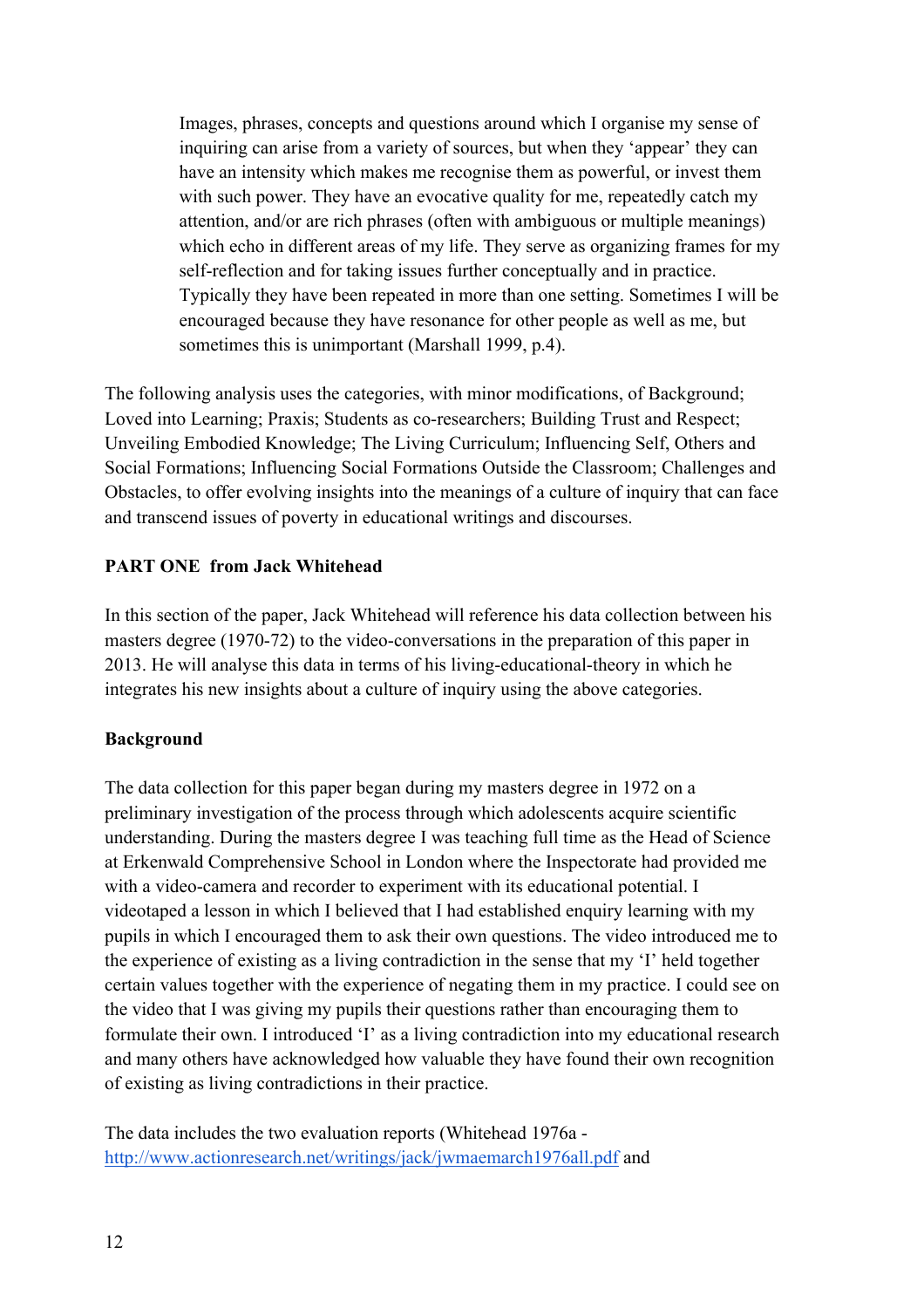> Images, phrases, concepts and questions around which I organise my sense of inquiring can arise from a variety of sources, but when they 'appear' they can have an intensity which makes me recognise them as powerful, or invest them with such power. They have an evocative quality for me, repeatedly catch my attention, and/or are rich phrases (often with ambiguous or multiple meanings) which echo in different areas of my life. They serve as organizing frames for my self-reflection and for taking issues further conceptually and in practice. Typically they have been repeated in more than one setting. Sometimes I will be encouraged because they have resonance for other people as well as me, but sometimes this is unimportant (Marshall 1999, p.4).

The following analysis uses the categories, with minor modifications, of Background; Loved into Learning; Praxis; Students as co-researchers; Building Trust and Respect; Unveiling Embodied Knowledge; The Living Curriculum; Influencing Self, Others and Social Formations; Influencing Social Formations Outside the Classroom; Challenges and Obstacles, to offer evolving insights into the meanings of a culture of inquiry that can face and transcend issues of poverty in educational writings and discourses.

## PART ONE from Jack Whitehead

In this section of the paper, Jack Whitehead will reference his data collection between his masters degree (1970-72) to the video-conversations in the preparation of this paper in 2013. He will analyse this data in terms of his living-educational-theory in which he integrates his new insights about a culture of inquiry using the above categories.

### Background

The data collection for this paper began during my masters degree in 1972 on a preliminary investigation of the process through which adolescents acquire scientific understanding. During the masters degree I was teaching full time as the Head of Science at Erkenwald Comprehensive School in London where the Inspectorate had provided me with a video-camera and recorder to experiment with its educational potential. I videotaped a lesson in which I believed that I had established enquiry learning with my pupils in which I encouraged them to ask their own questions. The video introduced me to the experience of existing as a living contradiction in the sense that my 'I' held together certain values together with the experience of negating them in my practice. I could see on the video that I was giving my pupils their questions rather than encouraging them to formulate their own. I introduced 'I' as a living contradiction into my educational research and many others have acknowledged how valuable they have found their own recognition of existing as living contradictions in their practice.

The data includes the two evaluation reports (Whitehead 1976a - http://www.actionresearch.net/writings/jack/jwmaemarch1976all.pdf and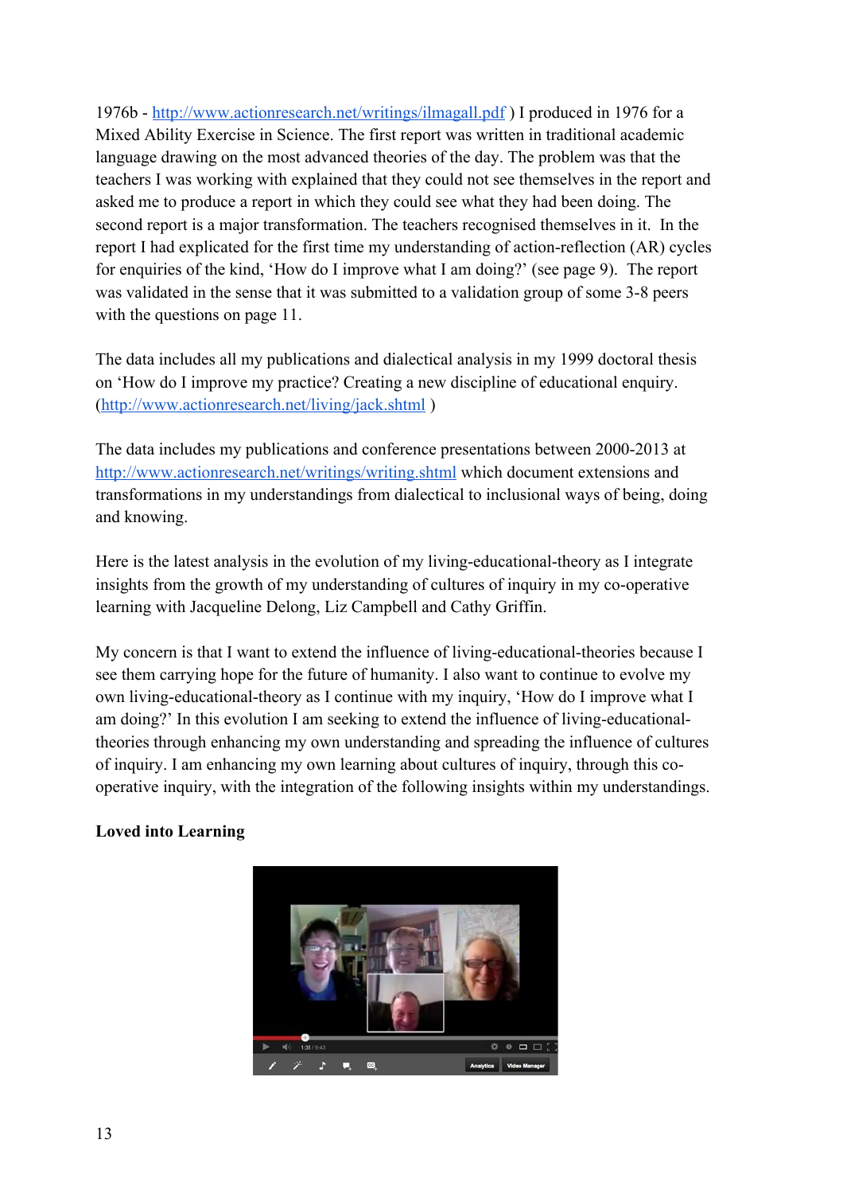1976b - http://www.actionresearch.net/writings/ilmagall.pdf ) I produced in 1976 for a Mixed Ability Exercise in Science. The first report was written in traditional academic language drawing on the most advanced theories of the day. The problem was that the teachers I was working with explained that they could not see themselves in the report and asked me to produce a report in which they could see what they had been doing. The second report is a major transformation. The teachers recognised themselves in it. In the report I had explicated for the first time my understanding of action-reflection (AR) cycles for enquiries of the kind, 'How do I improve what I am doing?' (see page 9). The report was validated in the sense that it was submitted to a validation group of some 3-8 peers with the questions on page 11.

The data includes all my publications and dialectical analysis in my 1999 doctoral thesis on 'How do I improve my practice? Creating a new discipline of educational enquiry. (http://www.actionresearch.net/living/jack.shtml )

The data includes my publications and conference presentations between 2000-2013 at http://www.actionresearch.net/writings/writing.shtml which document extensions and transformations in my understandings from dialectical to inclusional ways of being, doing and knowing.

Here is the latest analysis in the evolution of my living-educational-theory as I integrate insights from the growth of my understanding of cultures of inquiry in my co-operative learning with Jacqueline Delong, Liz Campbell and Cathy Griffin.

My concern is that I want to extend the influence of living-educational-theories because I see them carrying hope for the future of humanity. I also want to continue to evolve my own living-educational-theory as I continue with my inquiry, 'How do I improve what I am doing?' In this evolution I am seeking to extend the influence of living-educational-theories through enhancing my own understanding and spreading the influence of cultures of inquiry. I am enhancing my own learning about cultures of inquiry, through this co-operative inquiry, with the integration of the following insights within my understandings.

**Loved into Learning**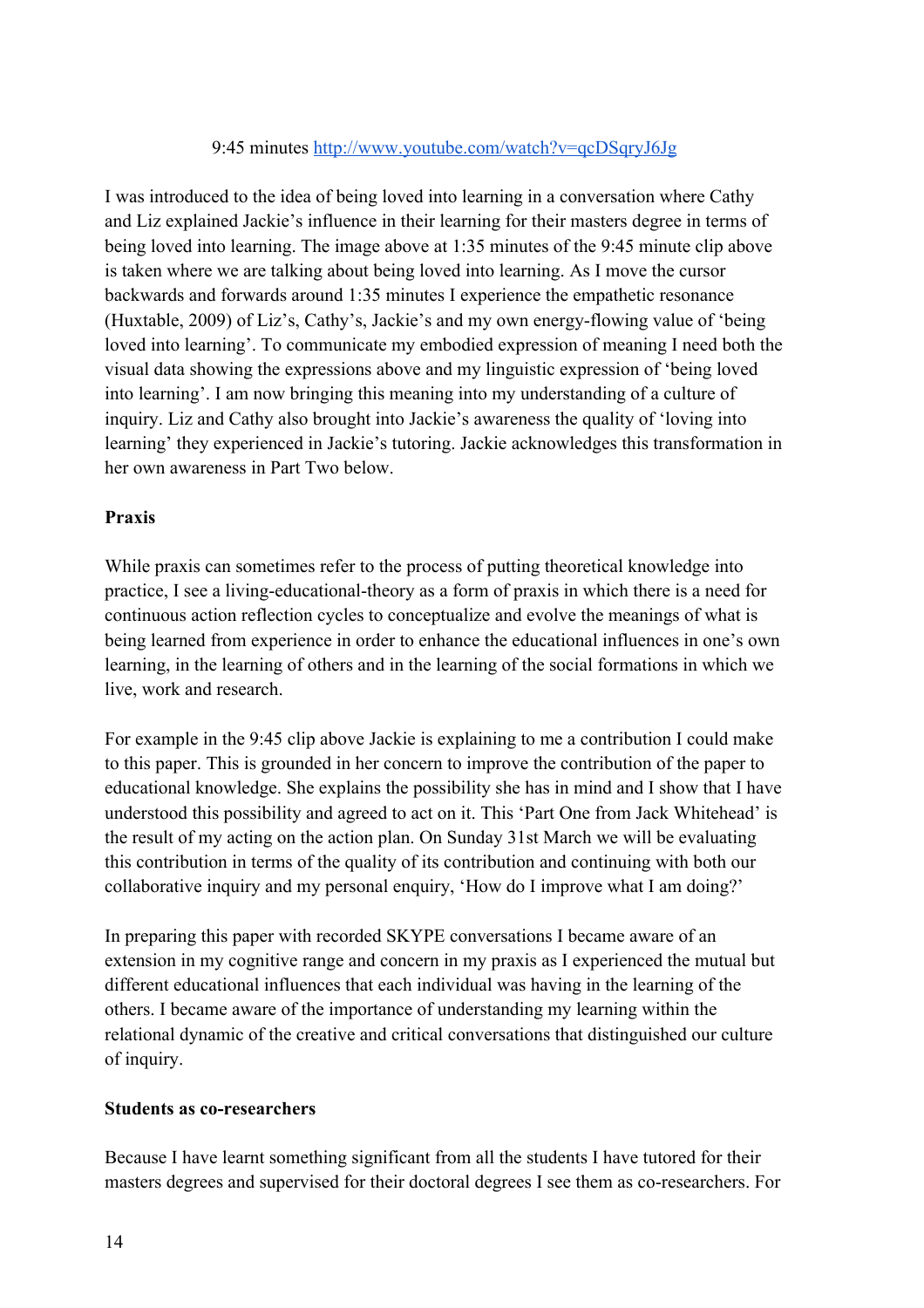9:45 minutes http://www.youtube.com/watch?v=qcDSqryJ6Jg

I was introduced to the idea of being loved into learning in a conversation where Cathy and Liz explained Jackie's influence in their learning for their masters degree in terms of being loved into learning. The image above at 1:35 minutes of the 9:45 minute clip above is taken where we are talking about being loved into learning. As I move the cursor backwards and forwards around 1:35 minutes I experience the empathetic resonance (Huxtable, 2009) of Liz's, Cathy's, Jackie's and my own energy-flowing value of 'being loved into learning'. To communicate my embodied expression of meaning I need both the visual data showing the expressions above and my linguistic expression of 'being loved into learning'. I am now bringing this meaning into my understanding of a culture of inquiry. Liz and Cathy also brought into Jackie's awareness the quality of 'loving into learning' they experienced in Jackie's tutoring. Jackie acknowledges this transformation in her own awareness in Part Two below.

**Praxis**

While praxis can sometimes refer to the process of putting theoretical knowledge into practice, I see a living-educational-theory as a form of praxis in which there is a need for continuous action reflection cycles to conceptualize and evolve the meanings of what is being learned from experience in order to enhance the educational influences in one's own learning, in the learning of others and in the learning of the social formations in which we live, work and research.

For example in the 9:45 clip above Jackie is explaining to me a contribution I could make to this paper. This is grounded in her concern to improve the contribution of the paper to educational knowledge. She explains the possibility she has in mind and I show that I have understood this possibility and agreed to act on it. This 'Part One from Jack Whitehead' is the result of my acting on the action plan. On Sunday 31st March we will be evaluating this contribution in terms of the quality of its contribution and continuing with both our collaborative inquiry and my personal enquiry, 'How do I improve what I am doing?'

In preparing this paper with recorded SKYPE conversations I became aware of an extension in my cognitive range and concern in my praxis as I experienced the mutual but different educational influences that each individual was having in the learning of the others. I became aware of the importance of understanding my learning within the relational dynamic of the creative and critical conversations that distinguished our culture of inquiry.

**Students as co-researchers**

Because I have learnt something significant from all the students I have tutored for their masters degrees and supervised for their doctoral degrees I see them as co-researchers. For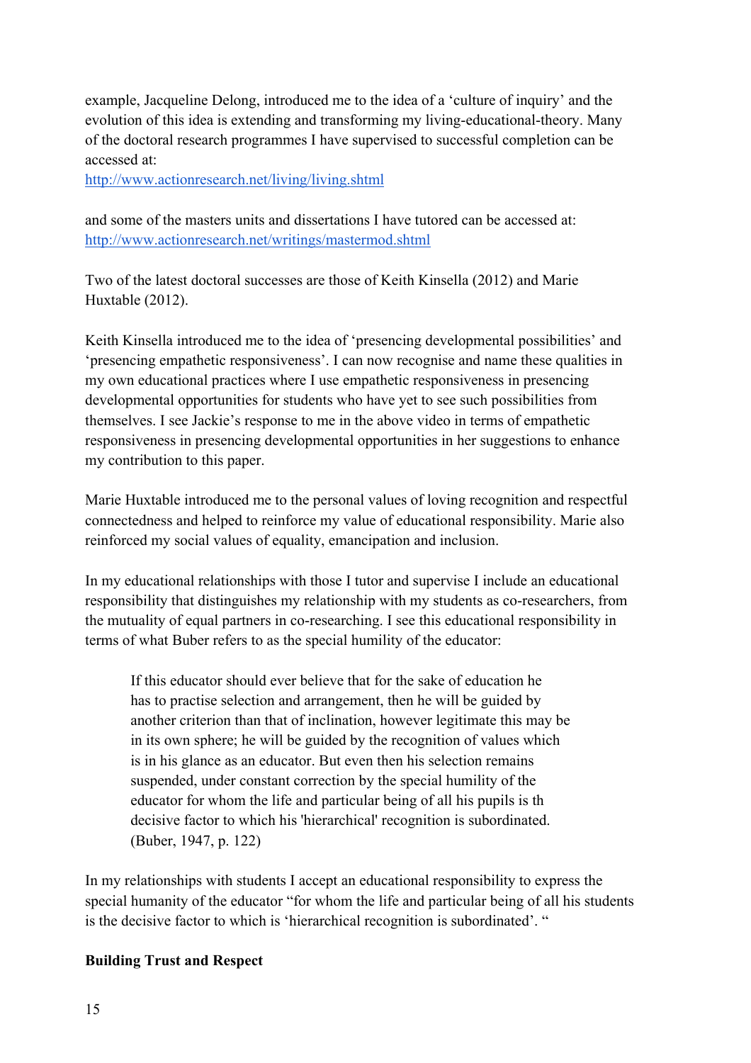example, Jacqueline Delong, introduced me to the idea of a 'culture of inquiry' and the evolution of this idea is extending and transforming my living-educational-theory. Many of the doctoral research programmes I have supervised to successful completion can be accessed at:
http://www.actionresearch.net/living/living.shtml

and some of the masters units and dissertations I have tutored can be accessed at:
http://www.actionresearch.net/writings/mastermod.shtml

Two of the latest doctoral successes are those of Keith Kinsella (2012) and Marie Huxtable (2012).

Keith Kinsella introduced me to the idea of 'presencing developmental possibilities' and 'presencing empathetic responsiveness'. I can now recognise and name these qualities in my own educational practices where I use empathetic responsiveness in presencing developmental opportunities for students who have yet to see such possibilities from themselves. I see Jackie's response to me in the above video in terms of empathetic responsiveness in presencing developmental opportunities in her suggestions to enhance my contribution to this paper.

Marie Huxtable introduced me to the personal values of loving recognition and respectful connectedness and helped to reinforce my value of educational responsibility. Marie also reinforced my social values of equality, emancipation and inclusion.

In my educational relationships with those I tutor and supervise I include an educational responsibility that distinguishes my relationship with my students as co-researchers, from the mutuality of equal partners in co-researching. I see this educational responsibility in terms of what Buber refers to as the special humility of the educator:

> If this educator should ever believe that for the sake of education he has to practise selection and arrangement, then he will be guided by another criterion than that of inclination, however legitimate this may be in its own sphere; he will be guided by the recognition of values which is in his glance as an educator. But even then his selection remains suspended, under constant correction by the special humility of the educator for whom the life and particular being of all his pupils is th decisive factor to which his 'hierarchical' recognition is subordinated. (Buber, 1947, p. 122)

In my relationships with students I accept an educational responsibility to express the special humanity of the educator "for whom the life and particular being of all his students is the decisive factor to which is 'hierarchical recognition is subordinated'. "

**Building Trust and Respect**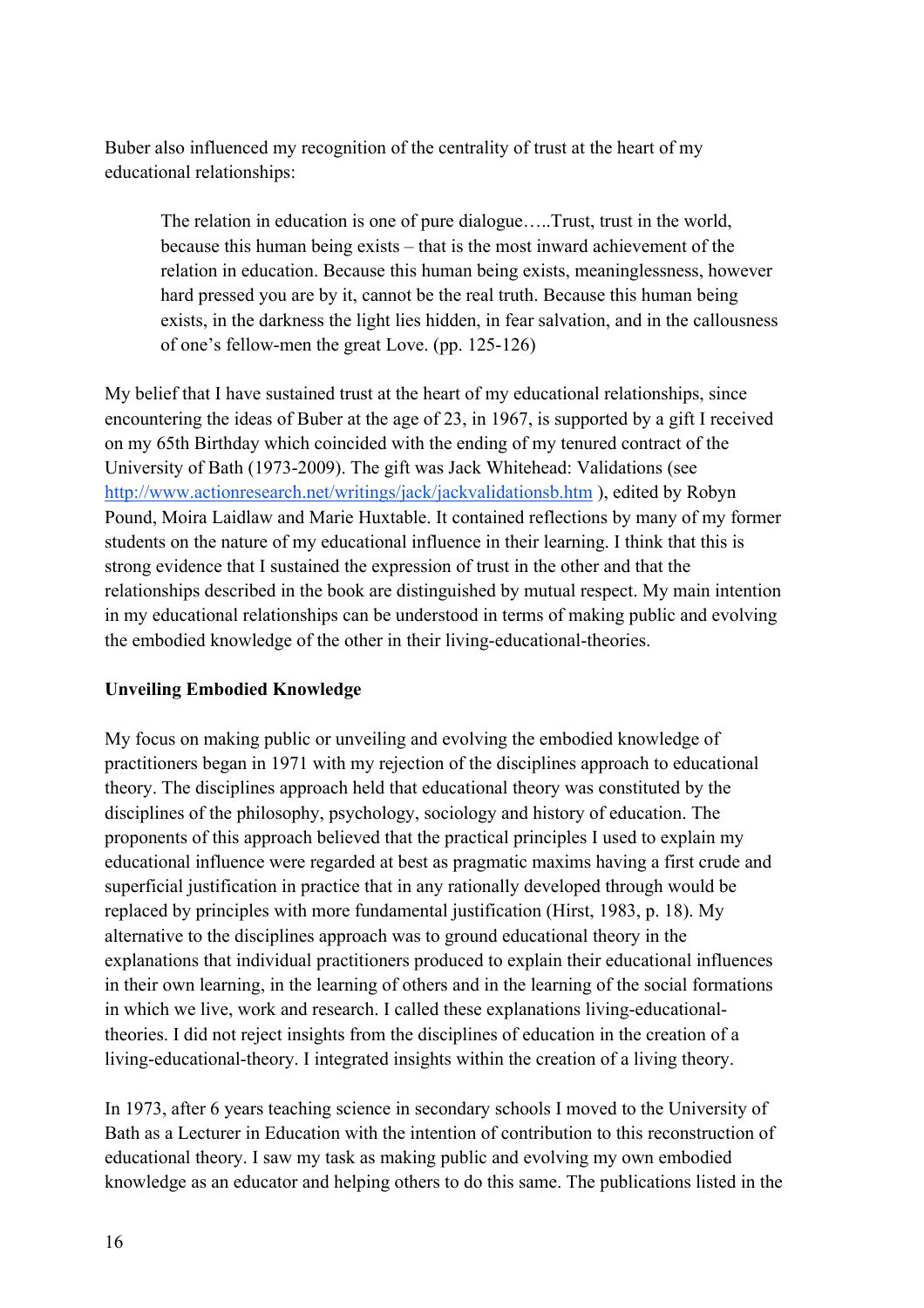Buber also influenced my recognition of the centrality of trust at the heart of my educational relationships:

> The relation in education is one of pure dialogue…..Trust, trust in the world, because this human being exists – that is the most inward achievement of the relation in education. Because this human being exists, meaninglessness, however hard pressed you are by it, cannot be the real truth. Because this human being exists, in the darkness the light lies hidden, in fear salvation, and in the callousness of one's fellow-men the great Love. (pp. 125-126)

My belief that I have sustained trust at the heart of my educational relationships, since encountering the ideas of Buber at the age of 23, in 1967, is supported by a gift I received on my 65th Birthday which coincided with the ending of my tenured contract of the University of Bath (1973-2009). The gift was Jack Whitehead: Validations (see http://www.actionresearch.net/writings/jack/jackvalidationsb.htm ), edited by Robyn Pound, Moira Laidlaw and Marie Huxtable. It contained reflections by many of my former students on the nature of my educational influence in their learning. I think that this is strong evidence that I sustained the expression of trust in the other and that the relationships described in the book are distinguished by mutual respect. My main intention in my educational relationships can be understood in terms of making public and evolving the embodied knowledge of the other in their living-educational-theories.

**Unveiling Embodied Knowledge**

My focus on making public or unveiling and evolving the embodied knowledge of practitioners began in 1971 with my rejection of the disciplines approach to educational theory. The disciplines approach held that educational theory was constituted by the disciplines of the philosophy, psychology, sociology and history of education. The proponents of this approach believed that the practical principles I used to explain my educational influence were regarded at best as pragmatic maxims having a first crude and superficial justification in practice that in any rationally developed through would be replaced by principles with more fundamental justification (Hirst, 1983, p. 18). My alternative to the disciplines approach was to ground educational theory in the explanations that individual practitioners produced to explain their educational influences in their own learning, in the learning of others and in the learning of the social formations in which we live, work and research. I called these explanations living-educational-theories. I did not reject insights from the disciplines of education in the creation of a living-educational-theory. I integrated insights within the creation of a living theory.

In 1973, after 6 years teaching science in secondary schools I moved to the University of Bath as a Lecturer in Education with the intention of contribution to this reconstruction of educational theory. I saw my task as making public and evolving my own embodied knowledge as an educator and helping others to do this same. The publications listed in the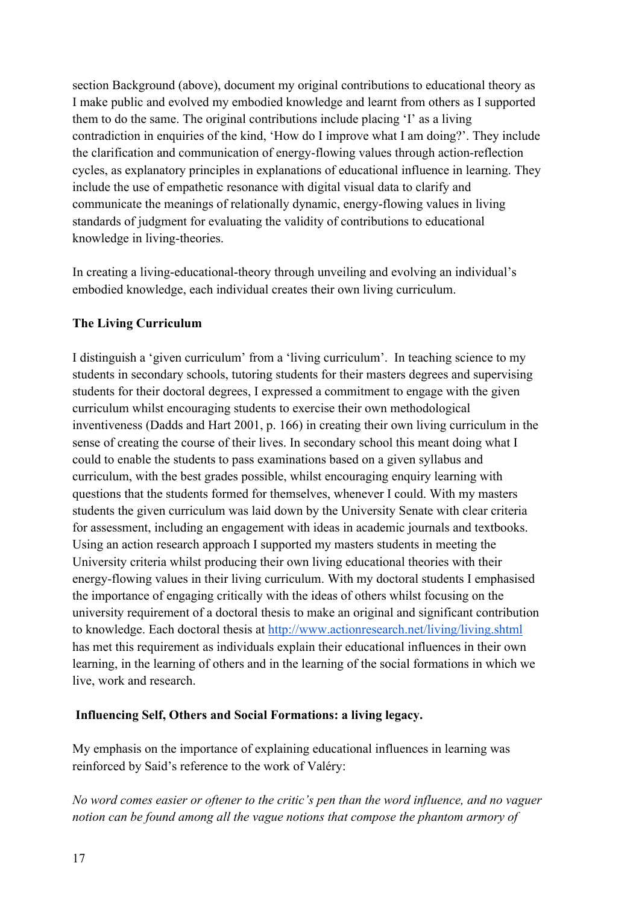section Background (above), document my original contributions to educational theory as I make public and evolved my embodied knowledge and learnt from others as I supported them to do the same. The original contributions include placing 'I' as a living contradiction in enquiries of the kind, 'How do I improve what I am doing?'. They include the clarification and communication of energy-flowing values through action-reflection cycles, as explanatory principles in explanations of educational influence in learning. They include the use of empathetic resonance with digital visual data to clarify and communicate the meanings of relationally dynamic, energy-flowing values in living standards of judgment for evaluating the validity of contributions to educational knowledge in living-theories.

In creating a living-educational-theory through unveiling and evolving an individual's embodied knowledge, each individual creates their own living curriculum.

**The Living Curriculum**

I distinguish a 'given curriculum' from a 'living curriculum'. In teaching science to my students in secondary schools, tutoring students for their masters degrees and supervising students for their doctoral degrees, I expressed a commitment to engage with the given curriculum whilst encouraging students to exercise their own methodological inventiveness (Dadds and Hart 2001, p. 166) in creating their own living curriculum in the sense of creating the course of their lives. In secondary school this meant doing what I could to enable the students to pass examinations based on a given syllabus and curriculum, with the best grades possible, whilst encouraging enquiry learning with questions that the students formed for themselves, whenever I could. With my masters students the given curriculum was laid down by the University Senate with clear criteria for assessment, including an engagement with ideas in academic journals and textbooks. Using an action research approach I supported my masters students in meeting the University criteria whilst producing their own living educational theories with their energy-flowing values in their living curriculum. With my doctoral students I emphasised the importance of engaging critically with the ideas of others whilst focusing on the university requirement of a doctoral thesis to make an original and significant contribution to knowledge. Each doctoral thesis at http://www.actionresearch.net/living/living.shtml has met this requirement as individuals explain their educational influences in their own learning, in the learning of others and in the learning of the social formations in which we live, work and research.

**Influencing Self, Others and Social Formations: a living legacy.**

My emphasis on the importance of explaining educational influences in learning was reinforced by Said's reference to the work of Valéry:

*No word comes easier or oftener to the critic's pen than the word influence, and no vaguer notion can be found among all the vague notions that compose the phantom armory of*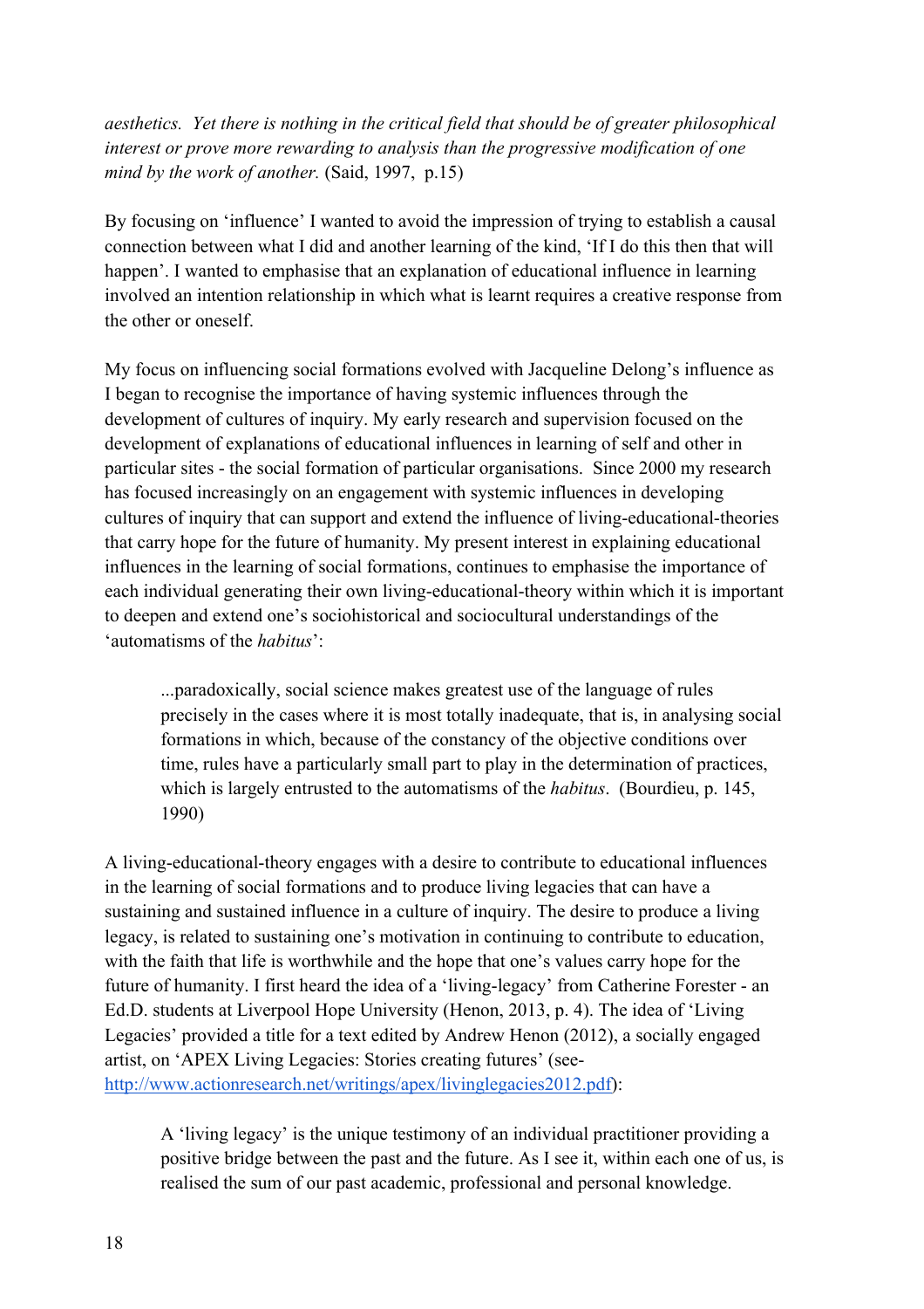*aesthetics. Yet there is nothing in the critical field that should be of greater philosophical interest or prove more rewarding to analysis than the progressive modification of one mind by the work of another.* (Said, 1997, p.15)

By focusing on 'influence' I wanted to avoid the impression of trying to establish a causal connection between what I did and another learning of the kind, 'If I do this then that will happen'. I wanted to emphasise that an explanation of educational influence in learning involved an intention relationship in which what is learnt requires a creative response from the other or oneself.

My focus on influencing social formations evolved with Jacqueline Delong's influence as I began to recognise the importance of having systemic influences through the development of cultures of inquiry. My early research and supervision focused on the development of explanations of educational influences in learning of self and other in particular sites - the social formation of particular organisations. Since 2000 my research has focused increasingly on an engagement with systemic influences in developing cultures of inquiry that can support and extend the influence of living-educational-theories that carry hope for the future of humanity. My present interest in explaining educational influences in the learning of social formations, continues to emphasise the importance of each individual generating their own living-educational-theory within which it is important to deepen and extend one's sociohistorical and sociocultural understandings of the 'automatisms of the *habitus*':

> ...paradoxically, social science makes greatest use of the language of rules precisely in the cases where it is most totally inadequate, that is, in analysing social formations in which, because of the constancy of the objective conditions over time, rules have a particularly small part to play in the determination of practices, which is largely entrusted to the automatisms of the *habitus*. (Bourdieu, p. 145, 1990)

A living-educational-theory engages with a desire to contribute to educational influences in the learning of social formations and to produce living legacies that can have a sustaining and sustained influence in a culture of inquiry. The desire to produce a living legacy, is related to sustaining one's motivation in continuing to contribute to education, with the faith that life is worthwhile and the hope that one's values carry hope for the future of humanity. I first heard the idea of a 'living-legacy' from Catherine Forester - an Ed.D. students at Liverpool Hope University (Henon, 2013, p. 4). The idea of 'Living Legacies' provided a title for a text edited by Andrew Henon (2012), a socially engaged artist, on 'APEX Living Legacies: Stories creating futures' (see- http://www.actionresearch.net/writings/apex/livinglegacies2012.pdf):

> A 'living legacy' is the unique testimony of an individual practitioner providing a positive bridge between the past and the future. As I see it, within each one of us, is realised the sum of our past academic, professional and personal knowledge.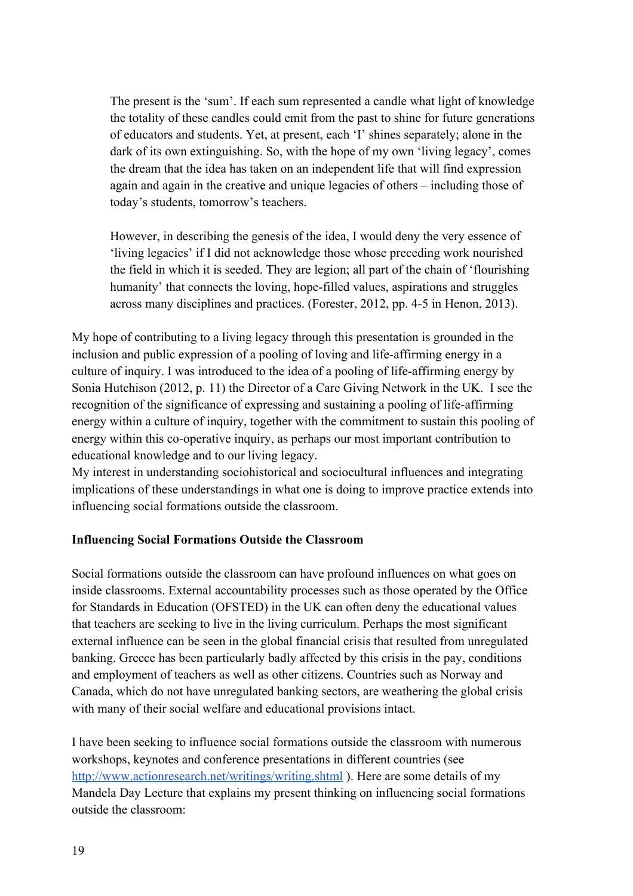> The present is the 'sum'. If each sum represented a candle what light of knowledge the totality of these candles could emit from the past to shine for future generations of educators and students. Yet, at present, each 'I' shines separately; alone in the dark of its own extinguishing. So, with the hope of my own 'living legacy', comes the dream that the idea has taken on an independent life that will find expression again and again in the creative and unique legacies of others – including those of today's students, tomorrow's teachers.
>
> However, in describing the genesis of the idea, I would deny the very essence of 'living legacies' if I did not acknowledge those whose preceding work nourished the field in which it is seeded. They are legion; all part of the chain of 'flourishing humanity' that connects the loving, hope-filled values, aspirations and struggles across many disciplines and practices. (Forester, 2012, pp. 4-5 in Henon, 2013).

My hope of contributing to a living legacy through this presentation is grounded in the inclusion and public expression of a pooling of loving and life-affirming energy in a culture of inquiry. I was introduced to the idea of a pooling of life-affirming energy by Sonia Hutchison (2012, p. 11) the Director of a Care Giving Network in the UK. I see the recognition of the significance of expressing and sustaining a pooling of life-affirming energy within a culture of inquiry, together with the commitment to sustain this pooling of energy within this co-operative inquiry, as perhaps our most important contribution to educational knowledge and to our living legacy.

My interest in understanding sociohistorical and sociocultural influences and integrating implications of these understandings in what one is doing to improve practice extends into influencing social formations outside the classroom.

**Influencing Social Formations Outside the Classroom**

Social formations outside the classroom can have profound influences on what goes on inside classrooms. External accountability processes such as those operated by the Office for Standards in Education (OFSTED) in the UK can often deny the educational values that teachers are seeking to live in the living curriculum. Perhaps the most significant external influence can be seen in the global financial crisis that resulted from unregulated banking. Greece has been particularly badly affected by this crisis in the pay, conditions and employment of teachers as well as other citizens. Countries such as Norway and Canada, which do not have unregulated banking sectors, are weathering the global crisis with many of their social welfare and educational provisions intact.

I have been seeking to influence social formations outside the classroom with numerous workshops, keynotes and conference presentations in different countries (see http://www.actionresearch.net/writings/writing.shtml ). Here are some details of my Mandela Day Lecture that explains my present thinking on influencing social formations outside the classroom: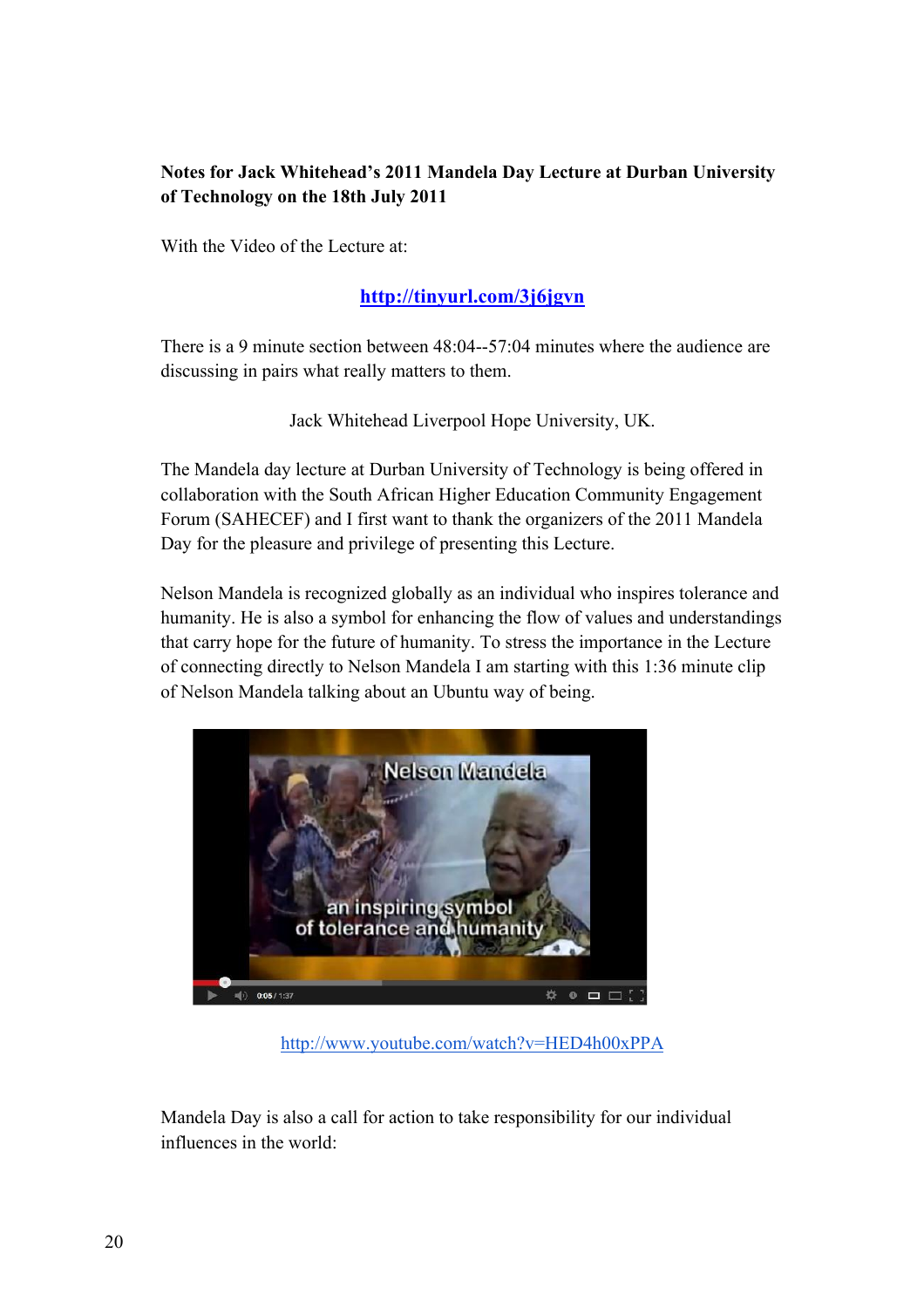**Notes for Jack Whitehead's 2011 Mandela Day Lecture at Durban University of Technology on the 18th July 2011**

With the Video of the Lecture at:

**http://tinyurl.com/3j6jgvn**

There is a 9 minute section between 48:04--57:04 minutes where the audience are discussing in pairs what really matters to them.

Jack Whitehead Liverpool Hope University, UK.

The Mandela day lecture at Durban University of Technology is being offered in collaboration with the South African Higher Education Community Engagement Forum (SAHECEF) and I first want to thank the organizers of the 2011 Mandela Day for the pleasure and privilege of presenting this Lecture.

Nelson Mandela is recognized globally as an individual who inspires tolerance and humanity. He is also a symbol for enhancing the flow of values and understandings that carry hope for the future of humanity. To stress the importance in the Lecture of connecting directly to Nelson Mandela I am starting with this 1:36 minute clip of Nelson Mandela talking about an Ubuntu way of being.

http://www.youtube.com/watch?v=HED4h00xPPA

Mandela Day is also a call for action to take responsibility for our individual influences in the world: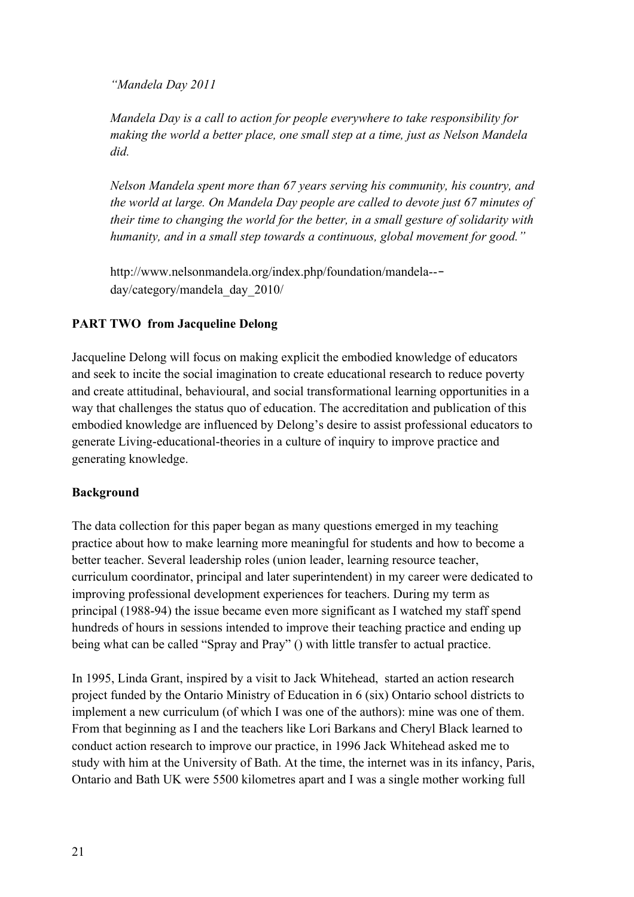*"Mandela Day 2011*

*Mandela Day is a call to action for people everywhere to take responsibility for making the world a better place, one small step at a time, just as Nelson Mandela did.*

*Nelson Mandela spent more than 67 years serving his community, his country, and the world at large. On Mandela Day people are called to devote just 67 minutes of their time to changing the world for the better, in a small gesture of solidarity with humanity, and in a small step towards a continuous, global movement for good."*

http://www.nelsonmandela.org/index.php/foundation/mandela---day/category/mandela_day_2010/

**PART TWO from Jacqueline Delong**

Jacqueline Delong will focus on making explicit the embodied knowledge of educators and seek to incite the social imagination to create educational research to reduce poverty and create attitudinal, behavioural, and social transformational learning opportunities in a way that challenges the status quo of education. The accreditation and publication of this embodied knowledge are influenced by Delong's desire to assist professional educators to generate Living-educational-theories in a culture of inquiry to improve practice and generating knowledge.

**Background**

The data collection for this paper began as many questions emerged in my teaching practice about how to make learning more meaningful for students and how to become a better teacher. Several leadership roles (union leader, learning resource teacher, curriculum coordinator, principal and later superintendent) in my career were dedicated to improving professional development experiences for teachers. During my term as principal (1988-94) the issue became even more significant as I watched my staff spend hundreds of hours in sessions intended to improve their teaching practice and ending up being what can be called "Spray and Pray" () with little transfer to actual practice.

In 1995, Linda Grant, inspired by a visit to Jack Whitehead, started an action research project funded by the Ontario Ministry of Education in 6 (six) Ontario school districts to implement a new curriculum (of which I was one of the authors): mine was one of them. From that beginning as I and the teachers like Lori Barkans and Cheryl Black learned to conduct action research to improve our practice, in 1996 Jack Whitehead asked me to study with him at the University of Bath. At the time, the internet was in its infancy, Paris, Ontario and Bath UK were 5500 kilometres apart and I was a single mother working full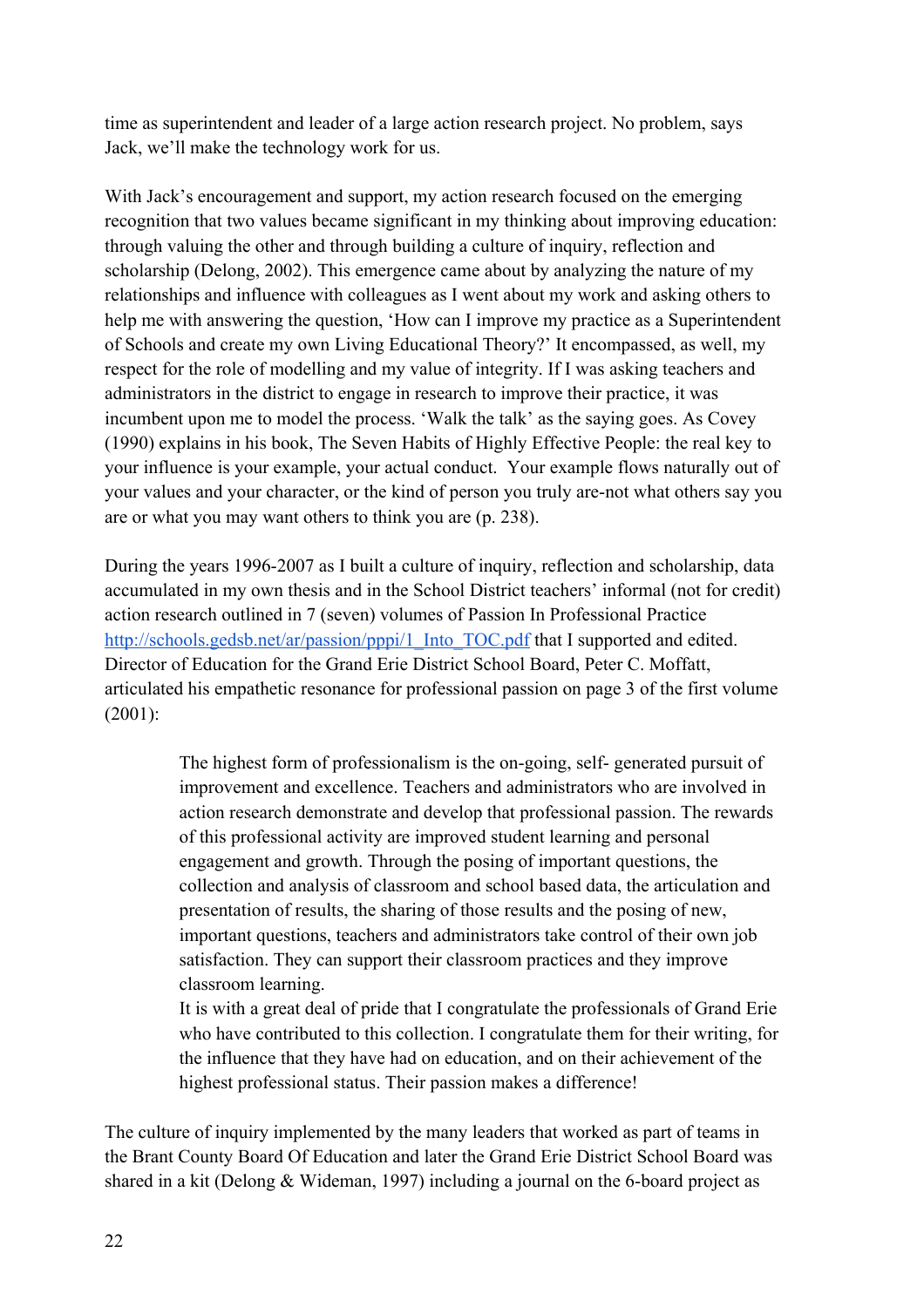time as superintendent and leader of a large action research project. No problem, says Jack, we'll make the technology work for us.

With Jack's encouragement and support, my action research focused on the emerging recognition that two values became significant in my thinking about improving education: through valuing the other and through building a culture of inquiry, reflection and scholarship (Delong, 2002). This emergence came about by analyzing the nature of my relationships and influence with colleagues as I went about my work and asking others to help me with answering the question, 'How can I improve my practice as a Superintendent of Schools and create my own Living Educational Theory?' It encompassed, as well, my respect for the role of modelling and my value of integrity. If I was asking teachers and administrators in the district to engage in research to improve their practice, it was incumbent upon me to model the process. 'Walk the talk' as the saying goes. As Covey (1990) explains in his book, The Seven Habits of Highly Effective People: the real key to your influence is your example, your actual conduct. Your example flows naturally out of your values and your character, or the kind of person you truly are-not what others say you are or what you may want others to think you are (p. 238).

During the years 1996-2007 as I built a culture of inquiry, reflection and scholarship, data accumulated in my own thesis and in the School District teachers' informal (not for credit) action research outlined in 7 (seven) volumes of Passion In Professional Practice [http://schools.gedsb.net/ar/passion/pppi/1_Into_TOC.pdf](http://schools.gedsb.net/ar/passion/pppi/1_Into_TOC.pdf) that I supported and edited. Director of Education for the Grand Erie District School Board, Peter C. Moffatt, articulated his empathetic resonance for professional passion on page 3 of the first volume (2001):

> The highest form of professionalism is the on-going, self- generated pursuit of improvement and excellence. Teachers and administrators who are involved in action research demonstrate and develop that professional passion. The rewards of this professional activity are improved student learning and personal engagement and growth. Through the posing of important questions, the collection and analysis of classroom and school based data, the articulation and presentation of results, the sharing of those results and the posing of new, important questions, teachers and administrators take control of their own job satisfaction. They can support their classroom practices and they improve classroom learning.
>
> It is with a great deal of pride that I congratulate the professionals of Grand Erie who have contributed to this collection. I congratulate them for their writing, for the influence that they have had on education, and on their achievement of the highest professional status. Their passion makes a difference!

The culture of inquiry implemented by the many leaders that worked as part of teams in the Brant County Board Of Education and later the Grand Erie District School Board was shared in a kit (Delong & Wideman, 1997) including a journal on the 6-board project as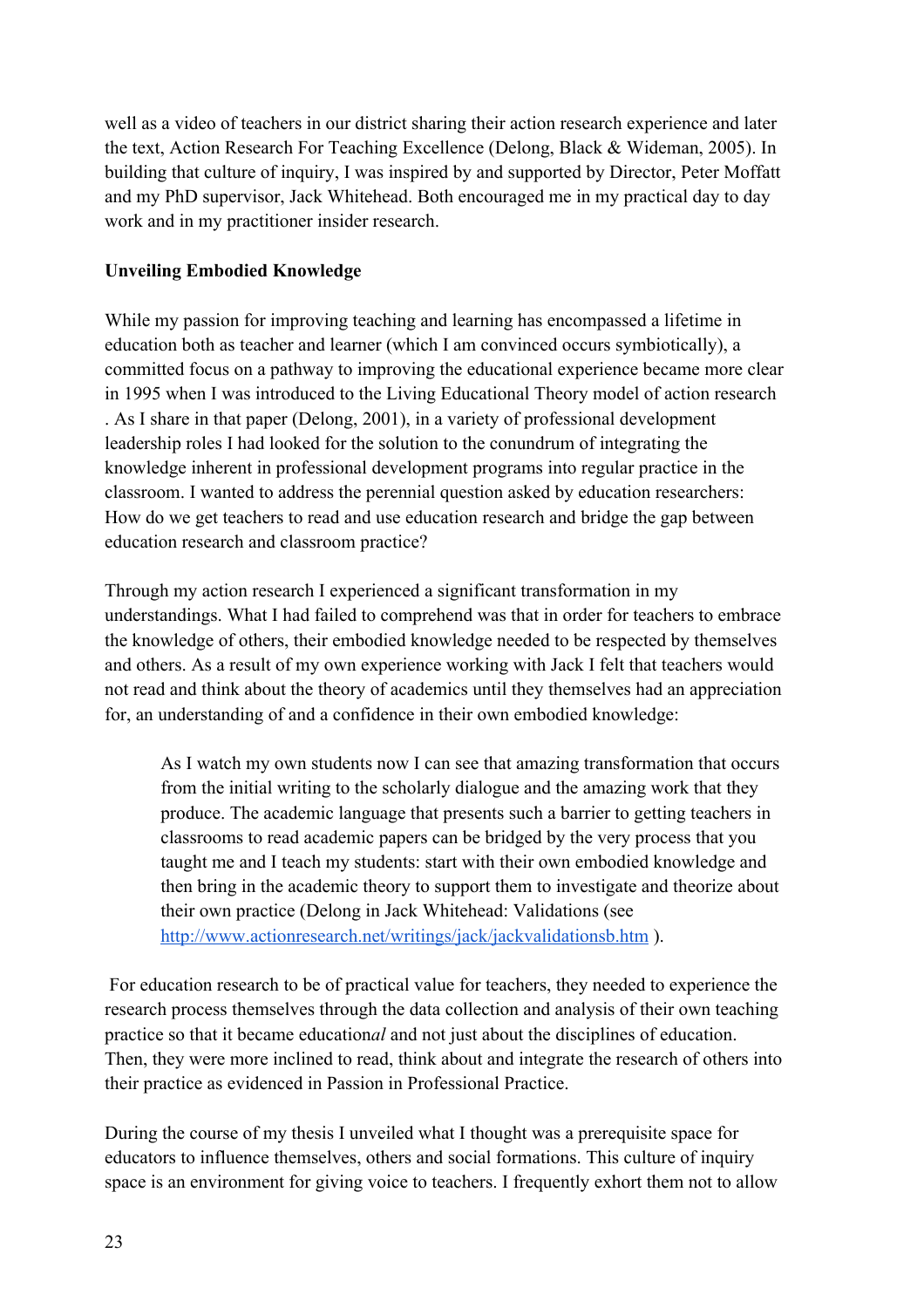well as a video of teachers in our district sharing their action research experience and later the text, Action Research For Teaching Excellence (Delong, Black & Wideman, 2005). In building that culture of inquiry, I was inspired by and supported by Director, Peter Moffatt and my PhD supervisor, Jack Whitehead. Both encouraged me in my practical day to day work and in my practitioner insider research.

**Unveiling Embodied Knowledge**

While my passion for improving teaching and learning has encompassed a lifetime in education both as teacher and learner (which I am convinced occurs symbiotically), a committed focus on a pathway to improving the educational experience became more clear in 1995 when I was introduced to the Living Educational Theory model of action research . As I share in that paper (Delong, 2001), in a variety of professional development leadership roles I had looked for the solution to the conundrum of integrating the knowledge inherent in professional development programs into regular practice in the classroom. I wanted to address the perennial question asked by education researchers: How do we get teachers to read and use education research and bridge the gap between education research and classroom practice?

Through my action research I experienced a significant transformation in my understandings. What I had failed to comprehend was that in order for teachers to embrace the knowledge of others, their embodied knowledge needed to be respected by themselves and others. As a result of my own experience working with Jack I felt that teachers would not read and think about the theory of academics until they themselves had an appreciation for, an understanding of and a confidence in their own embodied knowledge:

> As I watch my own students now I can see that amazing transformation that occurs from the initial writing to the scholarly dialogue and the amazing work that they produce. The academic language that presents such a barrier to getting teachers in classrooms to read academic papers can be bridged by the very process that you taught me and I teach my students: start with their own embodied knowledge and then bring in the academic theory to support them to investigate and theorize about their own practice (Delong in Jack Whitehead: Validations (see [http://www.actionresearch.net/writings/jack/jackvalidationsb.htm](http://www.actionresearch.net/writings/jack/jackvalidationsb.htm) ).

For education research to be of practical value for teachers, they needed to experience the research process themselves through the data collection and analysis of their own teaching practice so that it became education*al* and not just about the disciplines of education. Then, they were more inclined to read, think about and integrate the research of others into their practice as evidenced in Passion in Professional Practice.

During the course of my thesis I unveiled what I thought was a prerequisite space for educators to influence themselves, others and social formations. This culture of inquiry space is an environment for giving voice to teachers. I frequently exhort them not to allow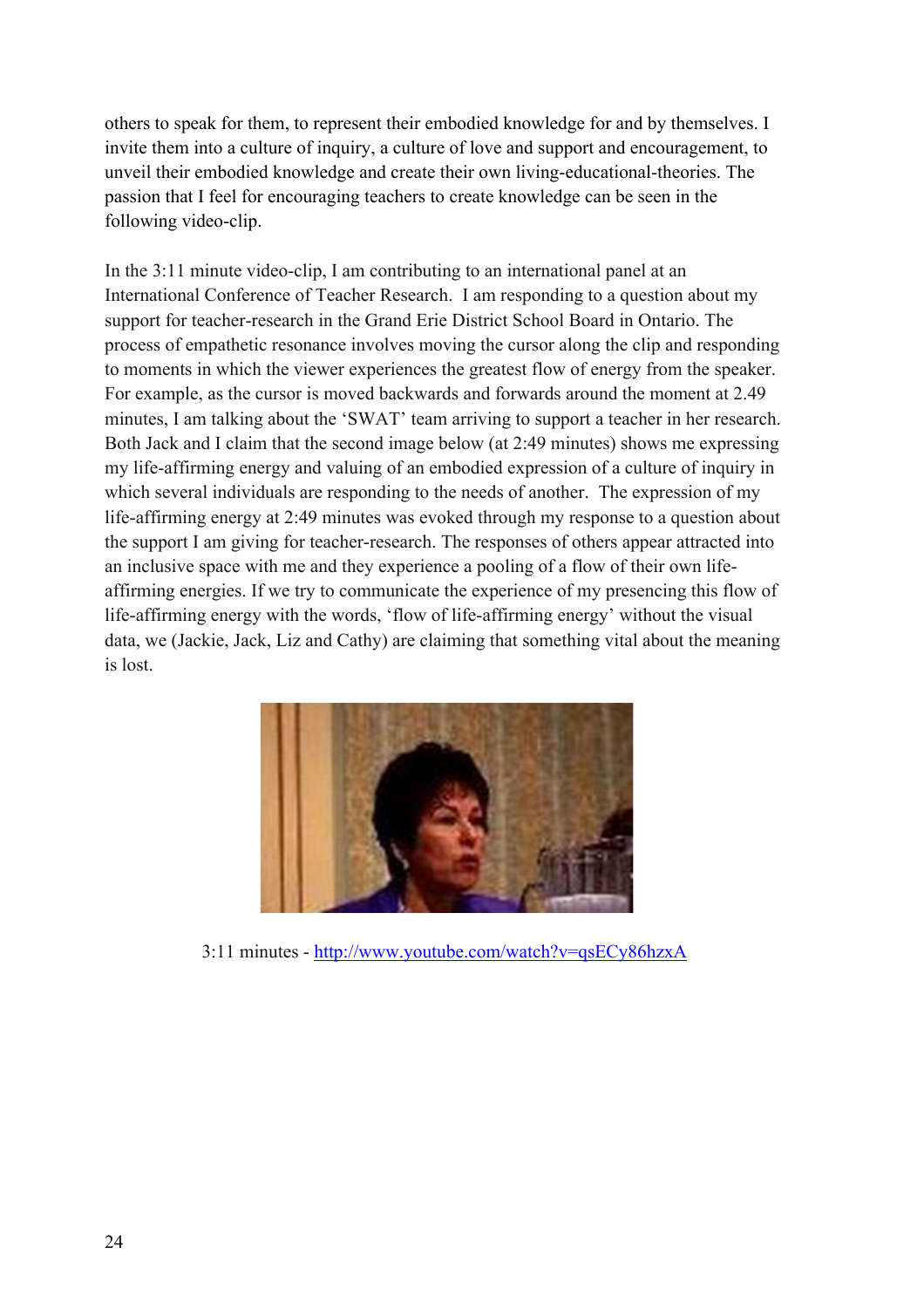others to speak for them, to represent their embodied knowledge for and by themselves. I invite them into a culture of inquiry, a culture of love and support and encouragement, to unveil their embodied knowledge and create their own living-educational-theories. The passion that I feel for encouraging teachers to create knowledge can be seen in the following video-clip.

In the 3:11 minute video-clip, I am contributing to an international panel at an International Conference of Teacher Research. I am responding to a question about my support for teacher-research in the Grand Erie District School Board in Ontario. The process of empathetic resonance involves moving the cursor along the clip and responding to moments in which the viewer experiences the greatest flow of energy from the speaker. For example, as the cursor is moved backwards and forwards around the moment at 2.49 minutes, I am talking about the 'SWAT' team arriving to support a teacher in her research. Both Jack and I claim that the second image below (at 2:49 minutes) shows me expressing my life-affirming energy and valuing of an embodied expression of a culture of inquiry in which several individuals are responding to the needs of another. The expression of my life-affirming energy at 2:49 minutes was evoked through my response to a question about the support I am giving for teacher-research. The responses of others appear attracted into an inclusive space with me and they experience a pooling of a flow of their own life-affirming energies. If we try to communicate the experience of my presencing this flow of life-affirming energy with the words, 'flow of life-affirming energy' without the visual data, we (Jackie, Jack, Liz and Cathy) are claiming that something vital about the meaning is lost.

3:11 minutes - http://www.youtube.com/watch?v=qsECy86hzxA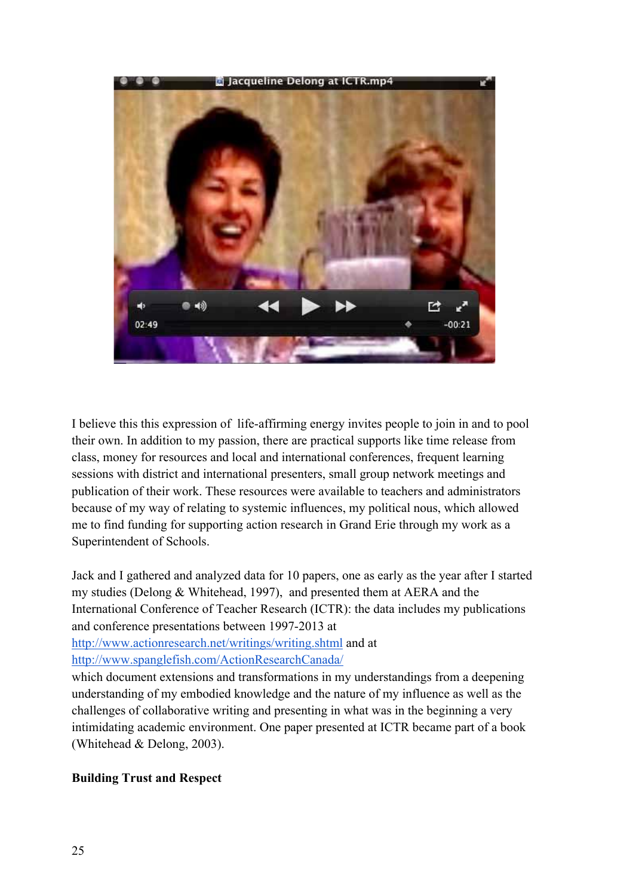I believe this this expression of  life-affirming energy invites people to join in and to pool their own. In addition to my passion, there are practical supports like time release from class, money for resources and local and international conferences, frequent learning sessions with district and international presenters, small group network meetings and publication of their work. These resources were available to teachers and administrators because of my way of relating to systemic influences, my political nous, which allowed me to find funding for supporting action research in Grand Erie through my work as a Superintendent of Schools.

Jack and I gathered and analyzed data for 10 papers, one as early as the year after I started my studies (Delong & Whitehead, 1997),  and presented them at AERA and the International Conference of Teacher Research (ICTR): the data includes my publications and conference presentations between 1997-2013 at http://www.actionresearch.net/writings/writing.shtml and at http://www.spanglefish.com/ActionResearchCanada/ which document extensions and transformations in my understandings from a deepening understanding of my embodied knowledge and the nature of my influence as well as the challenges of collaborative writing and presenting in what was in the beginning a very intimidating academic environment. One paper presented at ICTR became part of a book (Whitehead & Delong, 2003).

**Building Trust and Respect**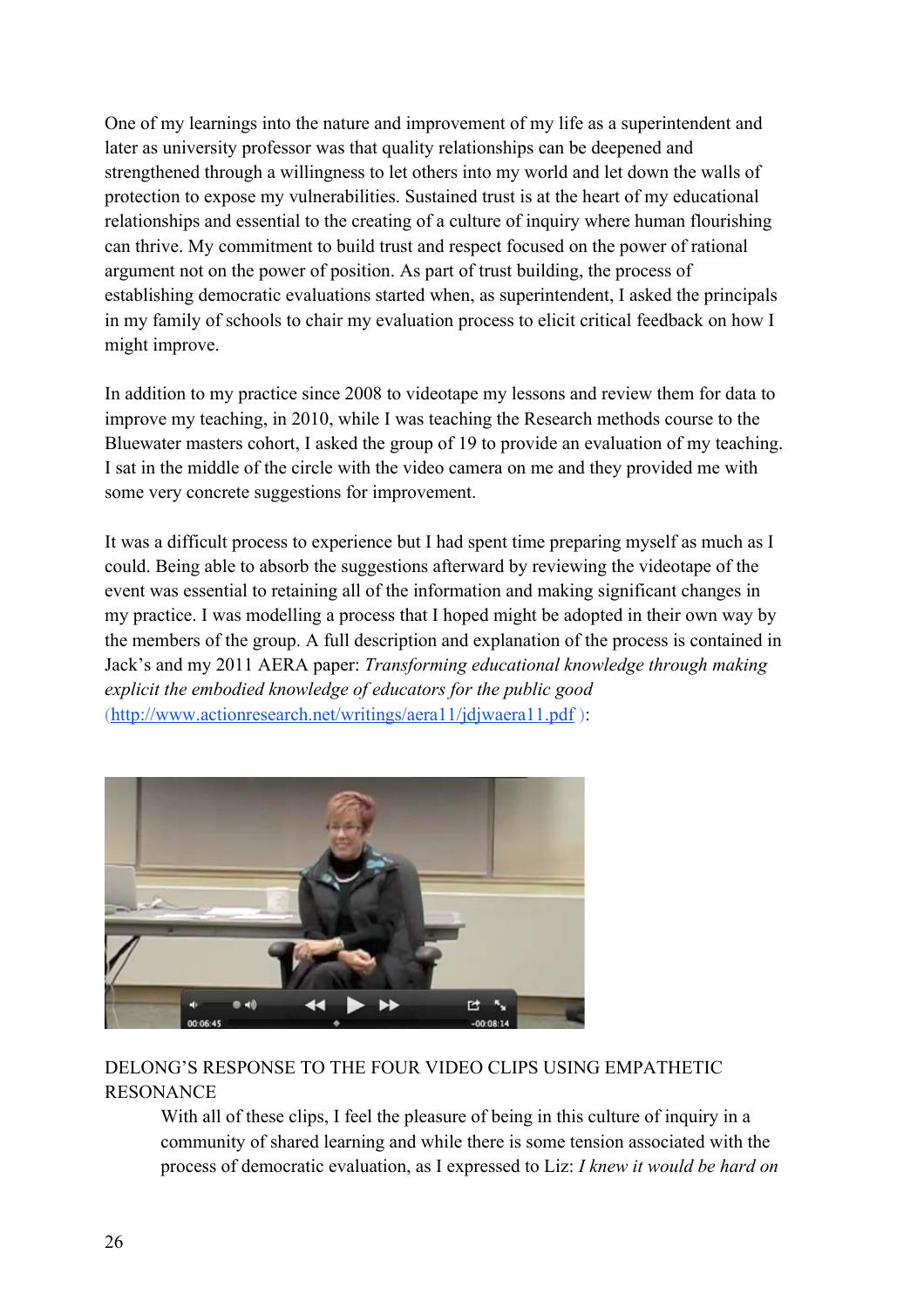One of my learnings into the nature and improvement of my life as a superintendent and later as university professor was that quality relationships can be deepened and strengthened through a willingness to let others into my world and let down the walls of protection to expose my vulnerabilities. Sustained trust is at the heart of my educational relationships and essential to the creating of a culture of inquiry where human flourishing can thrive. My commitment to build trust and respect focused on the power of rational argument not on the power of position. As part of trust building, the process of establishing democratic evaluations started when, as superintendent, I asked the principals in my family of schools to chair my evaluation process to elicit critical feedback on how I might improve.

In addition to my practice since 2008 to videotape my lessons and review them for data to improve my teaching, in 2010, while I was teaching the Research methods course to the Bluewater masters cohort, I asked the group of 19 to provide an evaluation of my teaching. I sat in the middle of the circle with the video camera on me and they provided me with some very concrete suggestions for improvement.

It was a difficult process to experience but I had spent time preparing myself as much as I could. Being able to absorb the suggestions afterward by reviewing the videotape of the event was essential to retaining all of the information and making significant changes in my practice. I was modelling a process that I hoped might be adopted in their own way by the members of the group. A full description and explanation of the process is contained in Jack's and my 2011 AERA paper: *Transforming educational knowledge through making explicit the embodied knowledge of educators for the public good* (http://www.actionresearch.net/writings/aera11/jdjwaera11.pdf ):

DELONG'S RESPONSE TO THE FOUR VIDEO CLIPS USING EMPATHETIC RESONANCE

> With all of these clips, I feel the pleasure of being in this culture of inquiry in a community of shared learning and while there is some tension associated with the process of democratic evaluation, as I expressed to Liz: *I knew it would be hard on*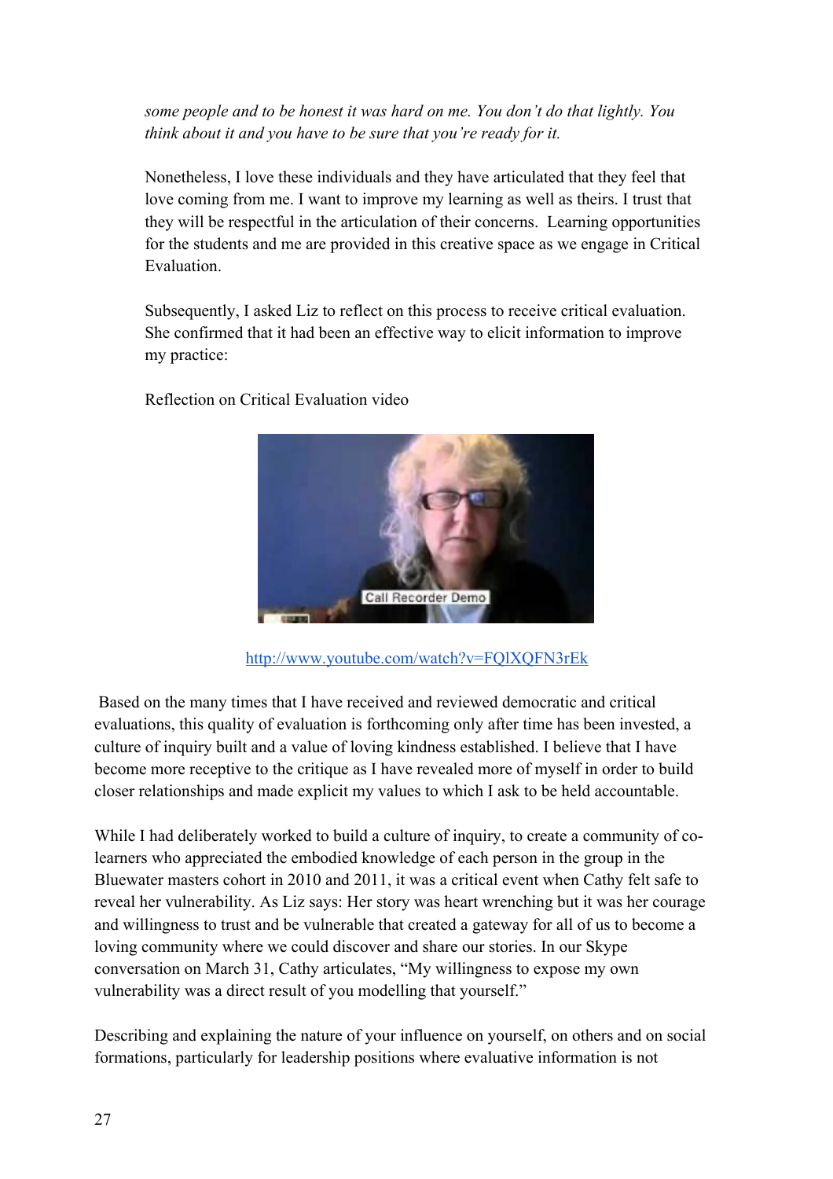*some people and to be honest it was hard on me. You don't do that lightly. You think about it and you have to be sure that you're ready for it.*

Nonetheless, I love these individuals and they have articulated that they feel that love coming from me. I want to improve my learning as well as theirs. I trust that they will be respectful in the articulation of their concerns. Learning opportunities for the students and me are provided in this creative space as we engage in Critical Evaluation.

Subsequently, I asked Liz to reflect on this process to receive critical evaluation. She confirmed that it had been an effective way to elicit information to improve my practice:

Reflection on Critical Evaluation video

http://www.youtube.com/watch?v=FQlXQFN3rEk

Based on the many times that I have received and reviewed democratic and critical evaluations, this quality of evaluation is forthcoming only after time has been invested, a culture of inquiry built and a value of loving kindness established. I believe that I have become more receptive to the critique as I have revealed more of myself in order to build closer relationships and made explicit my values to which I ask to be held accountable.

While I had deliberately worked to build a culture of inquiry, to create a community of co-learners who appreciated the embodied knowledge of each person in the group in the Bluewater masters cohort in 2010 and 2011, it was a critical event when Cathy felt safe to reveal her vulnerability. As Liz says: Her story was heart wrenching but it was her courage and willingness to trust and be vulnerable that created a gateway for all of us to become a loving community where we could discover and share our stories. In our Skype conversation on March 31, Cathy articulates, "My willingness to expose my own vulnerability was a direct result of you modelling that yourself."

Describing and explaining the nature of your influence on yourself, on others and on social formations, particularly for leadership positions where evaluative information is not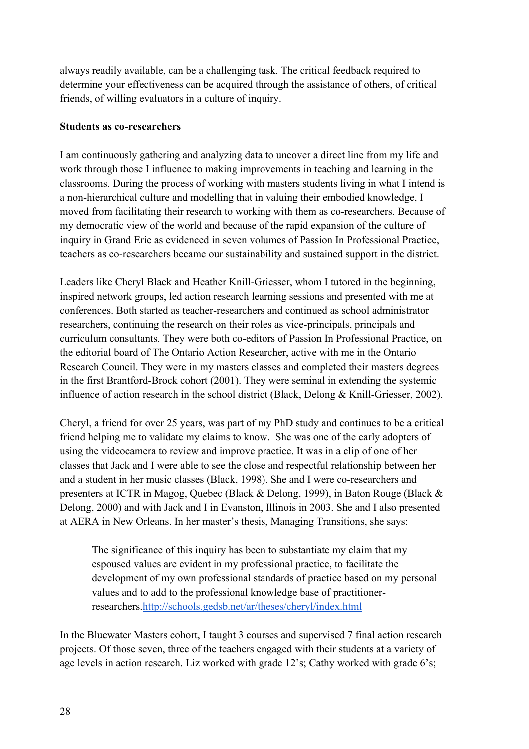always readily available, can be a challenging task. The critical feedback required to determine your effectiveness can be acquired through the assistance of others, of critical friends, of willing evaluators in a culture of inquiry.

**Students as co-researchers**

I am continuously gathering and analyzing data to uncover a direct line from my life and work through those I influence to making improvements in teaching and learning in the classrooms. During the process of working with masters students living in what I intend is a non-hierarchical culture and modelling that in valuing their embodied knowledge, I moved from facilitating their research to working with them as co-researchers. Because of my democratic view of the world and because of the rapid expansion of the culture of inquiry in Grand Erie as evidenced in seven volumes of Passion In Professional Practice, teachers as co-researchers became our sustainability and sustained support in the district.

Leaders like Cheryl Black and Heather Knill-Griesser, whom I tutored in the beginning, inspired network groups, led action research learning sessions and presented with me at conferences. Both started as teacher-researchers and continued as school administrator researchers, continuing the research on their roles as vice-principals, principals and curriculum consultants. They were both co-editors of Passion In Professional Practice, on the editorial board of The Ontario Action Researcher, active with me in the Ontario Research Council. They were in my masters classes and completed their masters degrees in the first Brantford-Brock cohort (2001). They were seminal in extending the systemic influence of action research in the school district (Black, Delong & Knill-Griesser, 2002).

Cheryl, a friend for over 25 years, was part of my PhD study and continues to be a critical friend helping me to validate my claims to know. She was one of the early adopters of using the videocamera to review and improve practice. It was in a clip of one of her classes that Jack and I were able to see the close and respectful relationship between her and a student in her music classes (Black, 1998). She and I were co-researchers and presenters at ICTR in Magog, Quebec (Black & Delong, 1999), in Baton Rouge (Black & Delong, 2000) and with Jack and I in Evanston, Illinois in 2003. She and I also presented at AERA in New Orleans. In her master's thesis, Managing Transitions, she says:

> The significance of this inquiry has been to substantiate my claim that my espoused values are evident in my professional practice, to facilitate the development of my own professional standards of practice based on my personal values and to add to the professional knowledge base of practitioner-researchers.http://schools.gedsb.net/ar/theses/cheryl/index.html

In the Bluewater Masters cohort, I taught 3 courses and supervised 7 final action research projects. Of those seven, three of the teachers engaged with their students at a variety of age levels in action research. Liz worked with grade 12's; Cathy worked with grade 6's;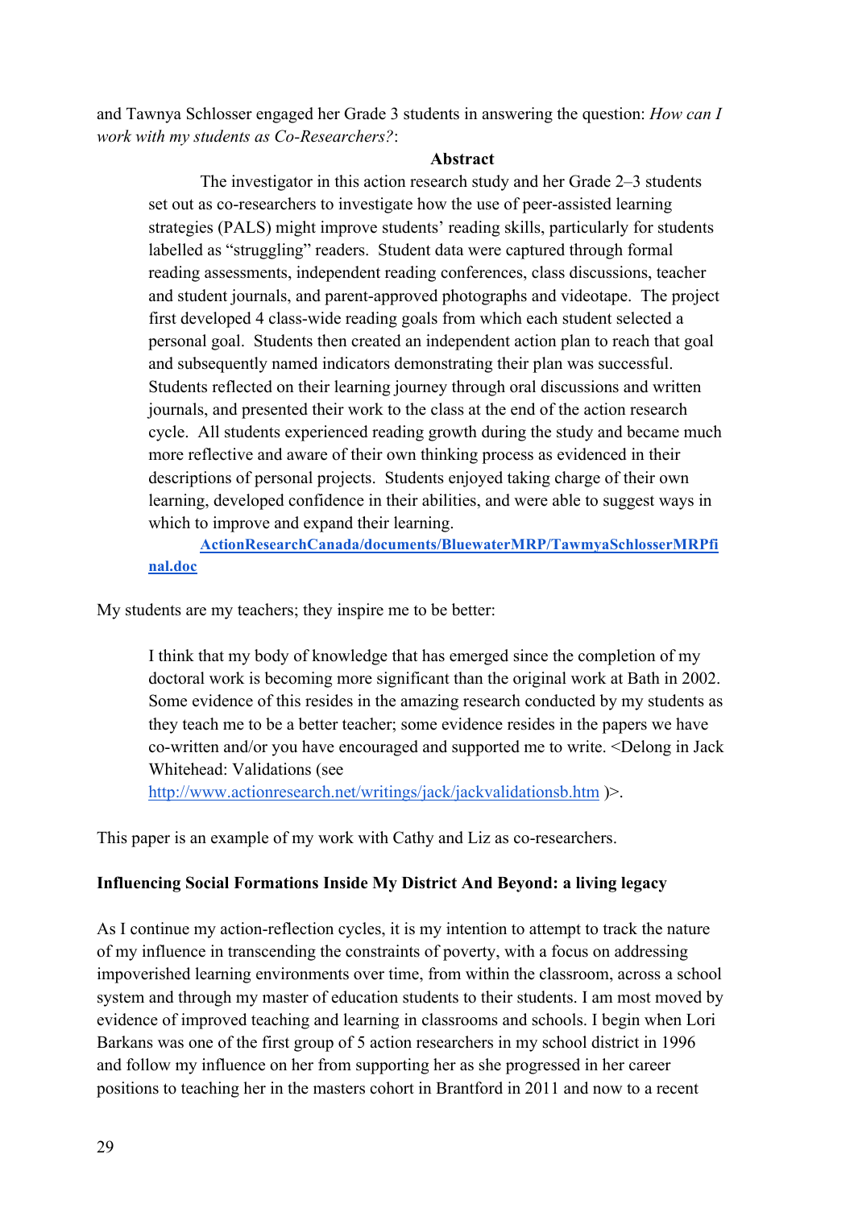and Tawnya Schlosser engaged her Grade 3 students in answering the question: *How can I work with my students as Co-Researchers?*:

> **Abstract**
>
> The investigator in this action research study and her Grade 2–3 students set out as co-researchers to investigate how the use of peer-assisted learning strategies (PALS) might improve students' reading skills, particularly for students labelled as "struggling" readers. Student data were captured through formal reading assessments, independent reading conferences, class discussions, teacher and student journals, and parent-approved photographs and videotape. The project first developed 4 class-wide reading goals from which each student selected a personal goal. Students then created an independent action plan to reach that goal and subsequently named indicators demonstrating their plan was successful. Students reflected on their learning journey through oral discussions and written journals, and presented their work to the class at the end of the action research cycle. All students experienced reading growth during the study and became much more reflective and aware of their own thinking process as evidenced in their descriptions of personal projects. Students enjoyed taking charge of their own learning, developed confidence in their abilities, and were able to suggest ways in which to improve and expand their learning.
>
> **ActionResearchCanada/documents/BluewaterMRP/TawmyaSchlosserMRPfinal.doc**

My students are my teachers; they inspire me to be better:

> I think that my body of knowledge that has emerged since the completion of my doctoral work is becoming more significant than the original work at Bath in 2002. Some evidence of this resides in the amazing research conducted by my students as they teach me to be a better teacher; some evidence resides in the papers we have co-written and/or you have encouraged and supported me to write. <Delong in Jack Whitehead: Validations (see http://www.actionresearch.net/writings/jack/jackvalidationsb.htm )>.

This paper is an example of my work with Cathy and Liz as co-researchers.

**Influencing Social Formations Inside My District And Beyond: a living legacy**

As I continue my action-reflection cycles, it is my intention to attempt to track the nature of my influence in transcending the constraints of poverty, with a focus on addressing impoverished learning environments over time, from within the classroom, across a school system and through my master of education students to their students. I am most moved by evidence of improved teaching and learning in classrooms and schools. I begin when Lori Barkans was one of the first group of 5 action researchers in my school district in 1996 and follow my influence on her from supporting her as she progressed in her career positions to teaching her in the masters cohort in Brantford in 2011 and now to a recent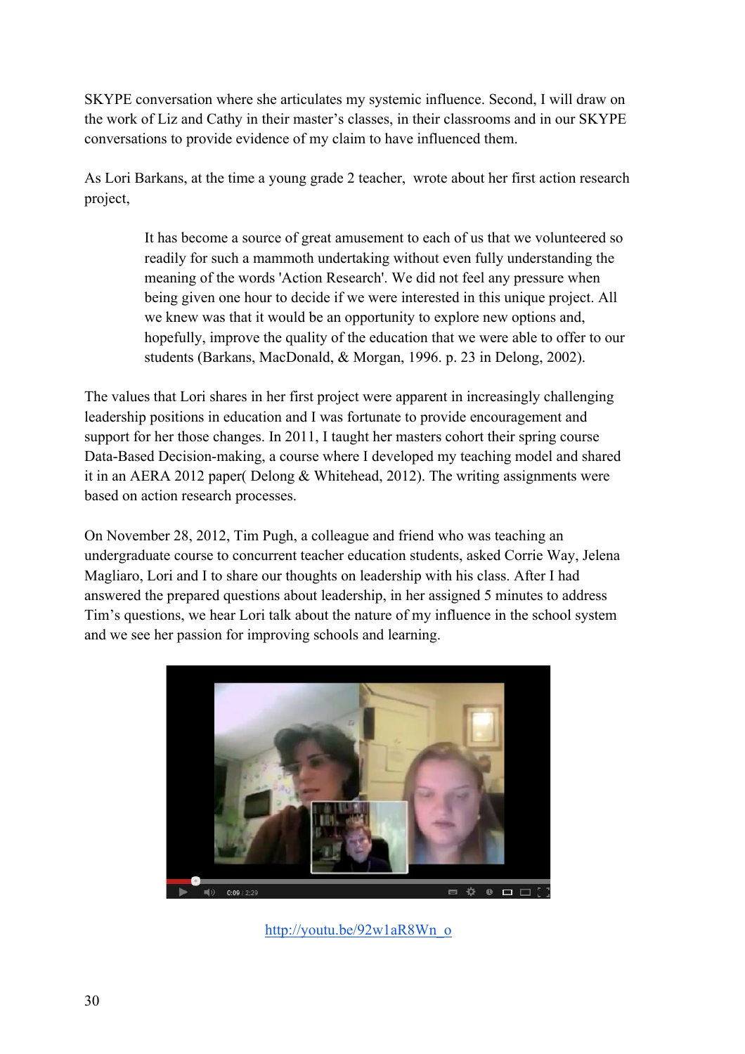SKYPE conversation where she articulates my systemic influence. Second, I will draw on the work of Liz and Cathy in their master's classes, in their classrooms and in our SKYPE conversations to provide evidence of my claim to have influenced them.

As Lori Barkans, at the time a young grade 2 teacher, wrote about her first action research project,

> It has become a source of great amusement to each of us that we volunteered so readily for such a mammoth undertaking without even fully understanding the meaning of the words 'Action Research'. We did not feel any pressure when being given one hour to decide if we were interested in this unique project. All we knew was that it would be an opportunity to explore new options and, hopefully, improve the quality of the education that we were able to offer to our students (Barkans, MacDonald, & Morgan, 1996. p. 23 in Delong, 2002).

The values that Lori shares in her first project were apparent in increasingly challenging leadership positions in education and I was fortunate to provide encouragement and support for her those changes. In 2011, I taught her masters cohort their spring course Data-Based Decision-making, a course where I developed my teaching model and shared it in an AERA 2012 paper( Delong & Whitehead, 2012). The writing assignments were based on action research processes.

On November 28, 2012, Tim Pugh, a colleague and friend who was teaching an undergraduate course to concurrent teacher education students, asked Corrie Way, Jelena Magliaro, Lori and I to share our thoughts on leadership with his class. After I had answered the prepared questions about leadership, in her assigned 5 minutes to address Tim's questions, we hear Lori talk about the nature of my influence in the school system and we see her passion for improving schools and learning.

http://youtu.be/92w1aR8Wn_o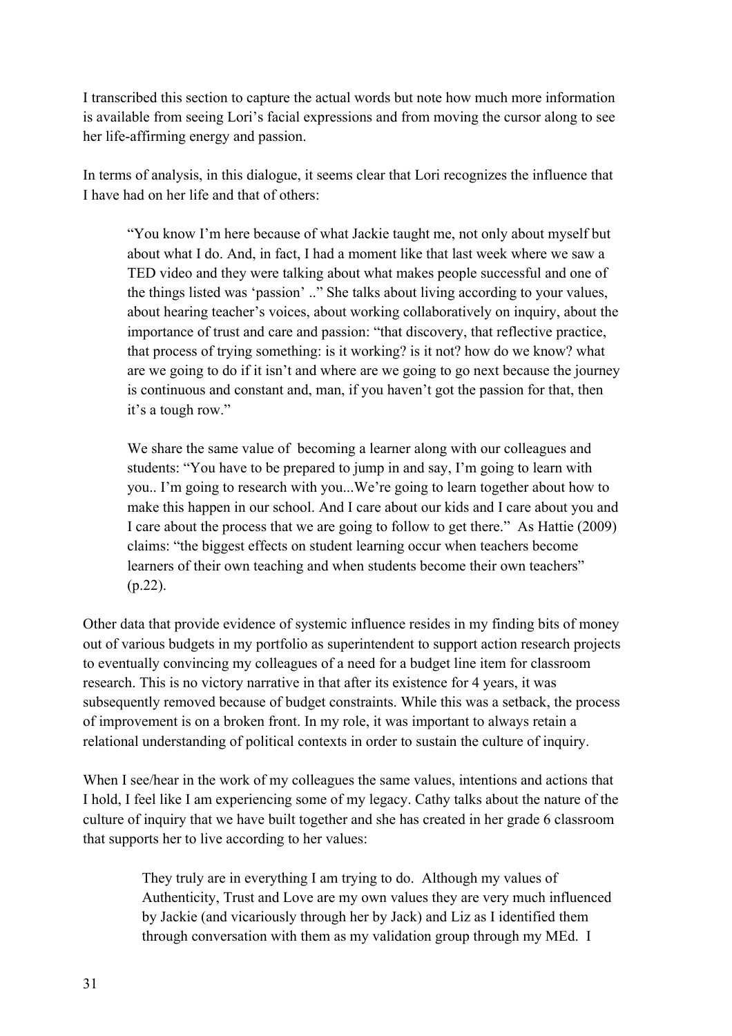I transcribed this section to capture the actual words but note how much more information is available from seeing Lori's facial expressions and from moving the cursor along to see her life-affirming energy and passion.

In terms of analysis, in this dialogue, it seems clear that Lori recognizes the influence that I have had on her life and that of others:

> "You know I'm here because of what Jackie taught me, not only about myself but about what I do. And, in fact, I had a moment like that last week where we saw a TED video and they were talking about what makes people successful and one of the things listed was 'passion' .." She talks about living according to your values, about hearing teacher's voices, about working collaboratively on inquiry, about the importance of trust and care and passion: "that discovery, that reflective practice, that process of trying something: is it working? is it not? how do we know? what are we going to do if it isn't and where are we going to go next because the journey is continuous and constant and, man, if you haven't got the passion for that, then it's a tough row."
>
> We share the same value of becoming a learner along with our colleagues and students: "You have to be prepared to jump in and say, I'm going to learn with you.. I'm going to research with you...We're going to learn together about how to make this happen in our school. And I care about our kids and I care about you and I care about the process that we are going to follow to get there." As Hattie (2009) claims: "the biggest effects on student learning occur when teachers become learners of their own teaching and when students become their own teachers" (p.22).

Other data that provide evidence of systemic influence resides in my finding bits of money out of various budgets in my portfolio as superintendent to support action research projects to eventually convincing my colleagues of a need for a budget line item for classroom research. This is no victory narrative in that after its existence for 4 years, it was subsequently removed because of budget constraints. While this was a setback, the process of improvement is on a broken front. In my role, it was important to always retain a relational understanding of political contexts in order to sustain the culture of inquiry.

When I see/hear in the work of my colleagues the same values, intentions and actions that I hold, I feel like I am experiencing some of my legacy. Cathy talks about the nature of the culture of inquiry that we have built together and she has created in her grade 6 classroom that supports her to live according to her values:

> They truly are in everything I am trying to do. Although my values of Authenticity, Trust and Love are my own values they are very much influenced by Jackie (and vicariously through her by Jack) and Liz as I identified them through conversation with them as my validation group through my MEd. I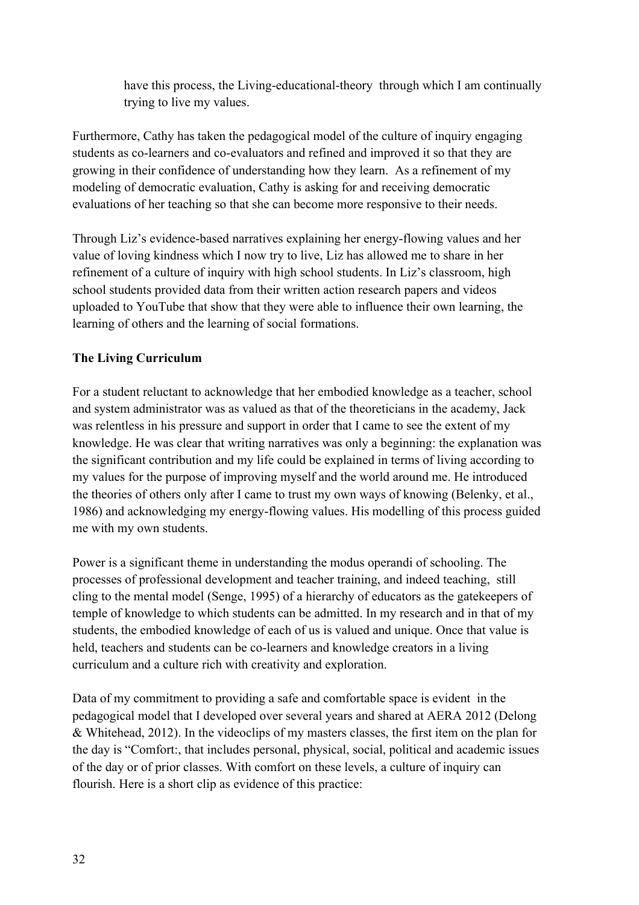have this process, the Living-educational-theory through which I am continually trying to live my values.

Furthermore, Cathy has taken the pedagogical model of the culture of inquiry engaging students as co-learners and co-evaluators and refined and improved it so that they are growing in their confidence of understanding how they learn. As a refinement of my modeling of democratic evaluation, Cathy is asking for and receiving democratic evaluations of her teaching so that she can become more responsive to their needs.

Through Liz's evidence-based narratives explaining her energy-flowing values and her value of loving kindness which I now try to live, Liz has allowed me to share in her refinement of a culture of inquiry with high school students. In Liz's classroom, high school students provided data from their written action research papers and videos uploaded to YouTube that show that they were able to influence their own learning, the learning of others and the learning of social formations.

**The Living Curriculum**

For a student reluctant to acknowledge that her embodied knowledge as a teacher, school and system administrator was as valued as that of the theoreticians in the academy, Jack was relentless in his pressure and support in order that I came to see the extent of my knowledge. He was clear that writing narratives was only a beginning: the explanation was the significant contribution and my life could be explained in terms of living according to my values for the purpose of improving myself and the world around me. He introduced the theories of others only after I came to trust my own ways of knowing (Belenky, et al., 1986) and acknowledging my energy-flowing values. His modelling of this process guided me with my own students.

Power is a significant theme in understanding the modus operandi of schooling. The processes of professional development and teacher training, and indeed teaching, still cling to the mental model (Senge, 1995) of a hierarchy of educators as the gatekeepers of temple of knowledge to which students can be admitted. In my research and in that of my students, the embodied knowledge of each of us is valued and unique. Once that value is held, teachers and students can be co-learners and knowledge creators in a living curriculum and a culture rich with creativity and exploration.

Data of my commitment to providing a safe and comfortable space is evident in the pedagogical model that I developed over several years and shared at AERA 2012 (Delong & Whitehead, 2012). In the videoclips of my masters classes, the first item on the plan for the day is "Comfort:, that includes personal, physical, social, political and academic issues of the day or of prior classes. With comfort on these levels, a culture of inquiry can flourish. Here is a short clip as evidence of this practice: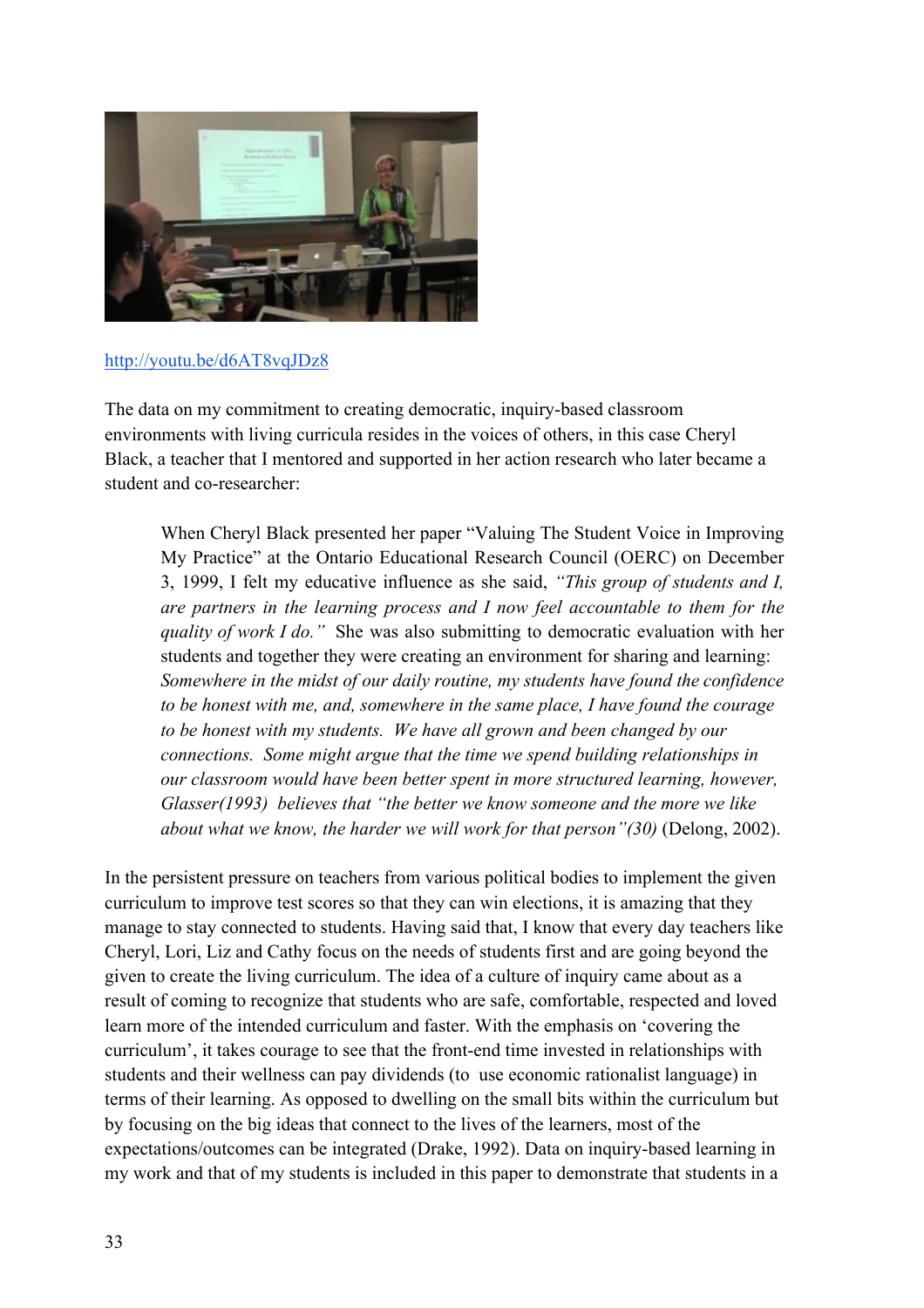http://youtu.be/d6AT8vqJDz8

The data on my commitment to creating democratic, inquiry-based classroom environments with living curricula resides in the voices of others, in this case Cheryl Black, a teacher that I mentored and supported in her action research who later became a student and co-researcher:

> When Cheryl Black presented her paper "Valuing The Student Voice in Improving My Practice" at the Ontario Educational Research Council (OERC) on December 3, 1999, I felt my educative influence as she said, *"This group of students and I, are partners in the learning process and I now feel accountable to them for the quality of work I do."* She was also submitting to democratic evaluation with her students and together they were creating an environment for sharing and learning: *Somewhere in the midst of our daily routine, my students have found the confidence to be honest with me, and, somewhere in the same place, I have found the courage to be honest with my students. We have all grown and been changed by our connections. Some might argue that the time we spend building relationships in our classroom would have been better spent in more structured learning, however, Glasser(1993) believes that "the better we know someone and the more we like about what we know, the harder we will work for that person"(30)* (Delong, 2002).

In the persistent pressure on teachers from various political bodies to implement the given curriculum to improve test scores so that they can win elections, it is amazing that they manage to stay connected to students. Having said that, I know that every day teachers like Cheryl, Lori, Liz and Cathy focus on the needs of students first and are going beyond the given to create the living curriculum. The idea of a culture of inquiry came about as a result of coming to recognize that students who are safe, comfortable, respected and loved learn more of the intended curriculum and faster. With the emphasis on 'covering the curriculum', it takes courage to see that the front-end time invested in relationships with students and their wellness can pay dividends (to use economic rationalist language) in terms of their learning. As opposed to dwelling on the small bits within the curriculum but by focusing on the big ideas that connect to the lives of the learners, most of the expectations/outcomes can be integrated (Drake, 1992). Data on inquiry-based learning in my work and that of my students is included in this paper to demonstrate that students in a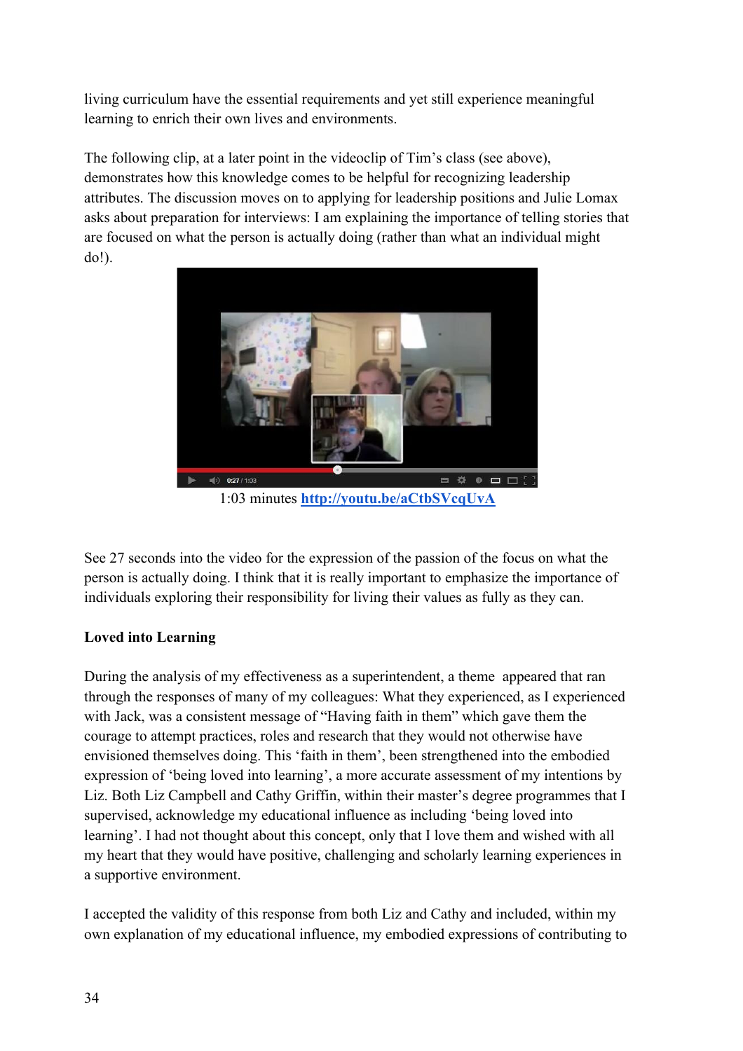living curriculum have the essential requirements and yet still experience meaningful learning to enrich their own lives and environments.

The following clip, at a later point in the videoclip of Tim's class (see above), demonstrates how this knowledge comes to be helpful for recognizing leadership attributes. The discussion moves on to applying for leadership positions and Julie Lomax asks about preparation for interviews: I am explaining the importance of telling stories that are focused on what the person is actually doing (rather than what an individual might do!).

1:03 minutes **[http://youtu.be/aCtbSVcqUvA](http://youtu.be/aCtbSVcqUvA)**

See 27 seconds into the video for the expression of the passion of the focus on what the person is actually doing. I think that it is really important to emphasize the importance of individuals exploring their responsibility for living their values as fully as they can.

**Loved into Learning**

During the analysis of my effectiveness as a superintendent, a theme appeared that ran through the responses of many of my colleagues: What they experienced, as I experienced with Jack, was a consistent message of "Having faith in them" which gave them the courage to attempt practices, roles and research that they would not otherwise have envisioned themselves doing. This 'faith in them', been strengthened into the embodied expression of 'being loved into learning', a more accurate assessment of my intentions by Liz. Both Liz Campbell and Cathy Griffin, within their master's degree programmes that I supervised, acknowledge my educational influence as including 'being loved into learning'. I had not thought about this concept, only that I love them and wished with all my heart that they would have positive, challenging and scholarly learning experiences in a supportive environment.

I accepted the validity of this response from both Liz and Cathy and included, within my own explanation of my educational influence, my embodied expressions of contributing to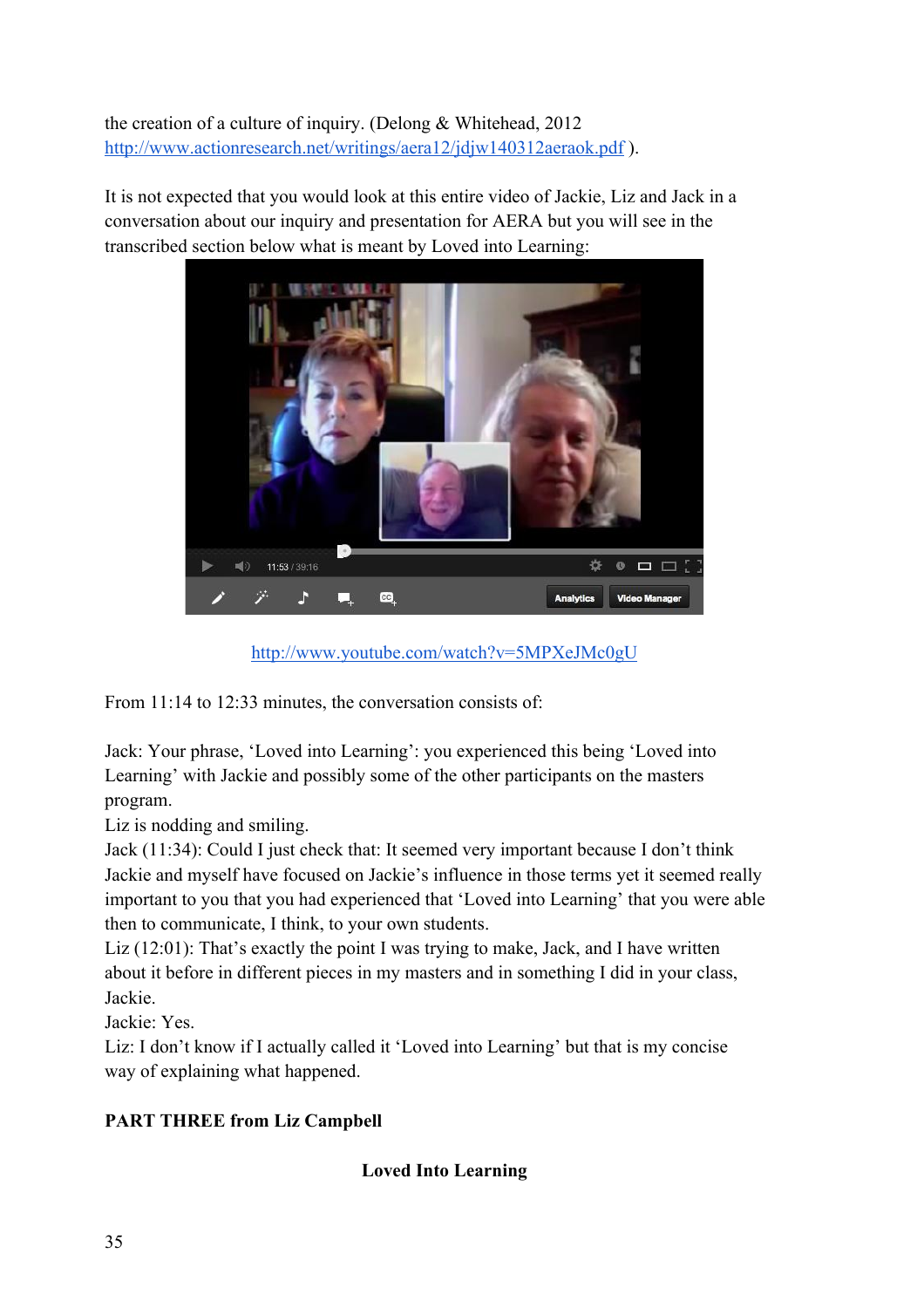the creation of a culture of inquiry. (Delong & Whitehead, 2012 http://www.actionresearch.net/writings/aera12/jdjw140312aeraok.pdf ).

It is not expected that you would look at this entire video of Jackie, Liz and Jack in a conversation about our inquiry and presentation for AERA but you will see in the transcribed section below what is meant by Loved into Learning:

http://www.youtube.com/watch?v=5MPXeJMc0gU

From 11:14 to 12:33 minutes, the conversation consists of:

Jack: Your phrase, 'Loved into Learning': you experienced this being 'Loved into Learning' with Jackie and possibly some of the other participants on the masters program.
Liz is nodding and smiling.
Jack (11:34): Could I just check that: It seemed very important because I don't think Jackie and myself have focused on Jackie's influence in those terms yet it seemed really important to you that you had experienced that 'Loved into Learning' that you were able then to communicate, I think, to your own students.
Liz (12:01): That's exactly the point I was trying to make, Jack, and I have written about it before in different pieces in my masters and in something I did in your class, Jackie.
Jackie: Yes.
Liz: I don't know if I actually called it 'Loved into Learning' but that is my concise way of explaining what happened.

**PART THREE from Liz Campbell**

**Loved Into Learning**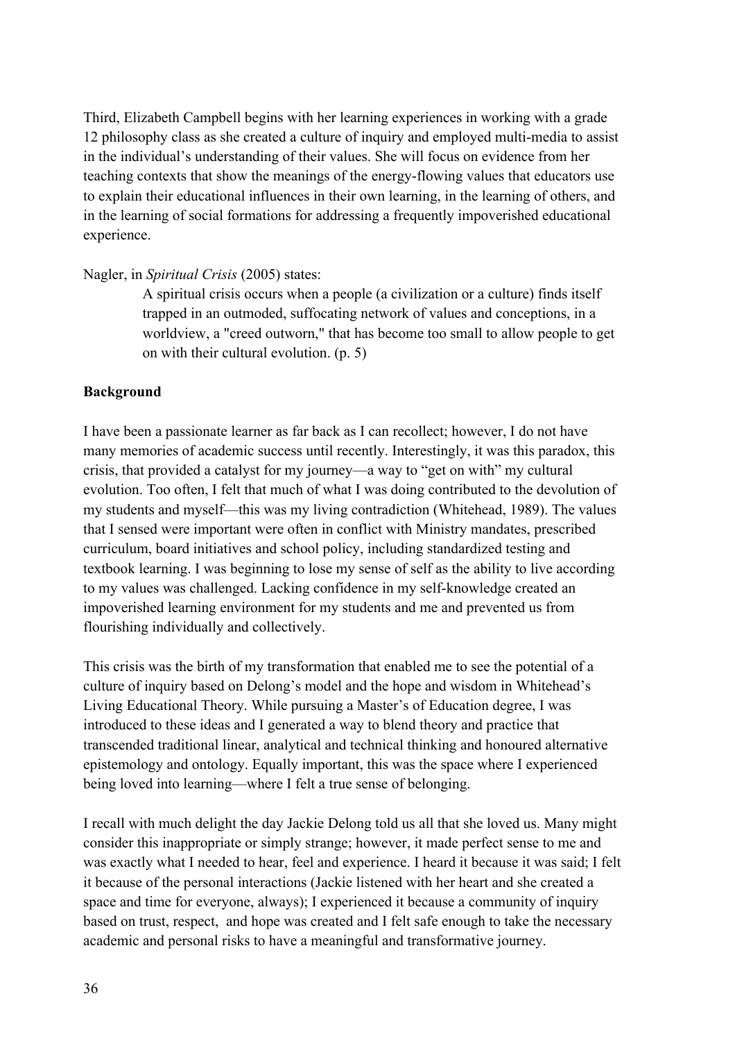Third, Elizabeth Campbell begins with her learning experiences in working with a grade 12 philosophy class as she created a culture of inquiry and employed multi-media to assist in the individual's understanding of their values. She will focus on evidence from her teaching contexts that show the meanings of the energy-flowing values that educators use to explain their educational influences in their own learning, in the learning of others, and in the learning of social formations for addressing a frequently impoverished educational experience.

Nagler, in *Spiritual Crisis* (2005) states:

> A spiritual crisis occurs when a people (a civilization or a culture) finds itself trapped in an outmoded, suffocating network of values and conceptions, in a worldview, a "creed outworn," that has become too small to allow people to get on with their cultural evolution. (p. 5)

**Background**

I have been a passionate learner as far back as I can recollect; however, I do not have many memories of academic success until recently. Interestingly, it was this paradox, this crisis, that provided a catalyst for my journey—a way to "get on with" my cultural evolution. Too often, I felt that much of what I was doing contributed to the devolution of my students and myself—this was my living contradiction (Whitehead, 1989). The values that I sensed were important were often in conflict with Ministry mandates, prescribed curriculum, board initiatives and school policy, including standardized testing and textbook learning. I was beginning to lose my sense of self as the ability to live according to my values was challenged. Lacking confidence in my self-knowledge created an impoverished learning environment for my students and me and prevented us from flourishing individually and collectively.

This crisis was the birth of my transformation that enabled me to see the potential of a culture of inquiry based on Delong's model and the hope and wisdom in Whitehead's Living Educational Theory. While pursuing a Master's of Education degree, I was introduced to these ideas and I generated a way to blend theory and practice that transcended traditional linear, analytical and technical thinking and honoured alternative epistemology and ontology. Equally important, this was the space where I experienced being loved into learning—where I felt a true sense of belonging.

I recall with much delight the day Jackie Delong told us all that she loved us. Many might consider this inappropriate or simply strange; however, it made perfect sense to me and was exactly what I needed to hear, feel and experience. I heard it because it was said; I felt it because of the personal interactions (Jackie listened with her heart and she created a space and time for everyone, always); I experienced it because a community of inquiry based on trust, respect, and hope was created and I felt safe enough to take the necessary academic and personal risks to have a meaningful and transformative journey.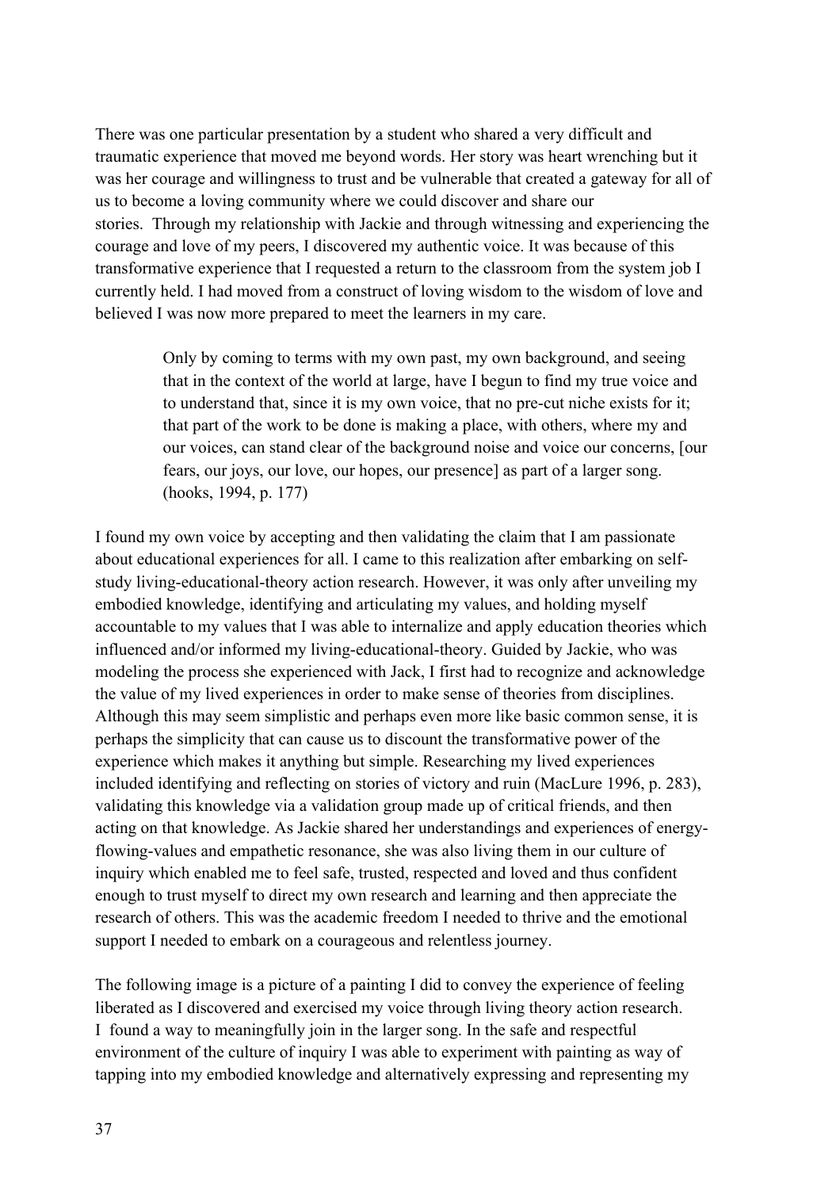There was one particular presentation by a student who shared a very difficult and traumatic experience that moved me beyond words. Her story was heart wrenching but it was her courage and willingness to trust and be vulnerable that created a gateway for all of us to become a loving community where we could discover and share our stories. Through my relationship with Jackie and through witnessing and experiencing the courage and love of my peers, I discovered my authentic voice. It was because of this transformative experience that I requested a return to the classroom from the system job I currently held. I had moved from a construct of loving wisdom to the wisdom of love and believed I was now more prepared to meet the learners in my care.

> Only by coming to terms with my own past, my own background, and seeing that in the context of the world at large, have I begun to find my true voice and to understand that, since it is my own voice, that no pre-cut niche exists for it; that part of the work to be done is making a place, with others, where my and our voices, can stand clear of the background noise and voice our concerns, [our fears, our joys, our love, our hopes, our presence] as part of a larger song. (hooks, 1994, p. 177)

I found my own voice by accepting and then validating the claim that I am passionate about educational experiences for all. I came to this realization after embarking on self-study living-educational-theory action research. However, it was only after unveiling my embodied knowledge, identifying and articulating my values, and holding myself accountable to my values that I was able to internalize and apply education theories which influenced and/or informed my living-educational-theory. Guided by Jackie, who was modeling the process she experienced with Jack, I first had to recognize and acknowledge the value of my lived experiences in order to make sense of theories from disciplines. Although this may seem simplistic and perhaps even more like basic common sense, it is perhaps the simplicity that can cause us to discount the transformative power of the experience which makes it anything but simple. Researching my lived experiences included identifying and reflecting on stories of victory and ruin (MacLure 1996, p. 283), validating this knowledge via a validation group made up of critical friends, and then acting on that knowledge. As Jackie shared her understandings and experiences of energy-flowing-values and empathetic resonance, she was also living them in our culture of inquiry which enabled me to feel safe, trusted, respected and loved and thus confident enough to trust myself to direct my own research and learning and then appreciate the research of others. This was the academic freedom I needed to thrive and the emotional support I needed to embark on a courageous and relentless journey.

The following image is a picture of a painting I did to convey the experience of feeling liberated as I discovered and exercised my voice through living theory action research. I found a way to meaningfully join in the larger song. In the safe and respectful environment of the culture of inquiry I was able to experiment with painting as way of tapping into my embodied knowledge and alternatively expressing and representing my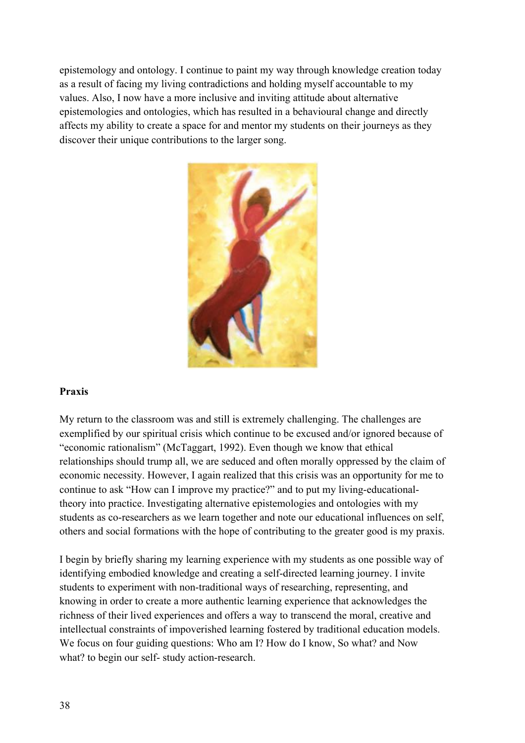epistemology and ontology. I continue to paint my way through knowledge creation today as a result of facing my living contradictions and holding myself accountable to my values. Also, I now have a more inclusive and inviting attitude about alternative epistemologies and ontologies, which has resulted in a behavioural change and directly affects my ability to create a space for and mentor my students on their journeys as they discover their unique contributions to the larger song.

**Praxis**

My return to the classroom was and still is extremely challenging. The challenges are exemplified by our spiritual crisis which continue to be excused and/or ignored because of "economic rationalism" (McTaggart, 1992). Even though we know that ethical relationships should trump all, we are seduced and often morally oppressed by the claim of economic necessity. However, I again realized that this crisis was an opportunity for me to continue to ask "How can I improve my practice?" and to put my living-educational-theory into practice. Investigating alternative epistemologies and ontologies with my students as co-researchers as we learn together and note our educational influences on self, others and social formations with the hope of contributing to the greater good is my praxis.

I begin by briefly sharing my learning experience with my students as one possible way of identifying embodied knowledge and creating a self-directed learning journey. I invite students to experiment with non-traditional ways of researching, representing, and knowing in order to create a more authentic learning experience that acknowledges the richness of their lived experiences and offers a way to transcend the moral, creative and intellectual constraints of impoverished learning fostered by traditional education models. We focus on four guiding questions: Who am I? How do I know, So what? and Now what? to begin our self- study action-research.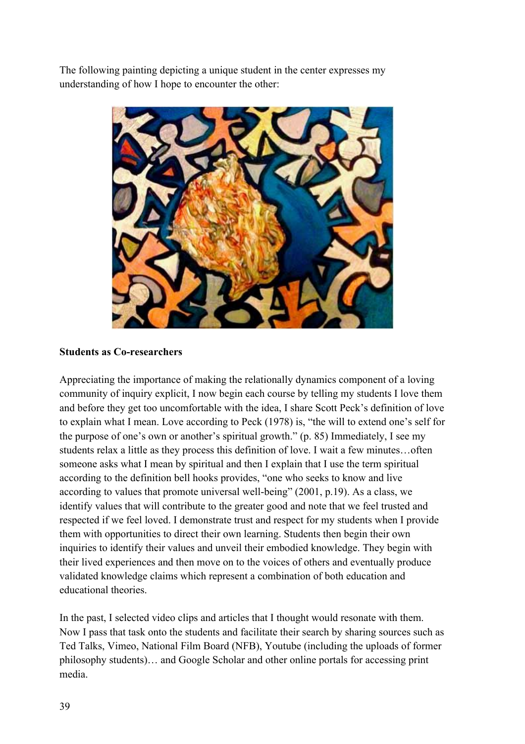The following painting depicting a unique student in the center expresses my understanding of how I hope to encounter the other:

**Students as Co-researchers**

Appreciating the importance of making the relationally dynamics component of a loving community of inquiry explicit, I now begin each course by telling my students I love them and before they get too uncomfortable with the idea, I share Scott Peck's definition of love to explain what I mean. Love according to Peck (1978) is, "the will to extend one's self for the purpose of one's own or another's spiritual growth." (p. 85) Immediately, I see my students relax a little as they process this definition of love. I wait a few minutes…often someone asks what I mean by spiritual and then I explain that I use the term spiritual according to the definition bell hooks provides, "one who seeks to know and live according to values that promote universal well-being" (2001, p.19). As a class, we identify values that will contribute to the greater good and note that we feel trusted and respected if we feel loved. I demonstrate trust and respect for my students when I provide them with opportunities to direct their own learning. Students then begin their own inquiries to identify their values and unveil their embodied knowledge. They begin with their lived experiences and then move on to the voices of others and eventually produce validated knowledge claims which represent a combination of both education and educational theories.

In the past, I selected video clips and articles that I thought would resonate with them. Now I pass that task onto the students and facilitate their search by sharing sources such as Ted Talks, Vimeo, National Film Board (NFB), Youtube (including the uploads of former philosophy students)… and Google Scholar and other online portals for accessing print media.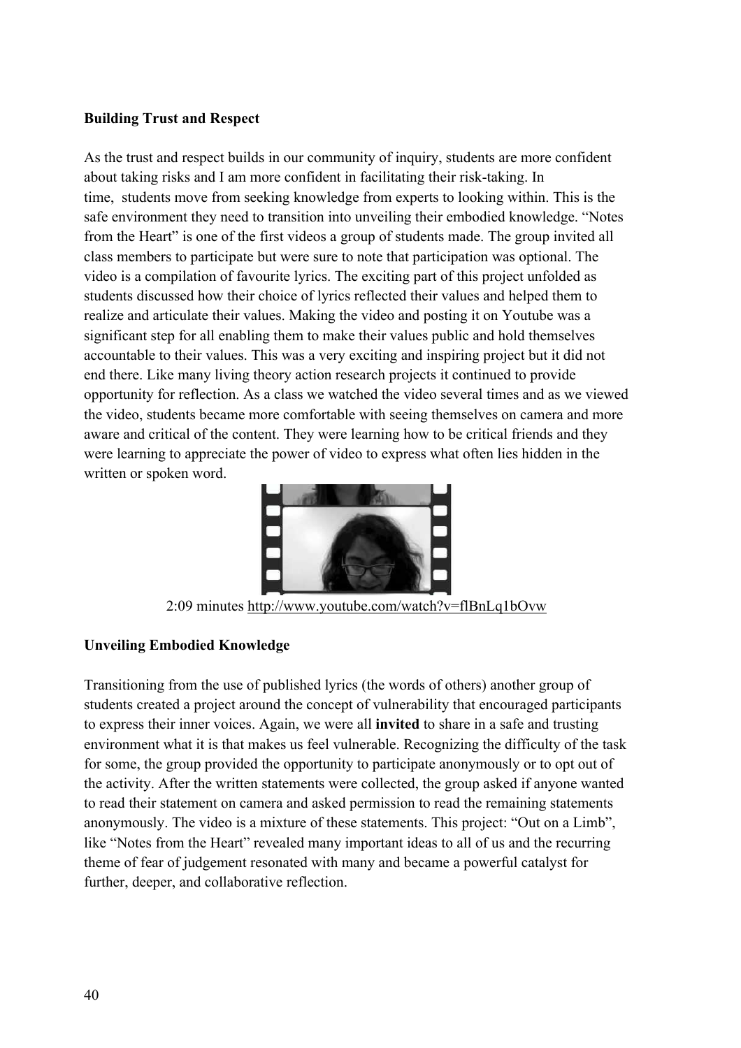**Building Trust and Respect**

As the trust and respect builds in our community of inquiry, students are more confident about taking risks and I am more confident in facilitating their risk-taking. In time, students move from seeking knowledge from experts to looking within. This is the safe environment they need to transition into unveiling their embodied knowledge. “Notes from the Heart” is one of the first videos a group of students made. The group invited all class members to participate but were sure to note that participation was optional. The video is a compilation of favourite lyrics. The exciting part of this project unfolded as students discussed how their choice of lyrics reflected their values and helped them to realize and articulate their values. Making the video and posting it on Youtube was a significant step for all enabling them to make their values public and hold themselves accountable to their values. This was a very exciting and inspiring project but it did not end there. Like many living theory action research projects it continued to provide opportunity for reflection. As a class we watched the video several times and as we viewed the video, students became more comfortable with seeing themselves on camera and more aware and critical of the content. They were learning how to be critical friends and they were learning to appreciate the power of video to express what often lies hidden in the written or spoken word.

2:09 minutes http://www.youtube.com/watch?v=flBnLq1bOvw

**Unveiling Embodied Knowledge**

Transitioning from the use of published lyrics (the words of others) another group of students created a project around the concept of vulnerability that encouraged participants to express their inner voices. Again, we were all **invited** to share in a safe and trusting environment what it is that makes us feel vulnerable. Recognizing the difficulty of the task for some, the group provided the opportunity to participate anonymously or to opt out of the activity. After the written statements were collected, the group asked if anyone wanted to read their statement on camera and asked permission to read the remaining statements anonymously. The video is a mixture of these statements. This project: “Out on a Limb”, like “Notes from the Heart” revealed many important ideas to all of us and the recurring theme of fear of judgement resonated with many and became a powerful catalyst for further, deeper, and collaborative reflection.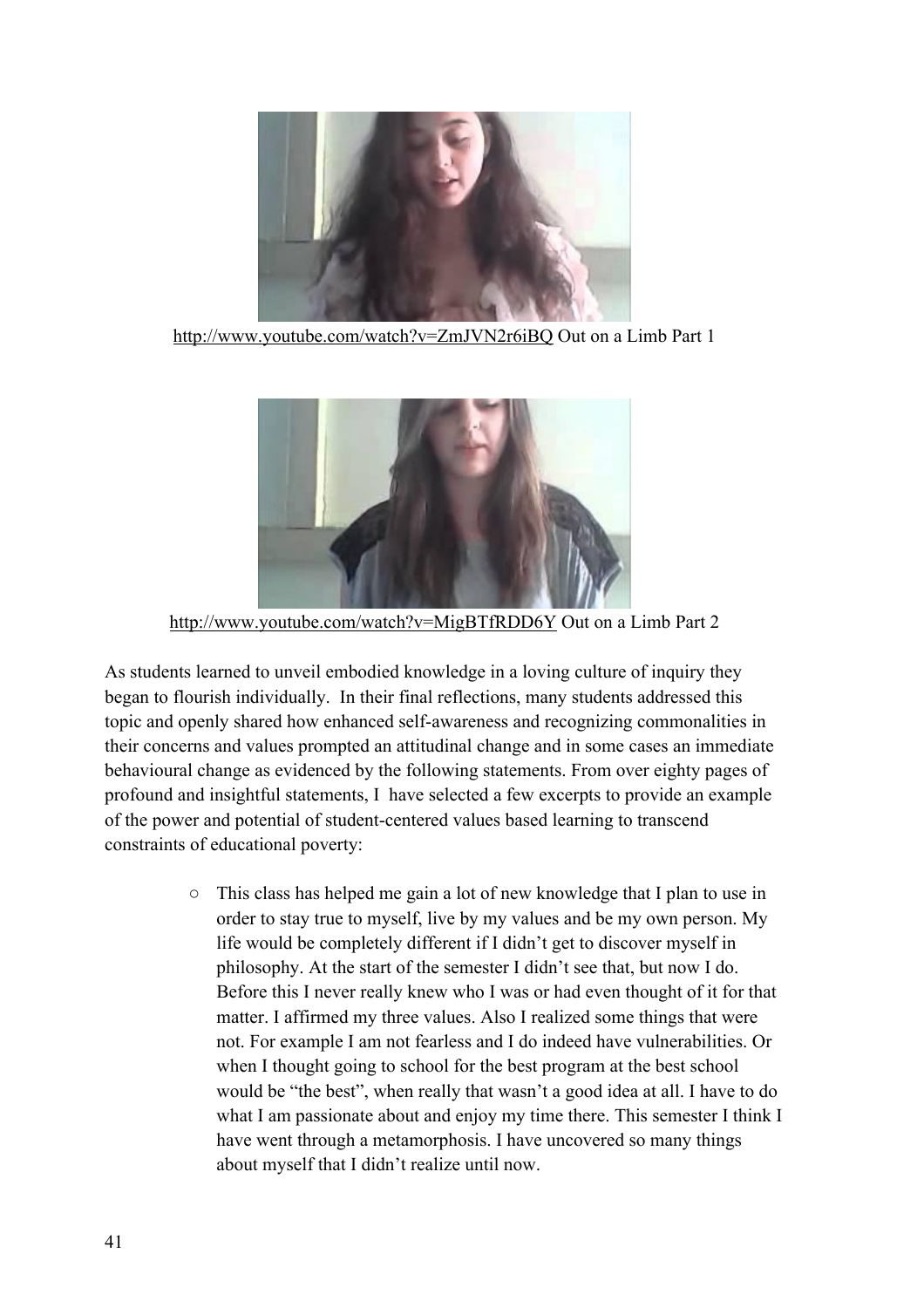http://www.youtube.com/watch?v=ZmJVN2r6iBQ Out on a Limb Part 1

http://www.youtube.com/watch?v=MigBTfRDD6Y Out on a Limb Part 2

As students learned to unveil embodied knowledge in a loving culture of inquiry they began to flourish individually. In their final reflections, many students addressed this topic and openly shared how enhanced self-awareness and recognizing commonalities in their concerns and values prompted an attitudinal change and in some cases an immediate behavioural change as evidenced by the following statements. From over eighty pages of profound and insightful statements, I have selected a few excerpts to provide an example of the power and potential of student-centered values based learning to transcend constraints of educational poverty:

- This class has helped me gain a lot of new knowledge that I plan to use in order to stay true to myself, live by my values and be my own person. My life would be completely different if I didn't get to discover myself in philosophy. At the start of the semester I didn't see that, but now I do. Before this I never really knew who I was or had even thought of it for that matter. I affirmed my three values. Also I realized some things that were not. For example I am not fearless and I do indeed have vulnerabilities. Or when I thought going to school for the best program at the best school would be "the best", when really that wasn't a good idea at all. I have to do what I am passionate about and enjoy my time there. This semester I think I have went through a metamorphosis. I have uncovered so many things about myself that I didn't realize until now.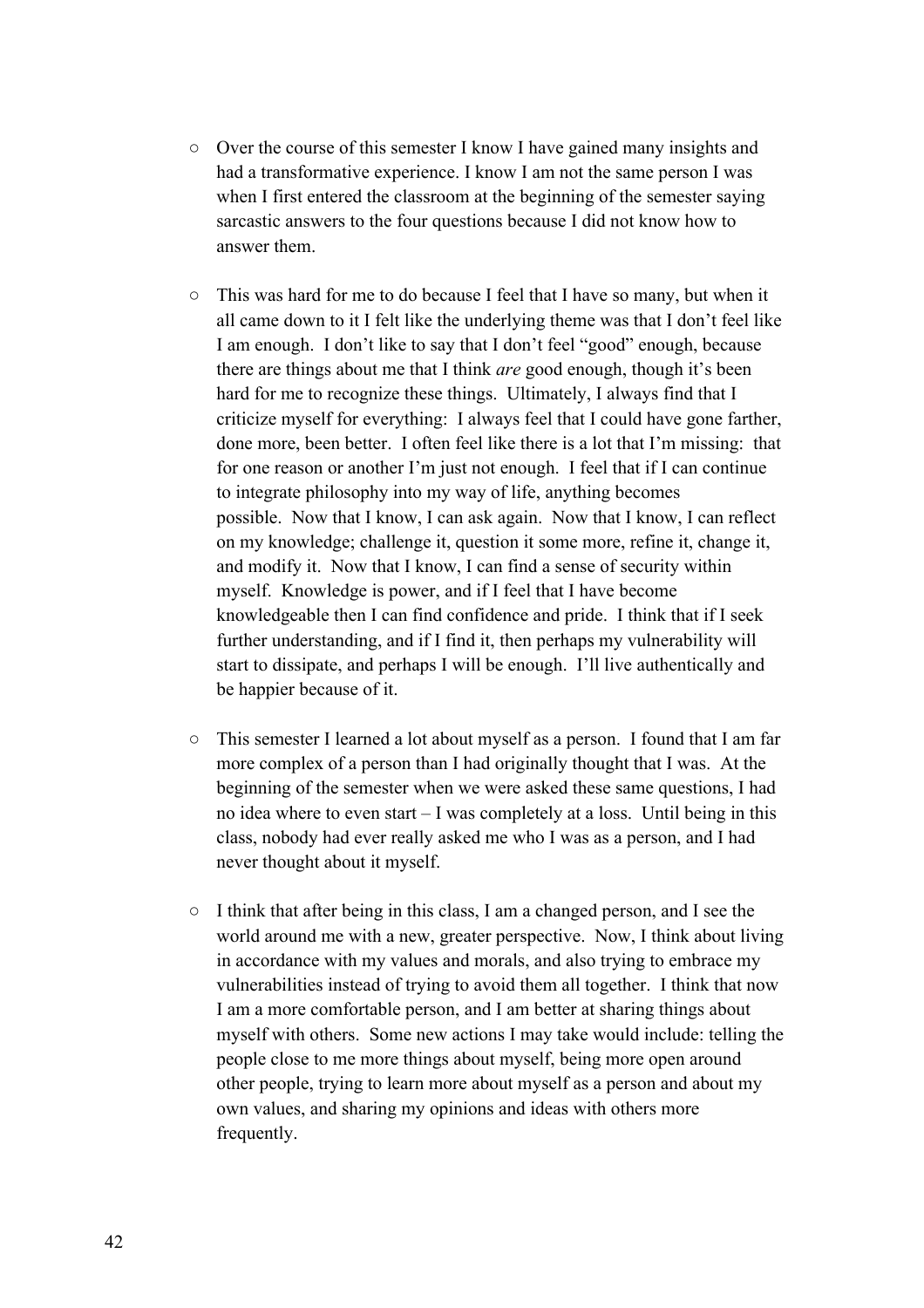- Over the course of this semester I know I have gained many insights and had a transformative experience. I know I am not the same person I was when I first entered the classroom at the beginning of the semester saying sarcastic answers to the four questions because I did not know how to answer them.

- This was hard for me to do because I feel that I have so many, but when it all came down to it I felt like the underlying theme was that I don't feel like I am enough. I don't like to say that I don't feel "good" enough, because there are things about me that I think *are* good enough, though it's been hard for me to recognize these things. Ultimately, I always find that I criticize myself for everything: I always feel that I could have gone farther, done more, been better. I often feel like there is a lot that I'm missing: that for one reason or another I'm just not enough. I feel that if I can continue to integrate philosophy into my way of life, anything becomes possible. Now that I know, I can ask again. Now that I know, I can reflect on my knowledge; challenge it, question it some more, refine it, change it, and modify it. Now that I know, I can find a sense of security within myself. Knowledge is power, and if I feel that I have become knowledgeable then I can find confidence and pride. I think that if I seek further understanding, and if I find it, then perhaps my vulnerability will start to dissipate, and perhaps I will be enough. I'll live authentically and be happier because of it.

- This semester I learned a lot about myself as a person. I found that I am far more complex of a person than I had originally thought that I was. At the beginning of the semester when we were asked these same questions, I had no idea where to even start – I was completely at a loss. Until being in this class, nobody had ever really asked me who I was as a person, and I had never thought about it myself.

- I think that after being in this class, I am a changed person, and I see the world around me with a new, greater perspective. Now, I think about living in accordance with my values and morals, and also trying to embrace my vulnerabilities instead of trying to avoid them all together. I think that now I am a more comfortable person, and I am better at sharing things about myself with others. Some new actions I may take would include: telling the people close to me more things about myself, being more open around other people, trying to learn more about myself as a person and about my own values, and sharing my opinions and ideas with others more frequently.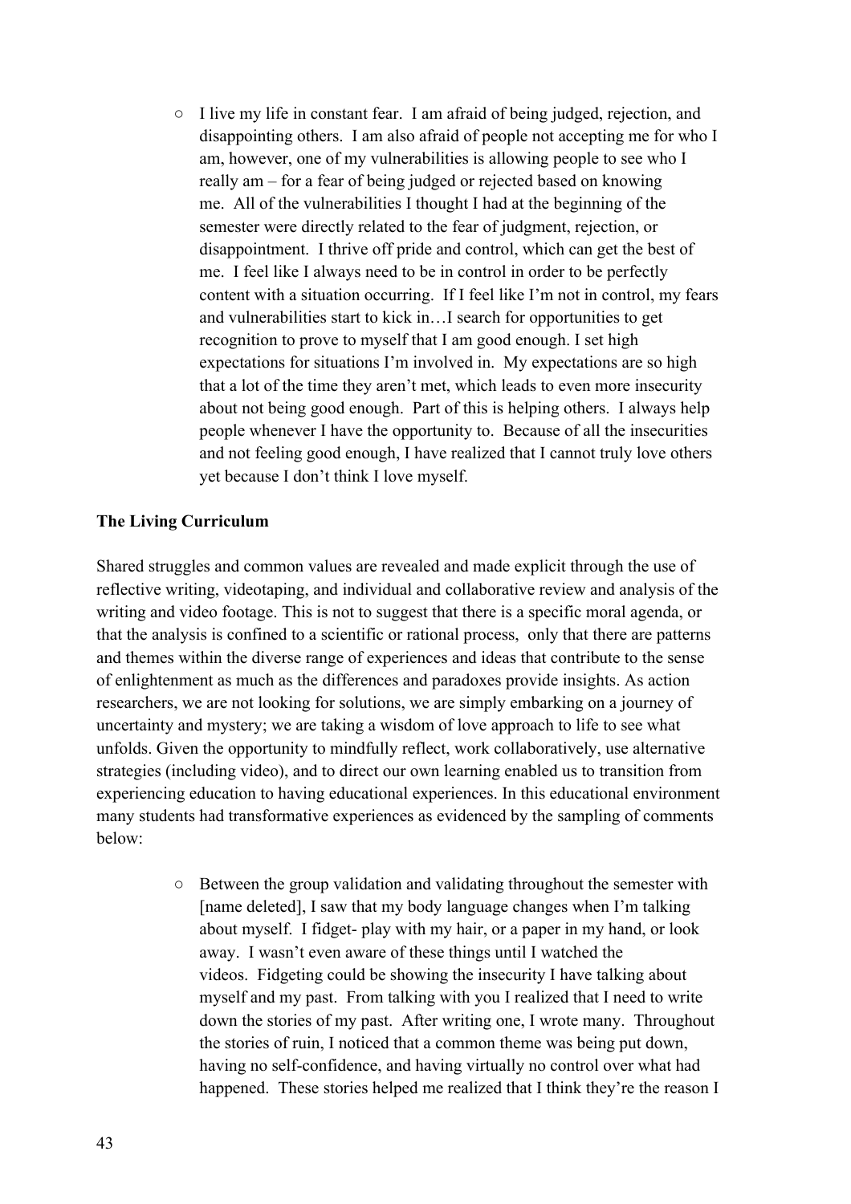- I live my life in constant fear. I am afraid of being judged, rejection, and disappointing others. I am also afraid of people not accepting me for who I am, however, one of my vulnerabilities is allowing people to see who I really am – for a fear of being judged or rejected based on knowing me. All of the vulnerabilities I thought I had at the beginning of the semester were directly related to the fear of judgment, rejection, or disappointment. I thrive off pride and control, which can get the best of me. I feel like I always need to be in control in order to be perfectly content with a situation occurring. If I feel like I'm not in control, my fears and vulnerabilities start to kick in…I search for opportunities to get recognition to prove to myself that I am good enough. I set high expectations for situations I'm involved in. My expectations are so high that a lot of the time they aren't met, which leads to even more insecurity about not being good enough. Part of this is helping others. I always help people whenever I have the opportunity to. Because of all the insecurities and not feeling good enough, I have realized that I cannot truly love others yet because I don't think I love myself.

**The Living Curriculum**

Shared struggles and common values are revealed and made explicit through the use of reflective writing, videotaping, and individual and collaborative review and analysis of the writing and video footage. This is not to suggest that there is a specific moral agenda, or that the analysis is confined to a scientific or rational process, only that there are patterns and themes within the diverse range of experiences and ideas that contribute to the sense of enlightenment as much as the differences and paradoxes provide insights. As action researchers, we are not looking for solutions, we are simply embarking on a journey of uncertainty and mystery; we are taking a wisdom of love approach to life to see what unfolds. Given the opportunity to mindfully reflect, work collaboratively, use alternative strategies (including video), and to direct our own learning enabled us to transition from experiencing education to having educational experiences. In this educational environment many students had transformative experiences as evidenced by the sampling of comments below:

- Between the group validation and validating throughout the semester with [name deleted], I saw that my body language changes when I'm talking about myself. I fidget- play with my hair, or a paper in my hand, or look away. I wasn't even aware of these things until I watched the videos. Fidgeting could be showing the insecurity I have talking about myself and my past. From talking with you I realized that I need to write down the stories of my past. After writing one, I wrote many. Throughout the stories of ruin, I noticed that a common theme was being put down, having no self-confidence, and having virtually no control over what had happened. These stories helped me realized that I think they're the reason I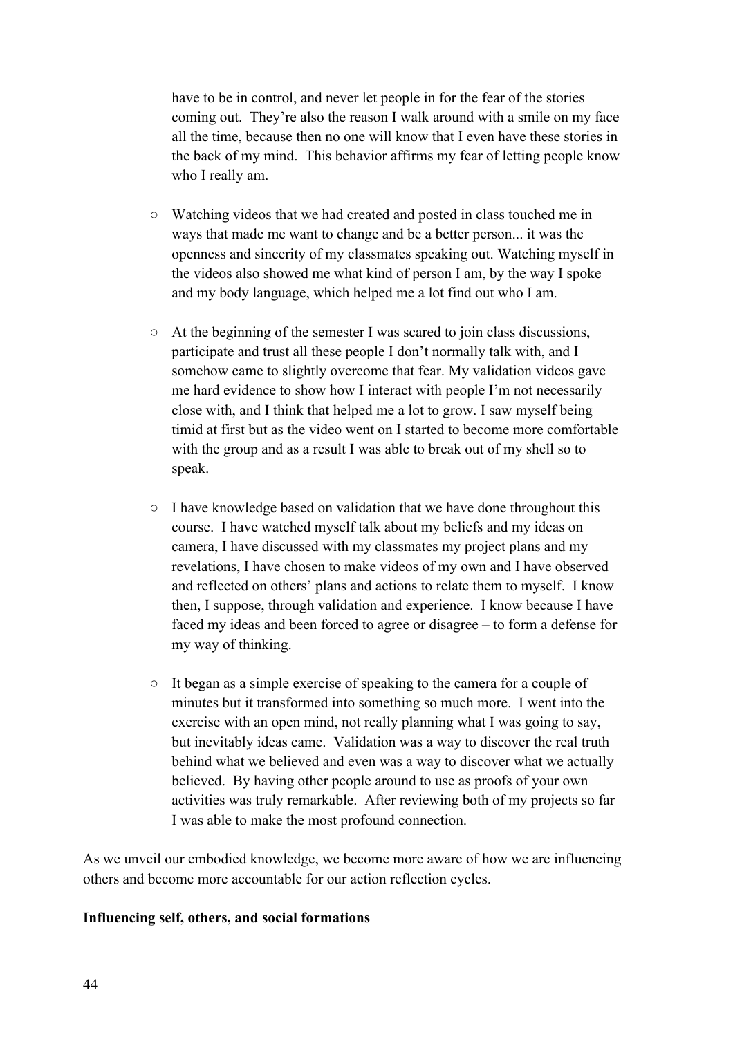have to be in control, and never let people in for the fear of the stories coming out. They're also the reason I walk around with a smile on my face all the time, because then no one will know that I even have these stories in the back of my mind. This behavior affirms my fear of letting people know who I really am.

- Watching videos that we had created and posted in class touched me in ways that made me want to change and be a better person... it was the openness and sincerity of my classmates speaking out. Watching myself in the videos also showed me what kind of person I am, by the way I spoke and my body language, which helped me a lot find out who I am.

- At the beginning of the semester I was scared to join class discussions, participate and trust all these people I don't normally talk with, and I somehow came to slightly overcome that fear. My validation videos gave me hard evidence to show how I interact with people I'm not necessarily close with, and I think that helped me a lot to grow. I saw myself being timid at first but as the video went on I started to become more comfortable with the group and as a result I was able to break out of my shell so to speak.

- I have knowledge based on validation that we have done throughout this course. I have watched myself talk about my beliefs and my ideas on camera, I have discussed with my classmates my project plans and my revelations, I have chosen to make videos of my own and I have observed and reflected on others' plans and actions to relate them to myself. I know then, I suppose, through validation and experience. I know because I have faced my ideas and been forced to agree or disagree – to form a defense for my way of thinking.

- It began as a simple exercise of speaking to the camera for a couple of minutes but it transformed into something so much more. I went into the exercise with an open mind, not really planning what I was going to say, but inevitably ideas came. Validation was a way to discover the real truth behind what we believed and even was a way to discover what we actually believed. By having other people around to use as proofs of your own activities was truly remarkable. After reviewing both of my projects so far I was able to make the most profound connection.

As we unveil our embodied knowledge, we become more aware of how we are influencing others and become more accountable for our action reflection cycles.

**Influencing self, others, and social formations**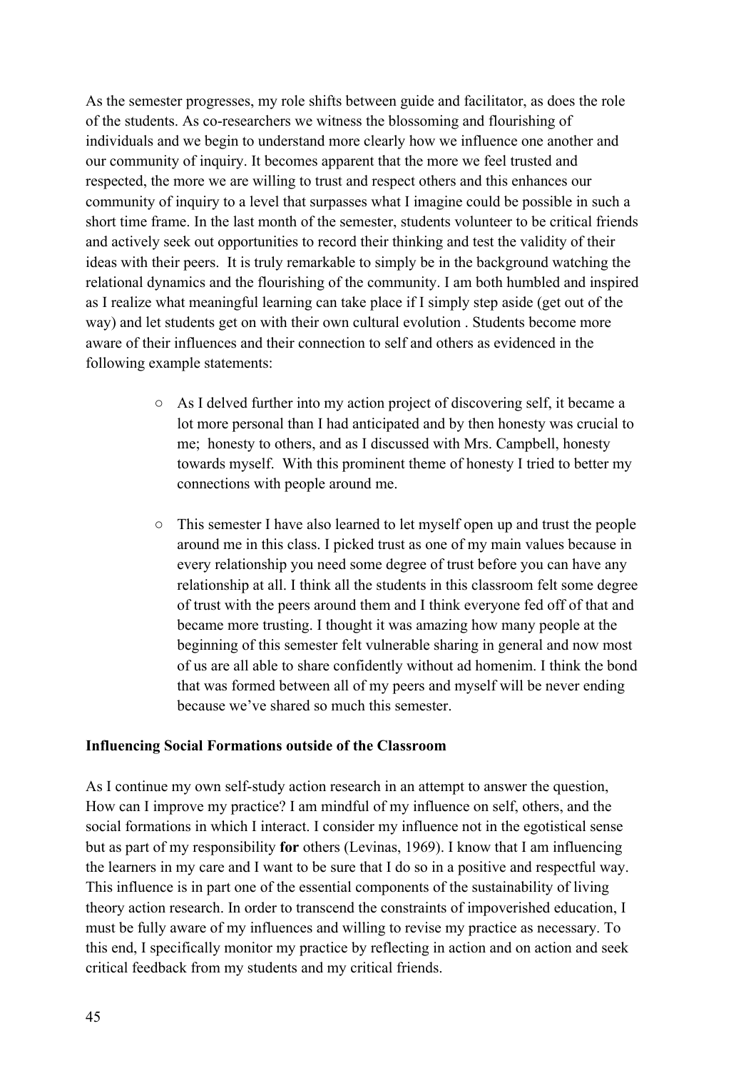As the semester progresses, my role shifts between guide and facilitator, as does the role of the students. As co-researchers we witness the blossoming and flourishing of individuals and we begin to understand more clearly how we influence one another and our community of inquiry. It becomes apparent that the more we feel trusted and respected, the more we are willing to trust and respect others and this enhances our community of inquiry to a level that surpasses what I imagine could be possible in such a short time frame. In the last month of the semester, students volunteer to be critical friends and actively seek out opportunities to record their thinking and test the validity of their ideas with their peers. It is truly remarkable to simply be in the background watching the relational dynamics and the flourishing of the community. I am both humbled and inspired as I realize what meaningful learning can take place if I simply step aside (get out of the way) and let students get on with their own cultural evolution . Students become more aware of their influences and their connection to self and others as evidenced in the following example statements:

- As I delved further into my action project of discovering self, it became a lot more personal than I had anticipated and by then honesty was crucial to me; honesty to others, and as I discussed with Mrs. Campbell, honesty towards myself. With this prominent theme of honesty I tried to better my connections with people around me.

- This semester I have also learned to let myself open up and trust the people around me in this class. I picked trust as one of my main values because in every relationship you need some degree of trust before you can have any relationship at all. I think all the students in this classroom felt some degree of trust with the peers around them and I think everyone fed off of that and became more trusting. I thought it was amazing how many people at the beginning of this semester felt vulnerable sharing in general and now most of us are all able to share confidently without ad homenim. I think the bond that was formed between all of my peers and myself will be never ending because we've shared so much this semester.

**Influencing Social Formations outside of the Classroom**

As I continue my own self-study action research in an attempt to answer the question, How can I improve my practice? I am mindful of my influence on self, others, and the social formations in which I interact. I consider my influence not in the egotistical sense but as part of my responsibility **for** others (Levinas, 1969). I know that I am influencing the learners in my care and I want to be sure that I do so in a positive and respectful way. This influence is in part one of the essential components of the sustainability of living theory action research. In order to transcend the constraints of impoverished education, I must be fully aware of my influences and willing to revise my practice as necessary. To this end, I specifically monitor my practice by reflecting in action and on action and seek critical feedback from my students and my critical friends.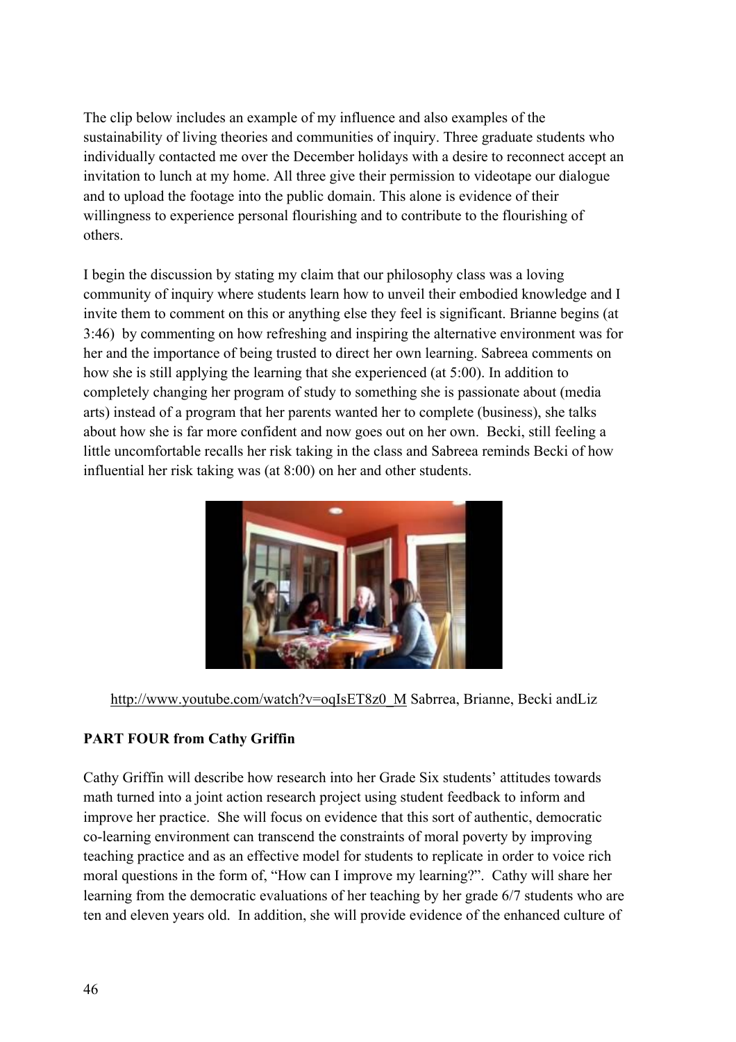The clip below includes an example of my influence and also examples of the sustainability of living theories and communities of inquiry. Three graduate students who individually contacted me over the December holidays with a desire to reconnect accept an invitation to lunch at my home. All three give their permission to videotape our dialogue and to upload the footage into the public domain. This alone is evidence of their willingness to experience personal flourishing and to contribute to the flourishing of others.

I begin the discussion by stating my claim that our philosophy class was a loving community of inquiry where students learn how to unveil their embodied knowledge and I invite them to comment on this or anything else they feel is significant. Brianne begins (at 3:46) by commenting on how refreshing and inspiring the alternative environment was for her and the importance of being trusted to direct her own learning. Sabreea comments on how she is still applying the learning that she experienced (at 5:00). In addition to completely changing her program of study to something she is passionate about (media arts) instead of a program that her parents wanted her to complete (business), she talks about how she is far more confident and now goes out on her own. Becki, still feeling a little uncomfortable recalls her risk taking in the class and Sabreea reminds Becki of how influential her risk taking was (at 8:00) on her and other students.

http://www.youtube.com/watch?v=oqIsET8z0_M Sabrrea, Brianne, Becki andLiz

**PART FOUR from Cathy Griffin**

Cathy Griffin will describe how research into her Grade Six students' attitudes towards math turned into a joint action research project using student feedback to inform and improve her practice. She will focus on evidence that this sort of authentic, democratic co-learning environment can transcend the constraints of moral poverty by improving teaching practice and as an effective model for students to replicate in order to voice rich moral questions in the form of, "How can I improve my learning?". Cathy will share her learning from the democratic evaluations of her teaching by her grade 6/7 students who are ten and eleven years old. In addition, she will provide evidence of the enhanced culture of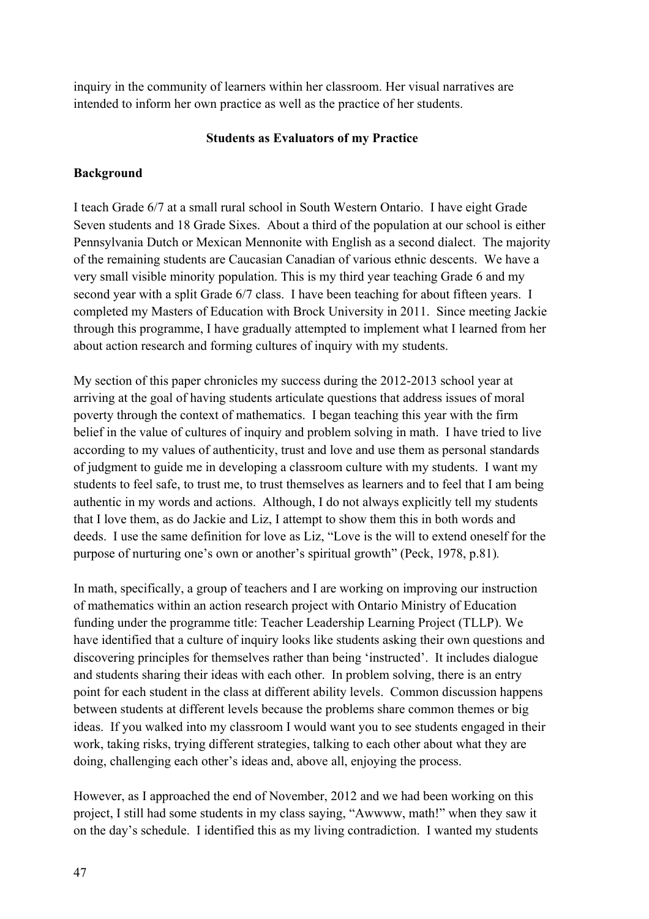inquiry in the community of learners within her classroom. Her visual narratives are intended to inform her own practice as well as the practice of her students.

**Students as Evaluators of my Practice**

**Background**

I teach Grade 6/7 at a small rural school in South Western Ontario. I have eight Grade Seven students and 18 Grade Sixes. About a third of the population at our school is either Pennsylvania Dutch or Mexican Mennonite with English as a second dialect. The majority of the remaining students are Caucasian Canadian of various ethnic descents. We have a very small visible minority population. This is my third year teaching Grade 6 and my second year with a split Grade 6/7 class. I have been teaching for about fifteen years. I completed my Masters of Education with Brock University in 2011. Since meeting Jackie through this programme, I have gradually attempted to implement what I learned from her about action research and forming cultures of inquiry with my students.

My section of this paper chronicles my success during the 2012-2013 school year at arriving at the goal of having students articulate questions that address issues of moral poverty through the context of mathematics. I began teaching this year with the firm belief in the value of cultures of inquiry and problem solving in math. I have tried to live according to my values of authenticity, trust and love and use them as personal standards of judgment to guide me in developing a classroom culture with my students. I want my students to feel safe, to trust me, to trust themselves as learners and to feel that I am being authentic in my words and actions. Although, I do not always explicitly tell my students that I love them, as do Jackie and Liz, I attempt to show them this in both words and deeds. I use the same definition for love as Liz, "Love is the will to extend oneself for the purpose of nurturing one's own or another's spiritual growth" (Peck, 1978, p.81).

In math, specifically, a group of teachers and I are working on improving our instruction of mathematics within an action research project with Ontario Ministry of Education funding under the programme title: Teacher Leadership Learning Project (TLLP). We have identified that a culture of inquiry looks like students asking their own questions and discovering principles for themselves rather than being 'instructed'. It includes dialogue and students sharing their ideas with each other. In problem solving, there is an entry point for each student in the class at different ability levels. Common discussion happens between students at different levels because the problems share common themes or big ideas. If you walked into my classroom I would want you to see students engaged in their work, taking risks, trying different strategies, talking to each other about what they are doing, challenging each other's ideas and, above all, enjoying the process.

However, as I approached the end of November, 2012 and we had been working on this project, I still had some students in my class saying, "Awwww, math!" when they saw it on the day's schedule. I identified this as my living contradiction. I wanted my students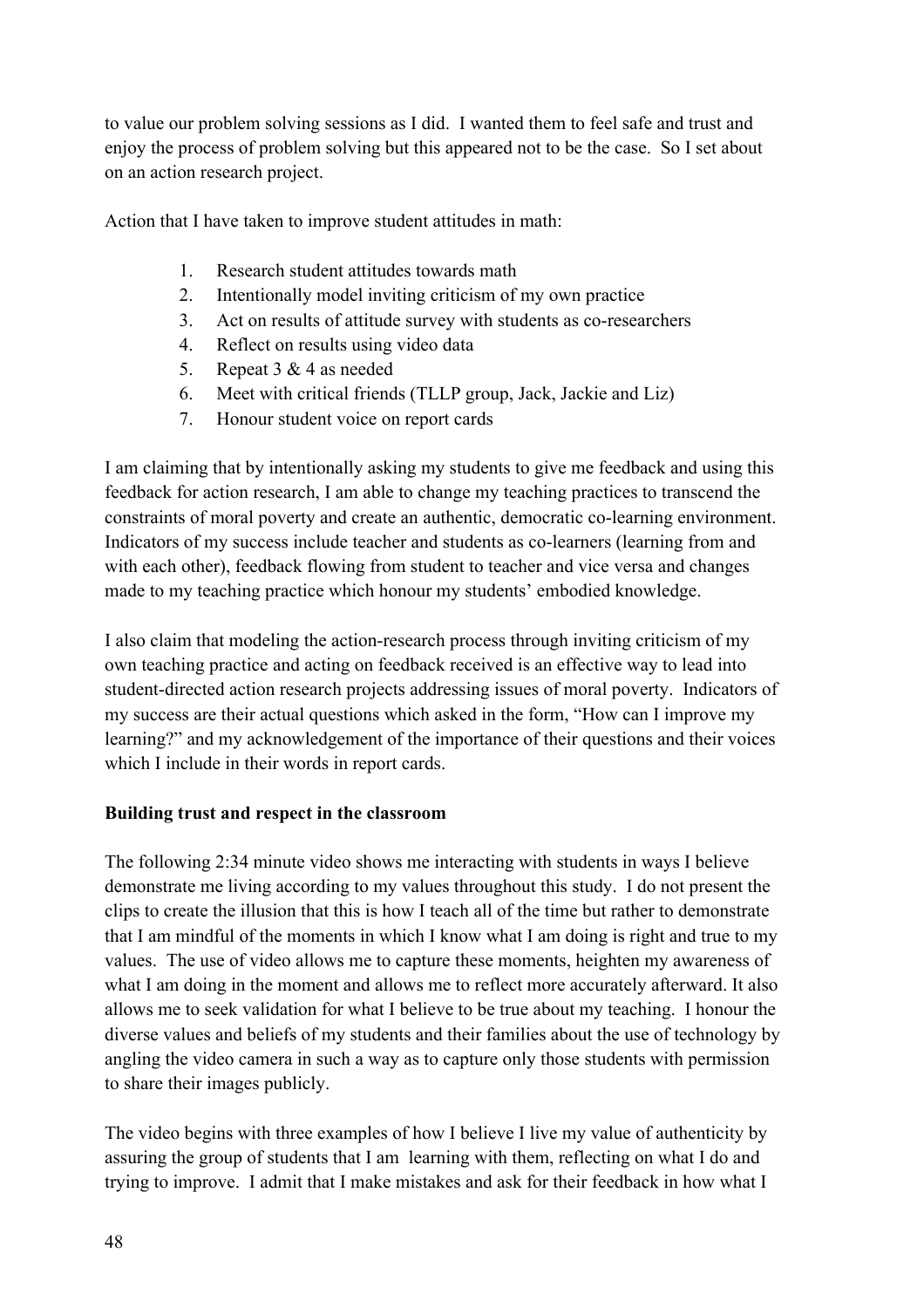to value our problem solving sessions as I did. I wanted them to feel safe and trust and enjoy the process of problem solving but this appeared not to be the case. So I set about on an action research project.

Action that I have taken to improve student attitudes in math:

1. Research student attitudes towards math
2. Intentionally model inviting criticism of my own practice
3. Act on results of attitude survey with students as co-researchers
4. Reflect on results using video data
5. Repeat 3 & 4 as needed
6. Meet with critical friends (TLLP group, Jack, Jackie and Liz)
7. Honour student voice on report cards

I am claiming that by intentionally asking my students to give me feedback and using this feedback for action research, I am able to change my teaching practices to transcend the constraints of moral poverty and create an authentic, democratic co-learning environment. Indicators of my success include teacher and students as co-learners (learning from and with each other), feedback flowing from student to teacher and vice versa and changes made to my teaching practice which honour my students' embodied knowledge.

I also claim that modeling the action-research process through inviting criticism of my own teaching practice and acting on feedback received is an effective way to lead into student-directed action research projects addressing issues of moral poverty. Indicators of my success are their actual questions which asked in the form, "How can I improve my learning?" and my acknowledgement of the importance of their questions and their voices which I include in their words in report cards.

**Building trust and respect in the classroom**

The following 2:34 minute video shows me interacting with students in ways I believe demonstrate me living according to my values throughout this study. I do not present the clips to create the illusion that this is how I teach all of the time but rather to demonstrate that I am mindful of the moments in which I know what I am doing is right and true to my values. The use of video allows me to capture these moments, heighten my awareness of what I am doing in the moment and allows me to reflect more accurately afterward. It also allows me to seek validation for what I believe to be true about my teaching. I honour the diverse values and beliefs of my students and their families about the use of technology by angling the video camera in such a way as to capture only those students with permission to share their images publicly.

The video begins with three examples of how I believe I live my value of authenticity by assuring the group of students that I am learning with them, reflecting on what I do and trying to improve. I admit that I make mistakes and ask for their feedback in how what I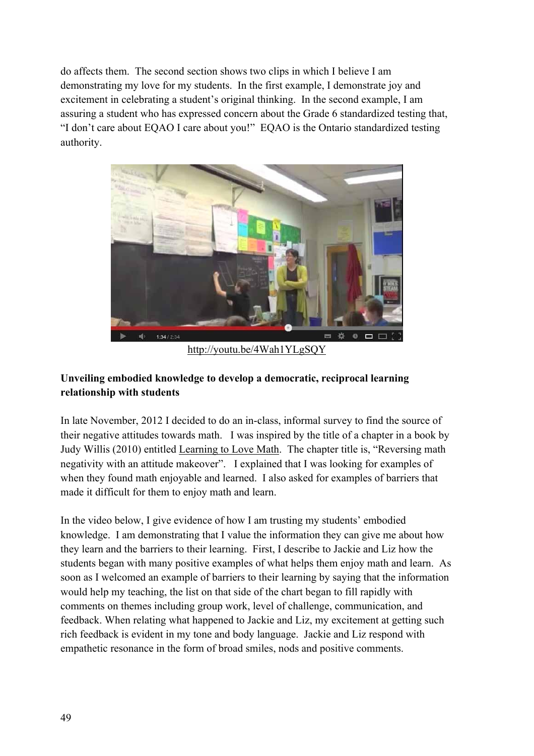do affects them. The second section shows two clips in which I believe I am demonstrating my love for my students. In the first example, I demonstrate joy and excitement in celebrating a student's original thinking. In the second example, I am assuring a student who has expressed concern about the Grade 6 standardized testing that, "I don't care about EQAO I care about you!" EQAO is the Ontario standardized testing authority.

http://youtu.be/4Wah1YLgSQY

**Unveiling embodied knowledge to develop a democratic, reciprocal learning relationship with students**

In late November, 2012 I decided to do an in-class, informal survey to find the source of their negative attitudes towards math. I was inspired by the title of a chapter in a book by Judy Willis (2010) entitled Learning to Love Math. The chapter title is, "Reversing math negativity with an attitude makeover". I explained that I was looking for examples of when they found math enjoyable and learned. I also asked for examples of barriers that made it difficult for them to enjoy math and learn.

In the video below, I give evidence of how I am trusting my students' embodied knowledge. I am demonstrating that I value the information they can give me about how they learn and the barriers to their learning. First, I describe to Jackie and Liz how the students began with many positive examples of what helps them enjoy math and learn. As soon as I welcomed an example of barriers to their learning by saying that the information would help my teaching, the list on that side of the chart began to fill rapidly with comments on themes including group work, level of challenge, communication, and feedback. When relating what happened to Jackie and Liz, my excitement at getting such rich feedback is evident in my tone and body language. Jackie and Liz respond with empathetic resonance in the form of broad smiles, nods and positive comments.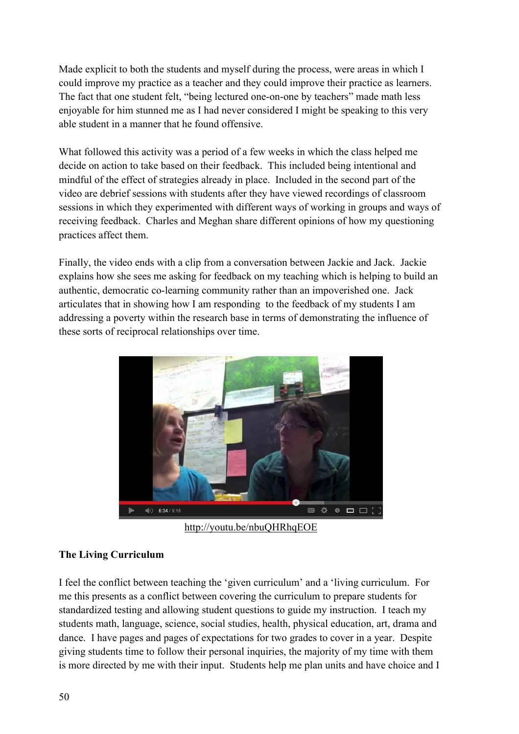Made explicit to both the students and myself during the process, were areas in which I could improve my practice as a teacher and they could improve their practice as learners. The fact that one student felt, "being lectured one-on-one by teachers" made math less enjoyable for him stunned me as I had never considered I might be speaking to this very able student in a manner that he found offensive.

What followed this activity was a period of a few weeks in which the class helped me decide on action to take based on their feedback. This included being intentional and mindful of the effect of strategies already in place. Included in the second part of the video are debrief sessions with students after they have viewed recordings of classroom sessions in which they experimented with different ways of working in groups and ways of receiving feedback. Charles and Meghan share different opinions of how my questioning practices affect them.

Finally, the video ends with a clip from a conversation between Jackie and Jack. Jackie explains how she sees me asking for feedback on my teaching which is helping to build an authentic, democratic co-learning community rather than an impoverished one. Jack articulates that in showing how I am responding to the feedback of my students I am addressing a poverty within the research base in terms of demonstrating the influence of these sorts of reciprocal relationships over time.

http://youtu.be/nbuQHRhqEOE

**The Living Curriculum**

I feel the conflict between teaching the 'given curriculum' and a 'living curriculum. For me this presents as a conflict between covering the curriculum to prepare students for standardized testing and allowing student questions to guide my instruction. I teach my students math, language, science, social studies, health, physical education, art, drama and dance. I have pages and pages of expectations for two grades to cover in a year. Despite giving students time to follow their personal inquiries, the majority of my time with them is more directed by me with their input. Students help me plan units and have choice and I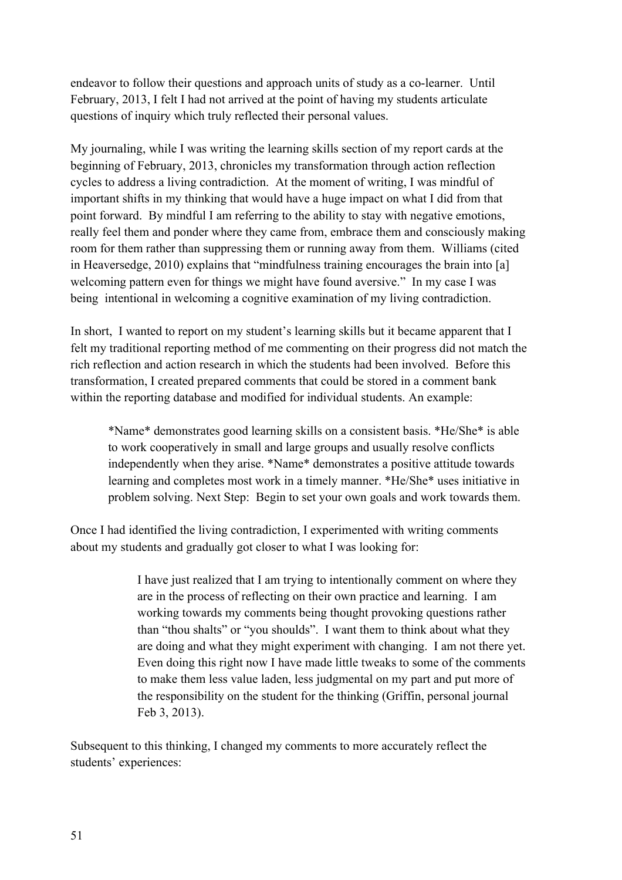endeavor to follow their questions and approach units of study as a co-learner. Until February, 2013, I felt I had not arrived at the point of having my students articulate questions of inquiry which truly reflected their personal values.

My journaling, while I was writing the learning skills section of my report cards at the beginning of February, 2013, chronicles my transformation through action reflection cycles to address a living contradiction. At the moment of writing, I was mindful of important shifts in my thinking that would have a huge impact on what I did from that point forward. By mindful I am referring to the ability to stay with negative emotions, really feel them and ponder where they came from, embrace them and consciously making room for them rather than suppressing them or running away from them. Williams (cited in Heaversedge, 2010) explains that "mindfulness training encourages the brain into [a] welcoming pattern even for things we might have found aversive." In my case I was being intentional in welcoming a cognitive examination of my living contradiction.

In short, I wanted to report on my student's learning skills but it became apparent that I felt my traditional reporting method of me commenting on their progress did not match the rich reflection and action research in which the students had been involved. Before this transformation, I created prepared comments that could be stored in a comment bank within the reporting database and modified for individual students. An example:

> *Name* demonstrates good learning skills on a consistent basis. *He/She* is able to work cooperatively in small and large groups and usually resolve conflicts independently when they arise. *Name* demonstrates a positive attitude towards learning and completes most work in a timely manner. *He/She* uses initiative in problem solving. Next Step: Begin to set your own goals and work towards them.

Once I had identified the living contradiction, I experimented with writing comments about my students and gradually got closer to what I was looking for:

> I have just realized that I am trying to intentionally comment on where they are in the process of reflecting on their own practice and learning. I am working towards my comments being thought provoking questions rather than "thou shalts" or "you shoulds". I want them to think about what they are doing and what they might experiment with changing. I am not there yet. Even doing this right now I have made little tweaks to some of the comments to make them less value laden, less judgmental on my part and put more of the responsibility on the student for the thinking (Griffin, personal journal Feb 3, 2013).

Subsequent to this thinking, I changed my comments to more accurately reflect the students' experiences: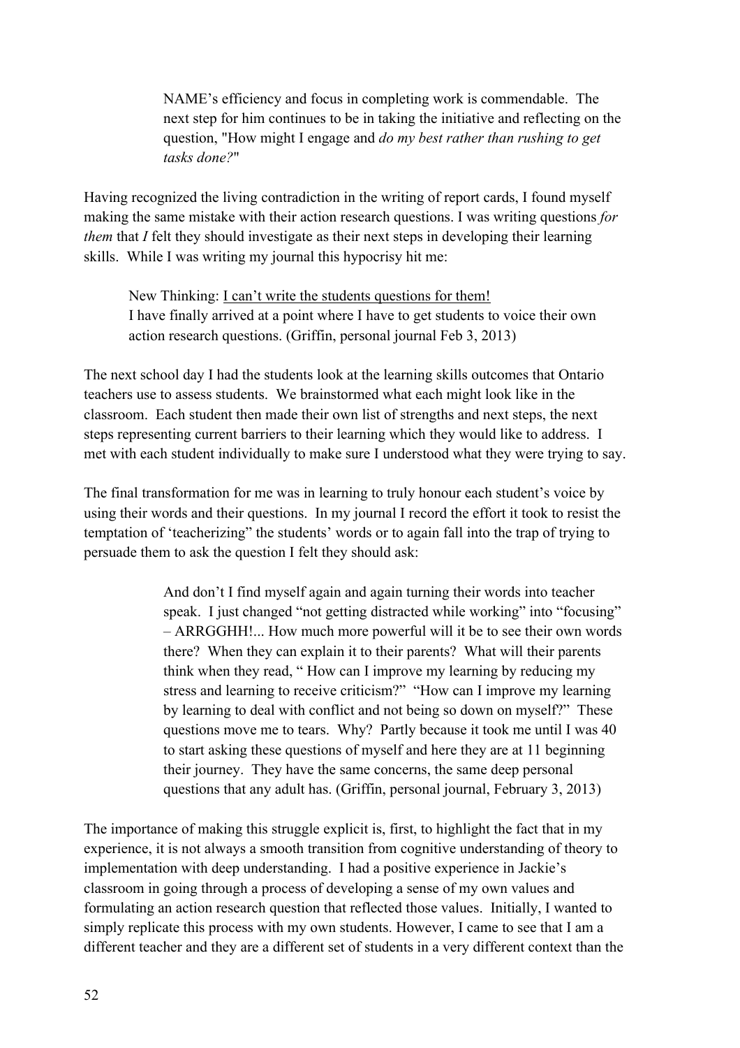> NAME's efficiency and focus in completing work is commendable. The next step for him continues to be in taking the initiative and reflecting on the question, "How might I engage and *do my best rather than rushing to get tasks done?*"

Having recognized the living contradiction in the writing of report cards, I found myself making the same mistake with their action research questions. I was writing questions *for them* that *I* felt they should investigate as their next steps in developing their learning skills. While I was writing my journal this hypocrisy hit me:

> New Thinking: <u>I can't write the students questions for them!</u>
> I have finally arrived at a point where I have to get students to voice their own action research questions. (Griffin, personal journal Feb 3, 2013)

The next school day I had the students look at the learning skills outcomes that Ontario teachers use to assess students. We brainstormed what each might look like in the classroom. Each student then made their own list of strengths and next steps, the next steps representing current barriers to their learning which they would like to address. I met with each student individually to make sure I understood what they were trying to say.

The final transformation for me was in learning to truly honour each student's voice by using their words and their questions. In my journal I record the effort it took to resist the temptation of 'teacherizing" the students' words or to again fall into the trap of trying to persuade them to ask the question I felt they should ask:

> And don't I find myself again and again turning their words into teacher speak. I just changed "not getting distracted while working" into "focusing" – ARRGGHH!... How much more powerful will it be to see their own words there? When they can explain it to their parents? What will their parents think when they read, " How can I improve my learning by reducing my stress and learning to receive criticism?" "How can I improve my learning by learning to deal with conflict and not being so down on myself?" These questions move me to tears. Why? Partly because it took me until I was 40 to start asking these questions of myself and here they are at 11 beginning their journey. They have the same concerns, the same deep personal questions that any adult has. (Griffin, personal journal, February 3, 2013)

The importance of making this struggle explicit is, first, to highlight the fact that in my experience, it is not always a smooth transition from cognitive understanding of theory to implementation with deep understanding. I had a positive experience in Jackie's classroom in going through a process of developing a sense of my own values and formulating an action research question that reflected those values. Initially, I wanted to simply replicate this process with my own students. However, I came to see that I am a different teacher and they are a different set of students in a very different context than the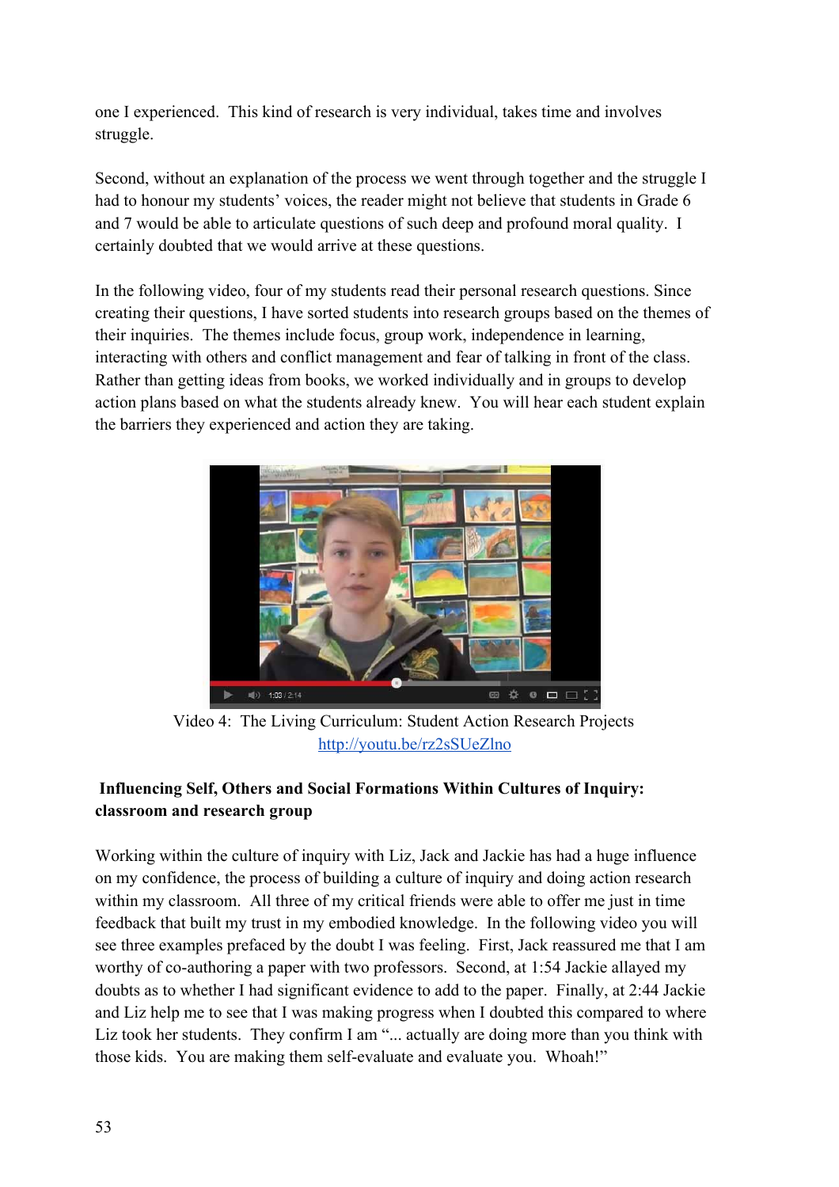one I experienced. This kind of research is very individual, takes time and involves struggle.

Second, without an explanation of the process we went through together and the struggle I had to honour my students' voices, the reader might not believe that students in Grade 6 and 7 would be able to articulate questions of such deep and profound moral quality. I certainly doubted that we would arrive at these questions.

In the following video, four of my students read their personal research questions. Since creating their questions, I have sorted students into research groups based on the themes of their inquiries. The themes include focus, group work, independence in learning, interacting with others and conflict management and fear of talking in front of the class. Rather than getting ideas from books, we worked individually and in groups to develop action plans based on what the students already knew. You will hear each student explain the barriers they experienced and action they are taking.

Video 4: The Living Curriculum: Student Action Research Projects
[http://youtu.be/rz2sSUeZlno](http://youtu.be/rz2sSUeZlno)

**Influencing Self, Others and Social Formations Within Cultures of Inquiry: classroom and research group**

Working within the culture of inquiry with Liz, Jack and Jackie has had a huge influence on my confidence, the process of building a culture of inquiry and doing action research within my classroom. All three of my critical friends were able to offer me just in time feedback that built my trust in my embodied knowledge. In the following video you will see three examples prefaced by the doubt I was feeling. First, Jack reassured me that I am worthy of co-authoring a paper with two professors. Second, at 1:54 Jackie allayed my doubts as to whether I had significant evidence to add to the paper. Finally, at 2:44 Jackie and Liz help me to see that I was making progress when I doubted this compared to where Liz took her students. They confirm I am "... actually are doing more than you think with those kids. You are making them self-evaluate and evaluate you. Whoah!"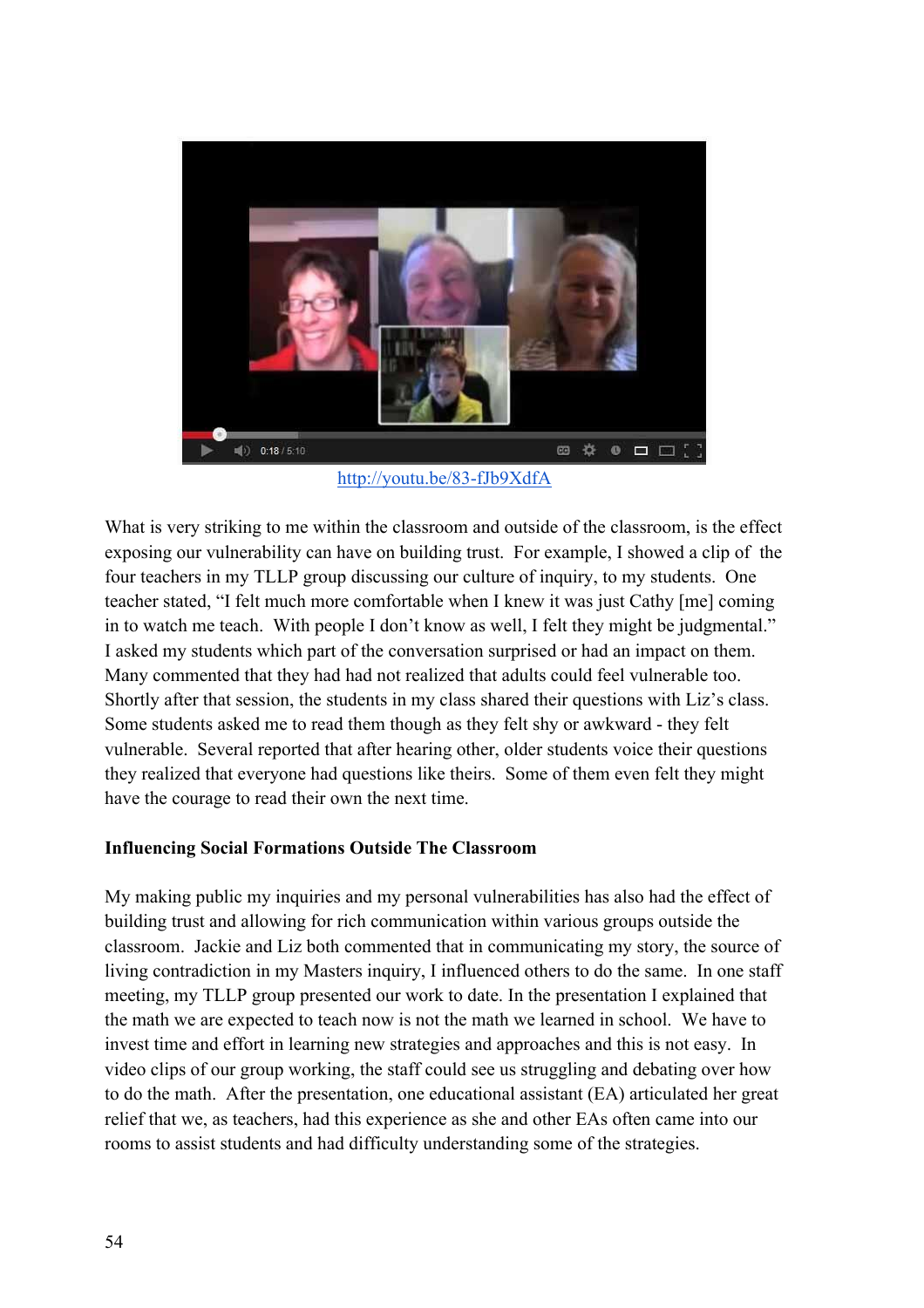http://youtu.be/83-fJb9XdfA

What is very striking to me within the classroom and outside of the classroom, is the effect exposing our vulnerability can have on building trust. For example, I showed a clip of the four teachers in my TLLP group discussing our culture of inquiry, to my students. One teacher stated, "I felt much more comfortable when I knew it was just Cathy [me] coming in to watch me teach. With people I don't know as well, I felt they might be judgmental." I asked my students which part of the conversation surprised or had an impact on them. Many commented that they had had not realized that adults could feel vulnerable too. Shortly after that session, the students in my class shared their questions with Liz's class. Some students asked me to read them though as they felt shy or awkward - they felt vulnerable. Several reported that after hearing other, older students voice their questions they realized that everyone had questions like theirs. Some of them even felt they might have the courage to read their own the next time.

**Influencing Social Formations Outside The Classroom**

My making public my inquiries and my personal vulnerabilities has also had the effect of building trust and allowing for rich communication within various groups outside the classroom. Jackie and Liz both commented that in communicating my story, the source of living contradiction in my Masters inquiry, I influenced others to do the same. In one staff meeting, my TLLP group presented our work to date. In the presentation I explained that the math we are expected to teach now is not the math we learned in school. We have to invest time and effort in learning new strategies and approaches and this is not easy. In video clips of our group working, the staff could see us struggling and debating over how to do the math. After the presentation, one educational assistant (EA) articulated her great relief that we, as teachers, had this experience as she and other EAs often came into our rooms to assist students and had difficulty understanding some of the strategies.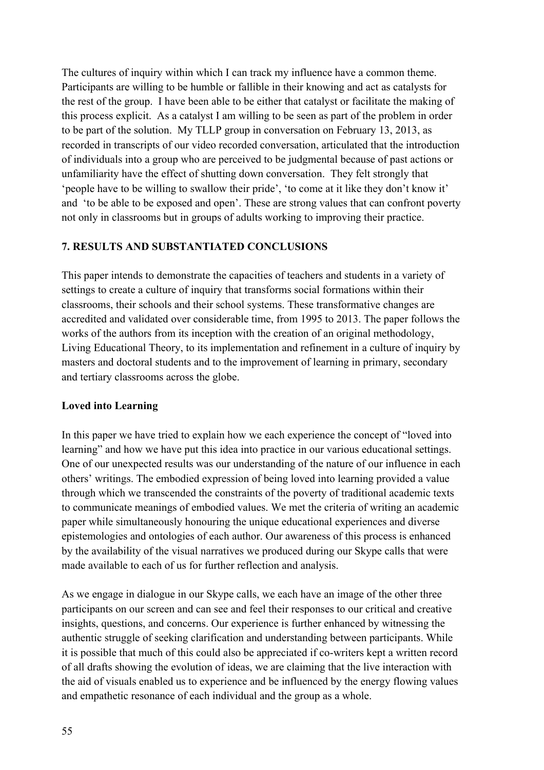The cultures of inquiry within which I can track my influence have a common theme. Participants are willing to be humble or fallible in their knowing and act as catalysts for the rest of the group. I have been able to be either that catalyst or facilitate the making of this process explicit. As a catalyst I am willing to be seen as part of the problem in order to be part of the solution. My TLLP group in conversation on February 13, 2013, as recorded in transcripts of our video recorded conversation, articulated that the introduction of individuals into a group who are perceived to be judgmental because of past actions or unfamiliarity have the effect of shutting down conversation. They felt strongly that 'people have to be willing to swallow their pride', 'to come at it like they don't know it' and 'to be able to be exposed and open'. These are strong values that can confront poverty not only in classrooms but in groups of adults working to improving their practice.

## 7. RESULTS AND SUBSTANTIATED CONCLUSIONS

This paper intends to demonstrate the capacities of teachers and students in a variety of settings to create a culture of inquiry that transforms social formations within their classrooms, their schools and their school systems. These transformative changes are accredited and validated over considerable time, from 1995 to 2013. The paper follows the works of the authors from its inception with the creation of an original methodology, Living Educational Theory, to its implementation and refinement in a culture of inquiry by masters and doctoral students and to the improvement of learning in primary, secondary and tertiary classrooms across the globe.

### Loved into Learning

In this paper we have tried to explain how we each experience the concept of "loved into learning" and how we have put this idea into practice in our various educational settings. One of our unexpected results was our understanding of the nature of our influence in each others' writings. The embodied expression of being loved into learning provided a value through which we transcended the constraints of the poverty of traditional academic texts to communicate meanings of embodied values. We met the criteria of writing an academic paper while simultaneously honouring the unique educational experiences and diverse epistemologies and ontologies of each author. Our awareness of this process is enhanced by the availability of the visual narratives we produced during our Skype calls that were made available to each of us for further reflection and analysis.

As we engage in dialogue in our Skype calls, we each have an image of the other three participants on our screen and can see and feel their responses to our critical and creative insights, questions, and concerns. Our experience is further enhanced by witnessing the authentic struggle of seeking clarification and understanding between participants. While it is possible that much of this could also be appreciated if co-writers kept a written record of all drafts showing the evolution of ideas, we are claiming that the live interaction with the aid of visuals enabled us to experience and be influenced by the energy flowing values and empathetic resonance of each individual and the group as a whole.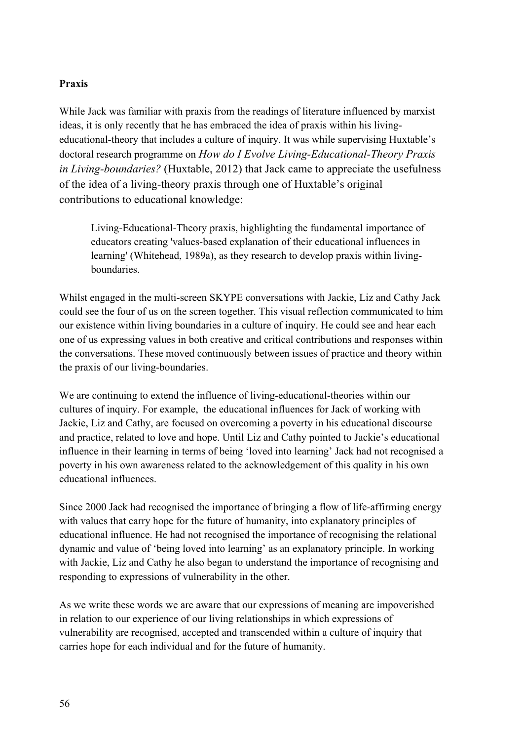**Praxis**

While Jack was familiar with praxis from the readings of literature influenced by marxist ideas, it is only recently that he has embraced the idea of praxis within his living-educational-theory that includes a culture of inquiry. It was while supervising Huxtable's doctoral research programme on *How do I Evolve Living-Educational-Theory Praxis in Living-boundaries?* (Huxtable, 2012) that Jack came to appreciate the usefulness of the idea of a living-theory praxis through one of Huxtable's original contributions to educational knowledge:

> Living-Educational-Theory praxis, highlighting the fundamental importance of educators creating 'values-based explanation of their educational influences in learning' (Whitehead, 1989a), as they research to develop praxis within living-boundaries.

Whilst engaged in the multi-screen SKYPE conversations with Jackie, Liz and Cathy Jack could see the four of us on the screen together. This visual reflection communicated to him our existence within living boundaries in a culture of inquiry. He could see and hear each one of us expressing values in both creative and critical contributions and responses within the conversations. These moved continuously between issues of practice and theory within the praxis of our living-boundaries.

We are continuing to extend the influence of living-educational-theories within our cultures of inquiry. For example, the educational influences for Jack of working with Jackie, Liz and Cathy, are focused on overcoming a poverty in his educational discourse and practice, related to love and hope. Until Liz and Cathy pointed to Jackie's educational influence in their learning in terms of being 'loved into learning' Jack had not recognised a poverty in his own awareness related to the acknowledgement of this quality in his own educational influences.

Since 2000 Jack had recognised the importance of bringing a flow of life-affirming energy with values that carry hope for the future of humanity, into explanatory principles of educational influence. He had not recognised the importance of recognising the relational dynamic and value of 'being loved into learning' as an explanatory principle. In working with Jackie, Liz and Cathy he also began to understand the importance of recognising and responding to expressions of vulnerability in the other.

As we write these words we are aware that our expressions of meaning are impoverished in relation to our experience of our living relationships in which expressions of vulnerability are recognised, accepted and transcended within a culture of inquiry that carries hope for each individual and for the future of humanity.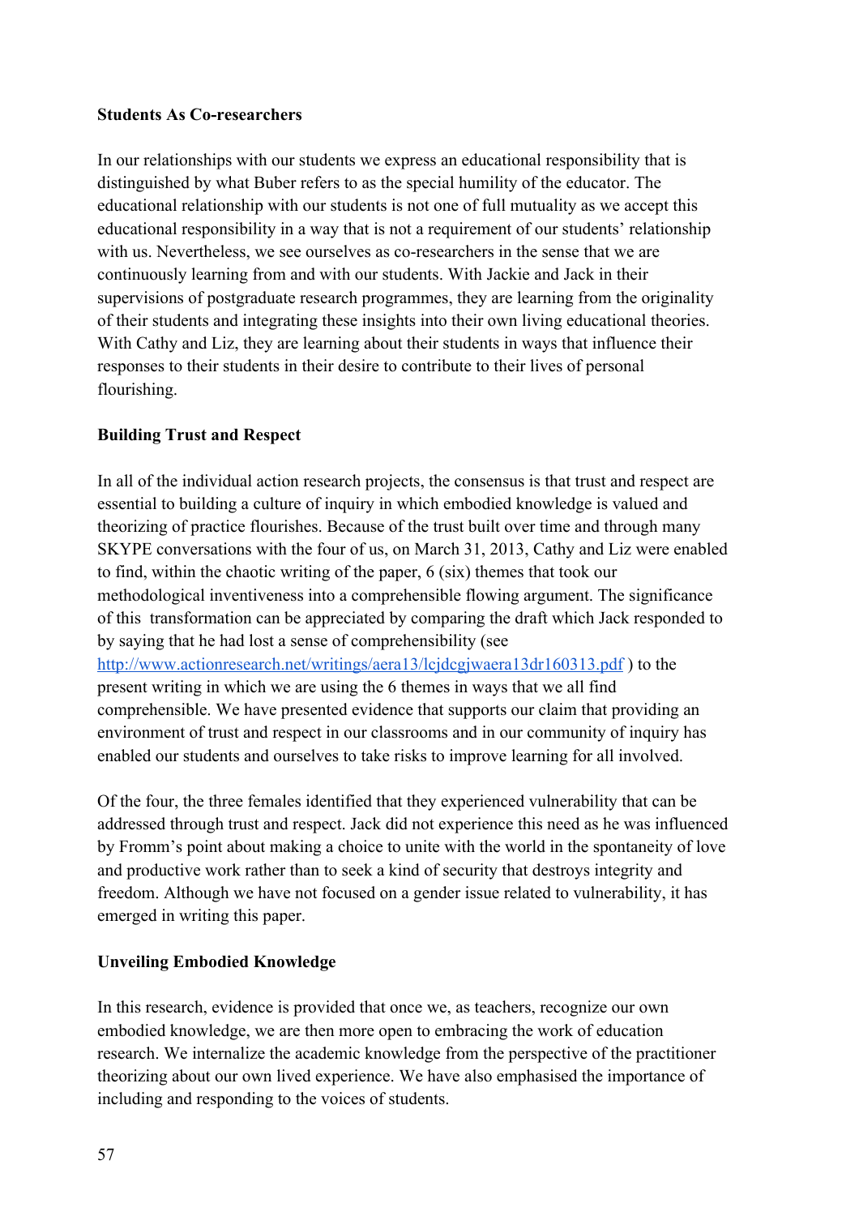**Students As Co-researchers**

In our relationships with our students we express an educational responsibility that is distinguished by what Buber refers to as the special humility of the educator. The educational relationship with our students is not one of full mutuality as we accept this educational responsibility in a way that is not a requirement of our students' relationship with us. Nevertheless, we see ourselves as co-researchers in the sense that we are continuously learning from and with our students. With Jackie and Jack in their supervisions of postgraduate research programmes, they are learning from the originality of their students and integrating these insights into their own living educational theories. With Cathy and Liz, they are learning about their students in ways that influence their responses to their students in their desire to contribute to their lives of personal flourishing.

**Building Trust and Respect**

In all of the individual action research projects, the consensus is that trust and respect are essential to building a culture of inquiry in which embodied knowledge is valued and theorizing of practice flourishes. Because of the trust built over time and through many SKYPE conversations with the four of us, on March 31, 2013, Cathy and Liz were enabled to find, within the chaotic writing of the paper, 6 (six) themes that took our methodological inventiveness into a comprehensible flowing argument. The significance of this transformation can be appreciated by comparing the draft which Jack responded to by saying that he had lost a sense of comprehensibility (see http://www.actionresearch.net/writings/aera13/lcjdcgjwaera13dr160313.pdf ) to the present writing in which we are using the 6 themes in ways that we all find comprehensible. We have presented evidence that supports our claim that providing an environment of trust and respect in our classrooms and in our community of inquiry has enabled our students and ourselves to take risks to improve learning for all involved.

Of the four, the three females identified that they experienced vulnerability that can be addressed through trust and respect. Jack did not experience this need as he was influenced by Fromm's point about making a choice to unite with the world in the spontaneity of love and productive work rather than to seek a kind of security that destroys integrity and freedom. Although we have not focused on a gender issue related to vulnerability, it has emerged in writing this paper.

**Unveiling Embodied Knowledge**

In this research, evidence is provided that once we, as teachers, recognize our own embodied knowledge, we are then more open to embracing the work of education research. We internalize the academic knowledge from the perspective of the practitioner theorizing about our own lived experience. We have also emphasised the importance of including and responding to the voices of students.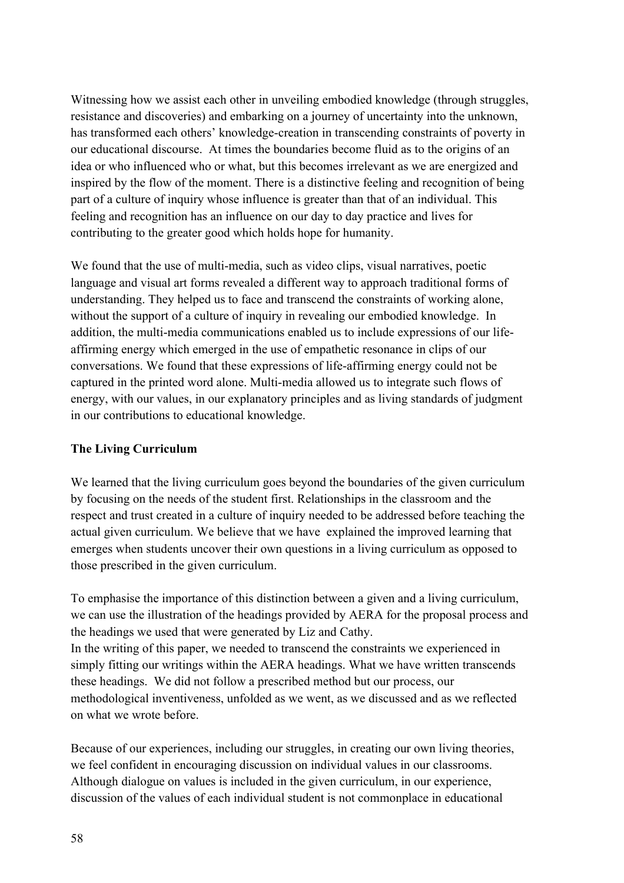Witnessing how we assist each other in unveiling embodied knowledge (through struggles, resistance and discoveries) and embarking on a journey of uncertainty into the unknown, has transformed each others' knowledge-creation in transcending constraints of poverty in our educational discourse. At times the boundaries become fluid as to the origins of an idea or who influenced who or what, but this becomes irrelevant as we are energized and inspired by the flow of the moment. There is a distinctive feeling and recognition of being part of a culture of inquiry whose influence is greater than that of an individual. This feeling and recognition has an influence on our day to day practice and lives for contributing to the greater good which holds hope for humanity.

We found that the use of multi-media, such as video clips, visual narratives, poetic language and visual art forms revealed a different way to approach traditional forms of understanding. They helped us to face and transcend the constraints of working alone, without the support of a culture of inquiry in revealing our embodied knowledge. In addition, the multi-media communications enabled us to include expressions of our life-affirming energy which emerged in the use of empathetic resonance in clips of our conversations. We found that these expressions of life-affirming energy could not be captured in the printed word alone. Multi-media allowed us to integrate such flows of energy, with our values, in our explanatory principles and as living standards of judgment in our contributions to educational knowledge.

**The Living Curriculum**

We learned that the living curriculum goes beyond the boundaries of the given curriculum by focusing on the needs of the student first. Relationships in the classroom and the respect and trust created in a culture of inquiry needed to be addressed before teaching the actual given curriculum. We believe that we have explained the improved learning that emerges when students uncover their own questions in a living curriculum as opposed to those prescribed in the given curriculum.

To emphasise the importance of this distinction between a given and a living curriculum, we can use the illustration of the headings provided by AERA for the proposal process and the headings we used that were generated by Liz and Cathy.
In the writing of this paper, we needed to transcend the constraints we experienced in simply fitting our writings within the AERA headings. What we have written transcends these headings. We did not follow a prescribed method but our process, our methodological inventiveness, unfolded as we went, as we discussed and as we reflected on what we wrote before.

Because of our experiences, including our struggles, in creating our own living theories, we feel confident in encouraging discussion on individual values in our classrooms. Although dialogue on values is included in the given curriculum, in our experience, discussion of the values of each individual student is not commonplace in educational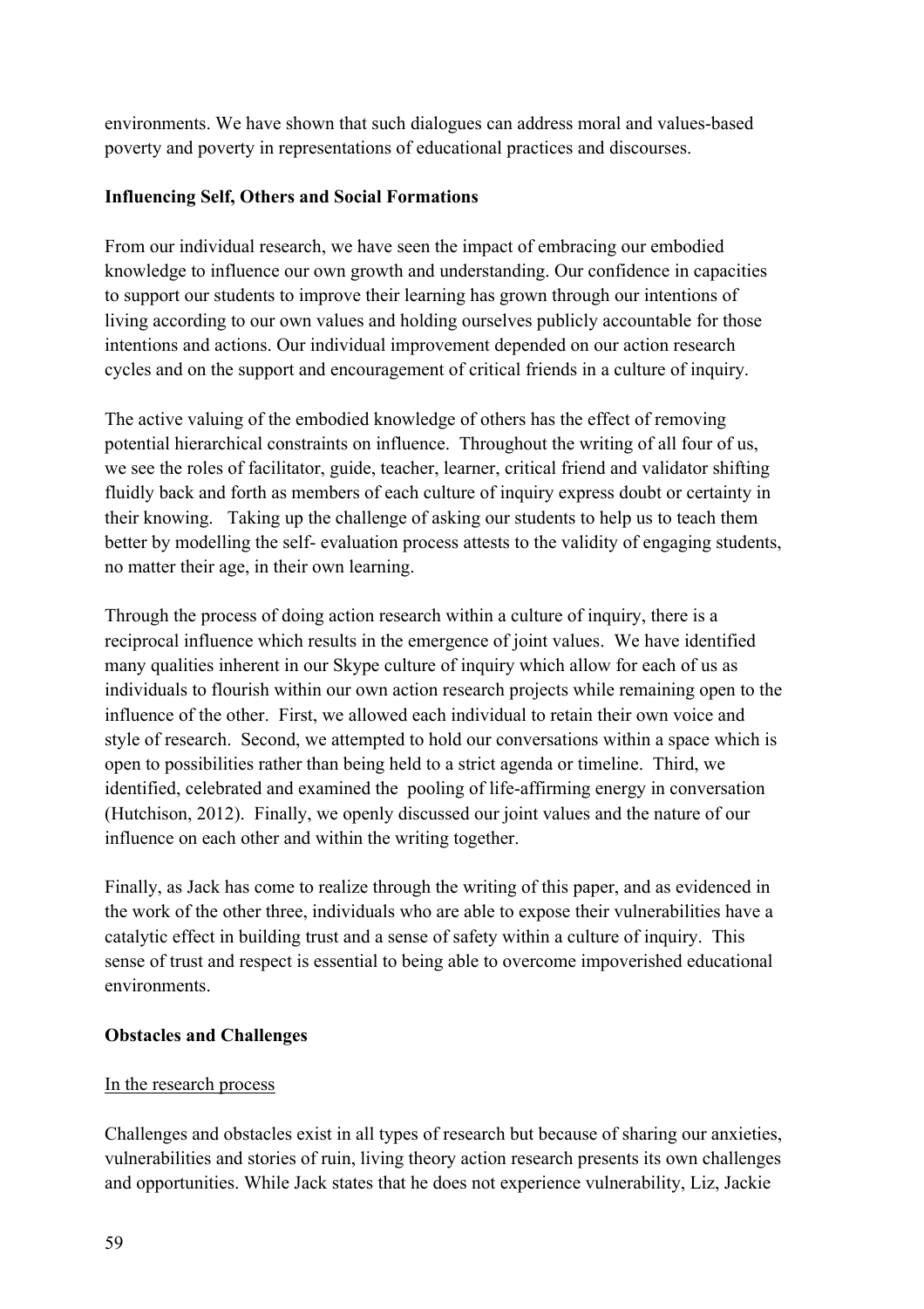environments. We have shown that such dialogues can address moral and values-based poverty and poverty in representations of educational practices and discourses.

**Influencing Self, Others and Social Formations**

From our individual research, we have seen the impact of embracing our embodied knowledge to influence our own growth and understanding. Our confidence in capacities to support our students to improve their learning has grown through our intentions of living according to our own values and holding ourselves publicly accountable for those intentions and actions. Our individual improvement depended on our action research cycles and on the support and encouragement of critical friends in a culture of inquiry.

The active valuing of the embodied knowledge of others has the effect of removing potential hierarchical constraints on influence. Throughout the writing of all four of us, we see the roles of facilitator, guide, teacher, learner, critical friend and validator shifting fluidly back and forth as members of each culture of inquiry express doubt or certainty in their knowing. Taking up the challenge of asking our students to help us to teach them better by modelling the self- evaluation process attests to the validity of engaging students, no matter their age, in their own learning.

Through the process of doing action research within a culture of inquiry, there is a reciprocal influence which results in the emergence of joint values. We have identified many qualities inherent in our Skype culture of inquiry which allow for each of us as individuals to flourish within our own action research projects while remaining open to the influence of the other. First, we allowed each individual to retain their own voice and style of research. Second, we attempted to hold our conversations within a space which is open to possibilities rather than being held to a strict agenda or timeline. Third, we identified, celebrated and examined the pooling of life-affirming energy in conversation (Hutchison, 2012). Finally, we openly discussed our joint values and the nature of our influence on each other and within the writing together.

Finally, as Jack has come to realize through the writing of this paper, and as evidenced in the work of the other three, individuals who are able to expose their vulnerabilities have a catalytic effect in building trust and a sense of safety within a culture of inquiry. This sense of trust and respect is essential to being able to overcome impoverished educational environments.

**Obstacles and Challenges**

<u>In the research process</u>

Challenges and obstacles exist in all types of research but because of sharing our anxieties, vulnerabilities and stories of ruin, living theory action research presents its own challenges and opportunities. While Jack states that he does not experience vulnerability, Liz, Jackie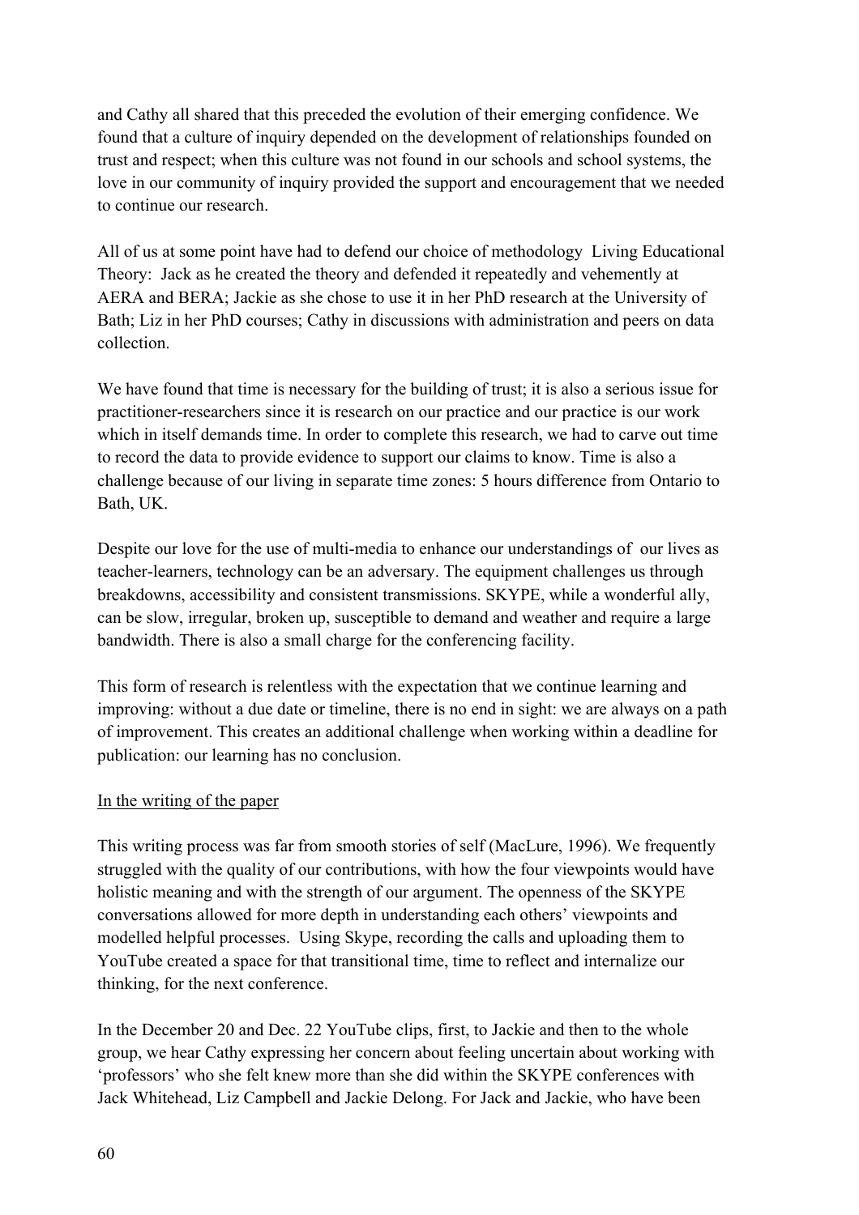and Cathy all shared that this preceded the evolution of their emerging confidence. We found that a culture of inquiry depended on the development of relationships founded on trust and respect; when this culture was not found in our schools and school systems, the love in our community of inquiry provided the support and encouragement that we needed to continue our research.

All of us at some point have had to defend our choice of methodology  Living Educational Theory:  Jack as he created the theory and defended it repeatedly and vehemently at AERA and BERA; Jackie as she chose to use it in her PhD research at the University of Bath; Liz in her PhD courses; Cathy in discussions with administration and peers on data collection.

We have found that time is necessary for the building of trust; it is also a serious issue for practitioner-researchers since it is research on our practice and our practice is our work which in itself demands time. In order to complete this research, we had to carve out time to record the data to provide evidence to support our claims to know. Time is also a challenge because of our living in separate time zones: 5 hours difference from Ontario to Bath, UK.

Despite our love for the use of multi-media to enhance our understandings of  our lives as teacher-learners, technology can be an adversary. The equipment challenges us through breakdowns, accessibility and consistent transmissions. SKYPE, while a wonderful ally, can be slow, irregular, broken up, susceptible to demand and weather and require a large bandwidth. There is also a small charge for the conferencing facility.

This form of research is relentless with the expectation that we continue learning and improving: without a due date or timeline, there is no end in sight: we are always on a path of improvement. This creates an additional challenge when working within a deadline for publication: our learning has no conclusion.

<u>In the writing of the paper</u>

This writing process was far from smooth stories of self (MacLure, 1996). We frequently struggled with the quality of our contributions, with how the four viewpoints would have holistic meaning and with the strength of our argument. The openness of the SKYPE conversations allowed for more depth in understanding each others' viewpoints and modelled helpful processes.  Using Skype, recording the calls and uploading them to YouTube created a space for that transitional time, time to reflect and internalize our thinking, for the next conference.

In the December 20 and Dec. 22 YouTube clips, first, to Jackie and then to the whole group, we hear Cathy expressing her concern about feeling uncertain about working with 'professors' who she felt knew more than she did within the SKYPE conferences with Jack Whitehead, Liz Campbell and Jackie Delong. For Jack and Jackie, who have been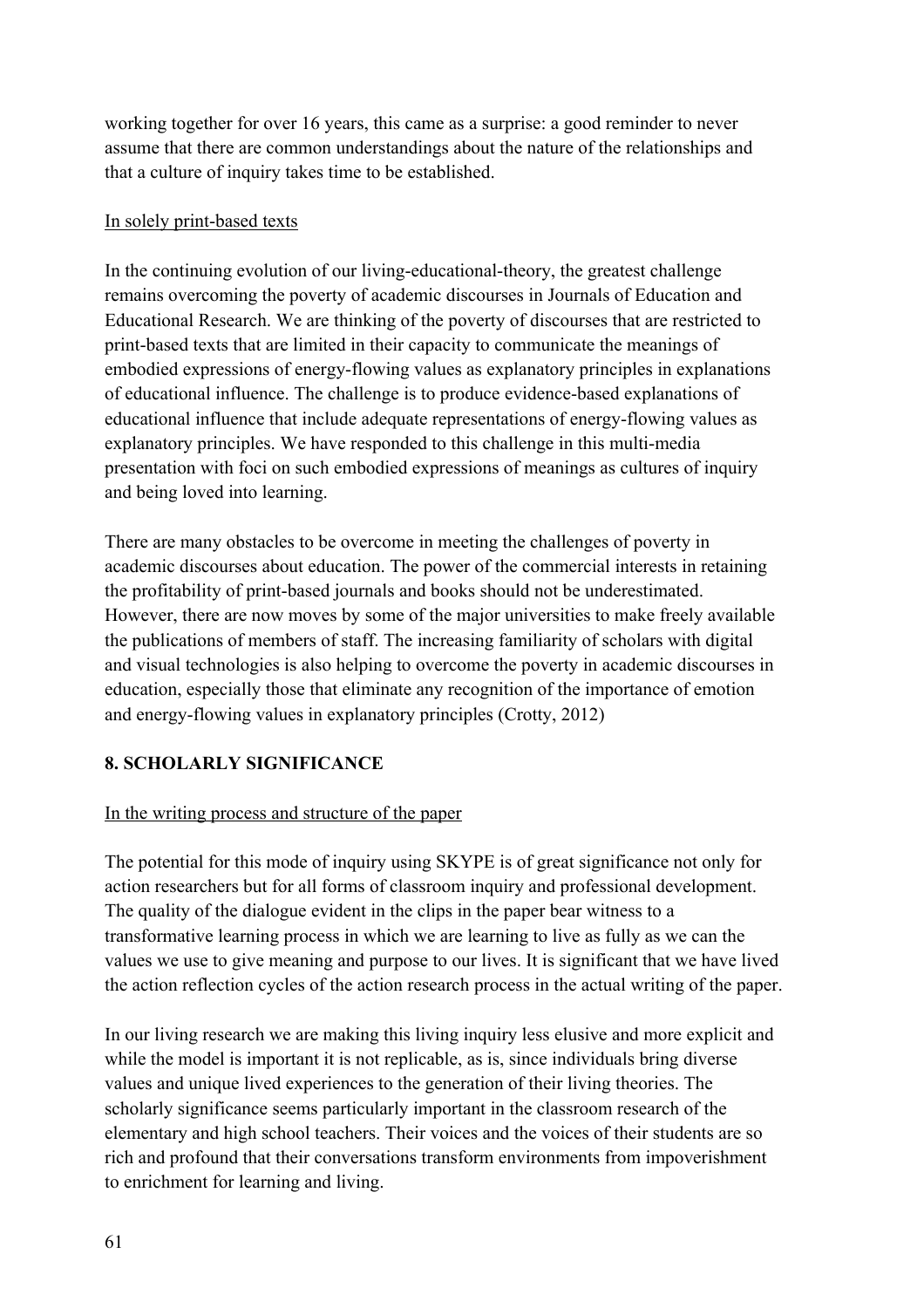working together for over 16 years, this came as a surprise: a good reminder to never assume that there are common understandings about the nature of the relationships and that a culture of inquiry takes time to be established.

<u>In solely print-based texts</u>

In the continuing evolution of our living-educational-theory, the greatest challenge remains overcoming the poverty of academic discourses in Journals of Education and Educational Research. We are thinking of the poverty of discourses that are restricted to print-based texts that are limited in their capacity to communicate the meanings of embodied expressions of energy-flowing values as explanatory principles in explanations of educational influence. The challenge is to produce evidence-based explanations of educational influence that include adequate representations of energy-flowing values as explanatory principles. We have responded to this challenge in this multi-media presentation with foci on such embodied expressions of meanings as cultures of inquiry and being loved into learning.

There are many obstacles to be overcome in meeting the challenges of poverty in academic discourses about education. The power of the commercial interests in retaining the profitability of print-based journals and books should not be underestimated. However, there are now moves by some of the major universities to make freely available the publications of members of staff. The increasing familiarity of scholars with digital and visual technologies is also helping to overcome the poverty in academic discourses in education, especially those that eliminate any recognition of the importance of emotion and energy-flowing values in explanatory principles (Crotty, 2012)

## 8. SCHOLARLY SIGNIFICANCE

<u>In the writing process and structure of the paper</u>

The potential for this mode of inquiry using SKYPE is of great significance not only for action researchers but for all forms of classroom inquiry and professional development. The quality of the dialogue evident in the clips in the paper bear witness to a transformative learning process in which we are learning to live as fully as we can the values we use to give meaning and purpose to our lives. It is significant that we have lived the action reflection cycles of the action research process in the actual writing of the paper.

In our living research we are making this living inquiry less elusive and more explicit and while the model is important it is not replicable, as is, since individuals bring diverse values and unique lived experiences to the generation of their living theories. The scholarly significance seems particularly important in the classroom research of the elementary and high school teachers. Their voices and the voices of their students are so rich and profound that their conversations transform environments from impoverishment to enrichment for learning and living.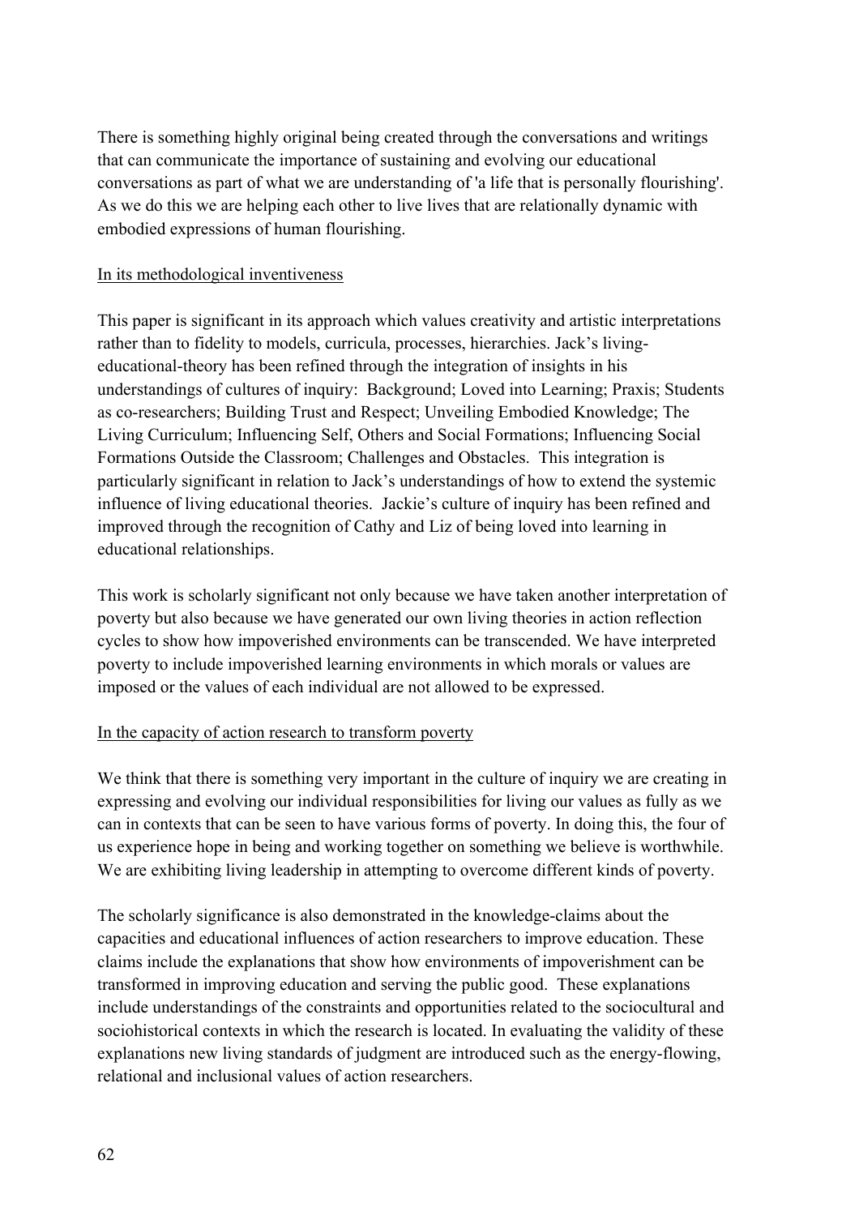There is something highly original being created through the conversations and writings that can communicate the importance of sustaining and evolving our educational conversations as part of what we are understanding of 'a life that is personally flourishing'. As we do this we are helping each other to live lives that are relationally dynamic with embodied expressions of human flourishing.

<u>In its methodological inventiveness</u>

This paper is significant in its approach which values creativity and artistic interpretations rather than to fidelity to models, curricula, processes, hierarchies. Jack's living-educational-theory has been refined through the integration of insights in his understandings of cultures of inquiry: Background; Loved into Learning; Praxis; Students as co-researchers; Building Trust and Respect; Unveiling Embodied Knowledge; The Living Curriculum; Influencing Self, Others and Social Formations; Influencing Social Formations Outside the Classroom; Challenges and Obstacles. This integration is particularly significant in relation to Jack's understandings of how to extend the systemic influence of living educational theories. Jackie's culture of inquiry has been refined and improved through the recognition of Cathy and Liz of being loved into learning in educational relationships.

This work is scholarly significant not only because we have taken another interpretation of poverty but also because we have generated our own living theories in action reflection cycles to show how impoverished environments can be transcended. We have interpreted poverty to include impoverished learning environments in which morals or values are imposed or the values of each individual are not allowed to be expressed.

<u>In the capacity of action research to transform poverty</u>

We think that there is something very important in the culture of inquiry we are creating in expressing and evolving our individual responsibilities for living our values as fully as we can in contexts that can be seen to have various forms of poverty. In doing this, the four of us experience hope in being and working together on something we believe is worthwhile. We are exhibiting living leadership in attempting to overcome different kinds of poverty.

The scholarly significance is also demonstrated in the knowledge-claims about the capacities and educational influences of action researchers to improve education. These claims include the explanations that show how environments of impoverishment can be transformed in improving education and serving the public good. These explanations include understandings of the constraints and opportunities related to the sociocultural and sociohistorical contexts in which the research is located. In evaluating the validity of these explanations new living standards of judgment are introduced such as the energy-flowing, relational and inclusional values of action researchers.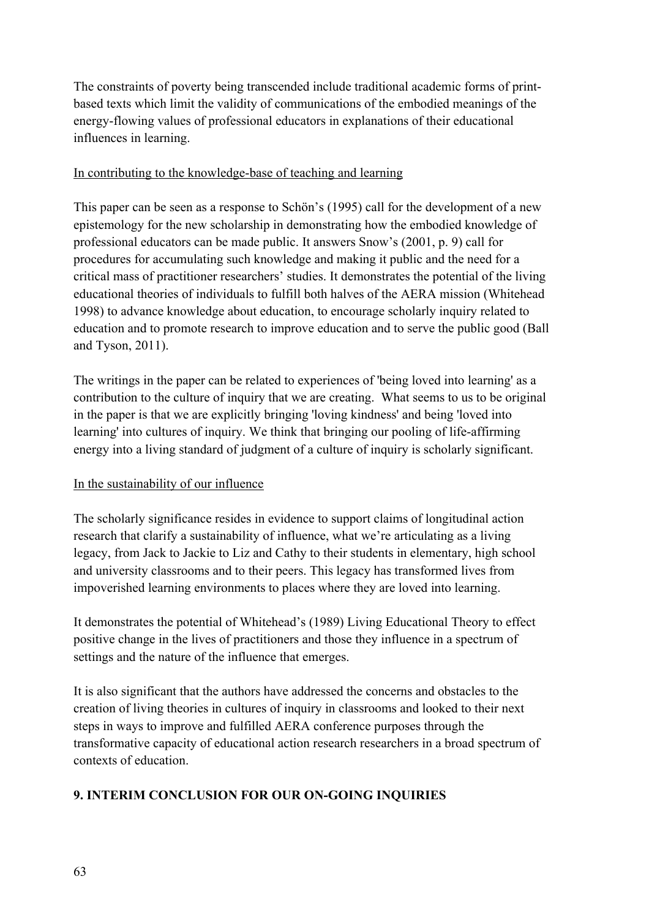The constraints of poverty being transcended include traditional academic forms of print-based texts which limit the validity of communications of the embodied meanings of the energy-flowing values of professional educators in explanations of their educational influences in learning.

<u>In contributing to the knowledge-base of teaching and learning</u>

This paper can be seen as a response to Schön's (1995) call for the development of a new epistemology for the new scholarship in demonstrating how the embodied knowledge of professional educators can be made public. It answers Snow's (2001, p. 9) call for procedures for accumulating such knowledge and making it public and the need for a critical mass of practitioner researchers' studies. It demonstrates the potential of the living educational theories of individuals to fulfill both halves of the AERA mission (Whitehead 1998) to advance knowledge about education, to encourage scholarly inquiry related to education and to promote research to improve education and to serve the public good (Ball and Tyson, 2011).

The writings in the paper can be related to experiences of 'being loved into learning' as a contribution to the culture of inquiry that we are creating. What seems to us to be original in the paper is that we are explicitly bringing 'loving kindness' and being 'loved into learning' into cultures of inquiry. We think that bringing our pooling of life-affirming energy into a living standard of judgment of a culture of inquiry is scholarly significant.

<u>In the sustainability of our influence</u>

The scholarly significance resides in evidence to support claims of longitudinal action research that clarify a sustainability of influence, what we're articulating as a living legacy, from Jack to Jackie to Liz and Cathy to their students in elementary, high school and university classrooms and to their peers. This legacy has transformed lives from impoverished learning environments to places where they are loved into learning.

It demonstrates the potential of Whitehead's (1989) Living Educational Theory to effect positive change in the lives of practitioners and those they influence in a spectrum of settings and the nature of the influence that emerges.

It is also significant that the authors have addressed the concerns and obstacles to the creation of living theories in cultures of inquiry in classrooms and looked to their next steps in ways to improve and fulfilled AERA conference purposes through the transformative capacity of educational action research researchers in a broad spectrum of contexts of education.

## 9. INTERIM CONCLUSION FOR OUR ON-GOING INQUIRIES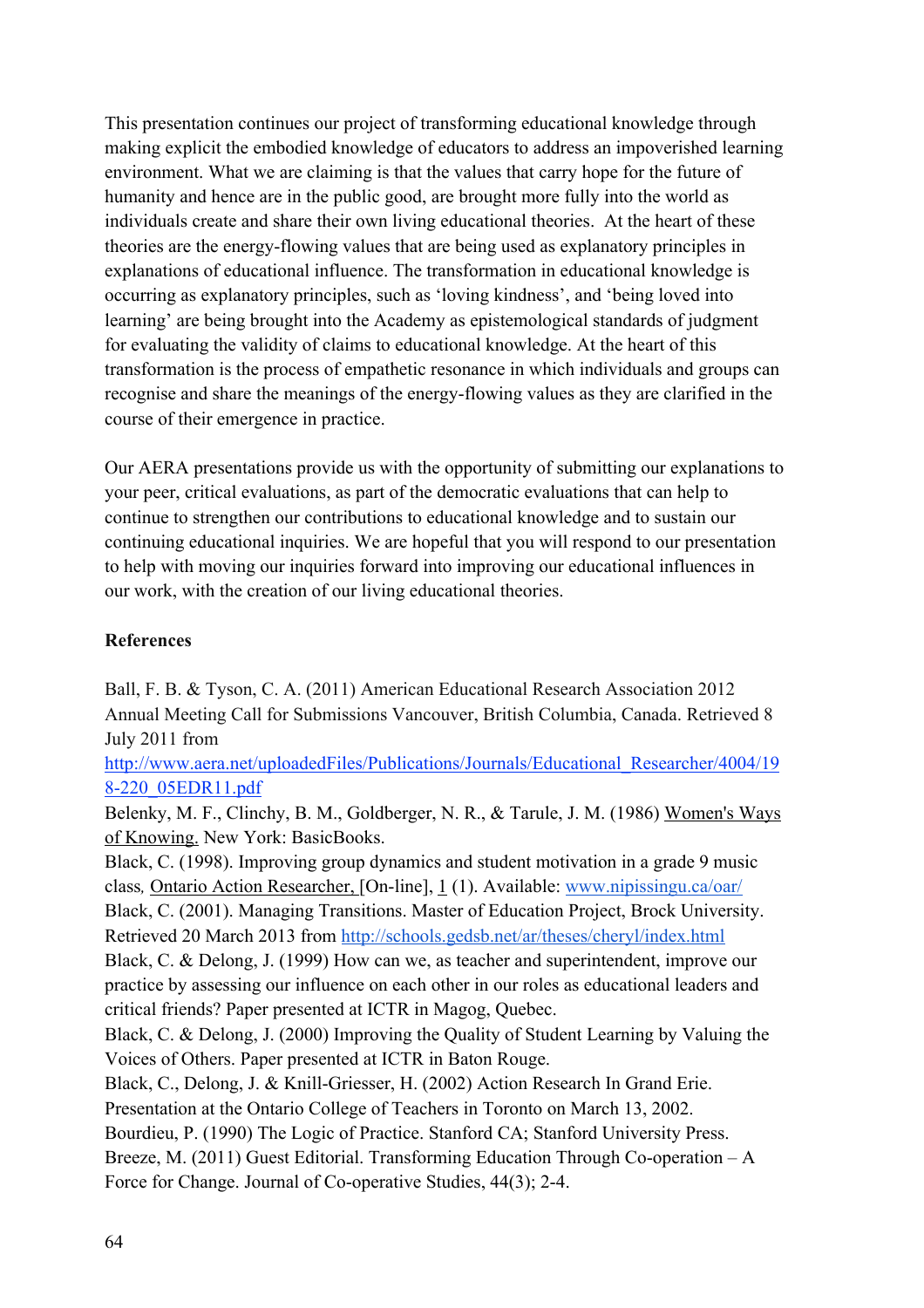This presentation continues our project of transforming educational knowledge through making explicit the embodied knowledge of educators to address an impoverished learning environment. What we are claiming is that the values that carry hope for the future of humanity and hence are in the public good, are brought more fully into the world as individuals create and share their own living educational theories. At the heart of these theories are the energy-flowing values that are being used as explanatory principles in explanations of educational influence. The transformation in educational knowledge is occurring as explanatory principles, such as 'loving kindness', and 'being loved into learning' are being brought into the Academy as epistemological standards of judgment for evaluating the validity of claims to educational knowledge. At the heart of this transformation is the process of empathetic resonance in which individuals and groups can recognise and share the meanings of the energy-flowing values as they are clarified in the course of their emergence in practice.

Our AERA presentations provide us with the opportunity of submitting our explanations to your peer, critical evaluations, as part of the democratic evaluations that can help to continue to strengthen our contributions to educational knowledge and to sustain our continuing educational inquiries. We are hopeful that you will respond to our presentation to help with moving our inquiries forward into improving our educational influences in our work, with the creation of our living educational theories.

**References**

Ball, F. B. & Tyson, C. A. (2011) American Educational Research Association 2012 Annual Meeting Call for Submissions Vancouver, British Columbia, Canada. Retrieved 8 July 2011 from http://www.aera.net/uploadedFiles/Publications/Journals/Educational_Researcher/4004/198-220_05EDR11.pdf

Belenky, M. F., Clinchy, B. M., Goldberger, N. R., & Tarule, J. M. (1986) Women's Ways of Knowing. New York: BasicBooks.

Black, C. (1998). Improving group dynamics and student motivation in a grade 9 music class, Ontario Action Researcher, [On-line], 1 (1). Available: www.nipissingu.ca/oar/

Black, C. (2001). Managing Transitions. Master of Education Project, Brock University. Retrieved 20 March 2013 from http://schools.gedsb.net/ar/theses/cheryl/index.html

Black, C. & Delong, J. (1999) How can we, as teacher and superintendent, improve our practice by assessing our influence on each other in our roles as educational leaders and critical friends? Paper presented at ICTR in Magog, Quebec.

Black, C. & Delong, J. (2000) Improving the Quality of Student Learning by Valuing the Voices of Others. Paper presented at ICTR in Baton Rouge.

Black, C., Delong, J. & Knill-Griesser, H. (2002) Action Research In Grand Erie. Presentation at the Ontario College of Teachers in Toronto on March 13, 2002.

Bourdieu, P. (1990) The Logic of Practice. Stanford CA; Stanford University Press.

Breeze, M. (2011) Guest Editorial. Transforming Education Through Co-operation – A Force for Change. Journal of Co-operative Studies, 44(3); 2-4.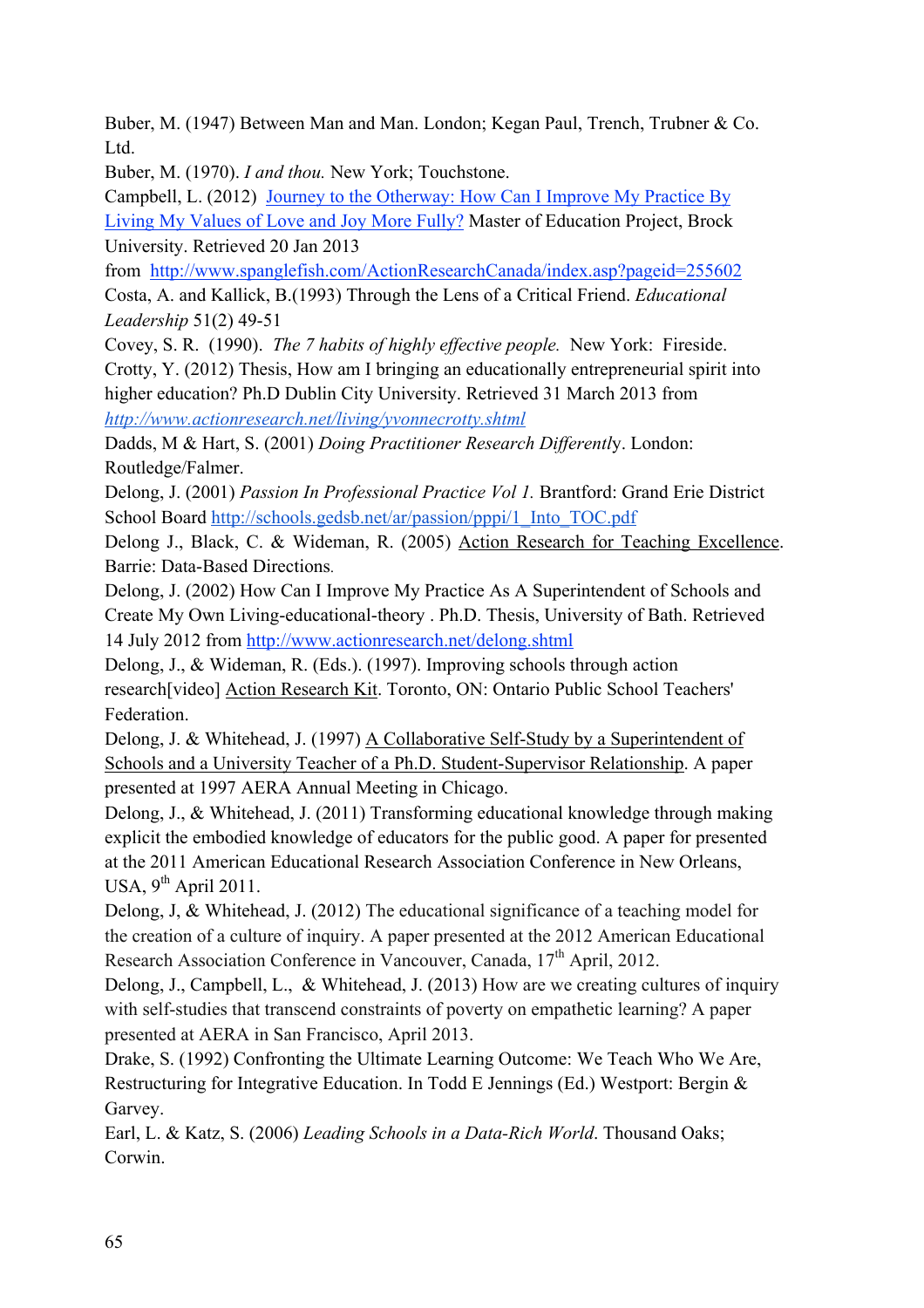Buber, M. (1947) Between Man and Man. London; Kegan Paul, Trench, Trubner & Co. Ltd.

Buber, M. (1970). *I and thou.* New York; Touchstone.

Campbell, L. (2012) Journey to the Otherway: How Can I Improve My Practice By Living My Values of Love and Joy More Fully? Master of Education Project, Brock University. Retrieved 20 Jan 2013 from http://www.spanglefish.com/ActionResearchCanada/index.asp?pageid=255602

Costa, A. and Kallick, B.(1993) Through the Lens of a Critical Friend. *Educational Leadership* 51(2) 49-51

Covey, S. R. (1990). *The 7 habits of highly effective people.* New York: Fireside.

Crotty, Y. (2012) Thesis, How am I bringing an educationally entrepreneurial spirit into higher education? Ph.D Dublin City University. Retrieved 31 March 2013 from *http://www.actionresearch.net/living/yvonnecrotty.shtml*

Dadds, M & Hart, S. (2001) *Doing Practitioner Research Differently*. London: Routledge/Falmer.

Delong, J. (2001) *Passion In Professional Practice Vol 1.* Brantford: Grand Erie District School Board http://schools.gedsb.net/ar/passion/pppi/1_Into_TOC.pdf

Delong J., Black, C. & Wideman, R. (2005) Action Research for Teaching Excellence. Barrie: Data-Based Directions.

Delong, J. (2002) How Can I Improve My Practice As A Superintendent of Schools and Create My Own Living-educational-theory . Ph.D. Thesis, University of Bath. Retrieved 14 July 2012 from http://www.actionresearch.net/delong.shtml

Delong, J., & Wideman, R. (Eds.). (1997). Improving schools through action research[video] Action Research Kit. Toronto, ON: Ontario Public School Teachers' Federation.

Delong, J. & Whitehead, J. (1997) A Collaborative Self-Study by a Superintendent of Schools and a University Teacher of a Ph.D. Student-Supervisor Relationship. A paper presented at 1997 AERA Annual Meeting in Chicago.

Delong, J., & Whitehead, J. (2011) Transforming educational knowledge through making explicit the embodied knowledge of educators for the public good. A paper for presented at the 2011 American Educational Research Association Conference in New Orleans, USA, 9th April 2011.

Delong, J, & Whitehead, J. (2012) The educational significance of a teaching model for the creation of a culture of inquiry. A paper presented at the 2012 American Educational Research Association Conference in Vancouver, Canada, 17th April, 2012.

Delong, J., Campbell, L., & Whitehead, J. (2013) How are we creating cultures of inquiry with self-studies that transcend constraints of poverty on empathetic learning? A paper presented at AERA in San Francisco, April 2013.

Drake, S. (1992) Confronting the Ultimate Learning Outcome: We Teach Who We Are, Restructuring for Integrative Education. In Todd E Jennings (Ed.) Westport: Bergin & Garvey.

Earl, L. & Katz, S. (2006) *Leading Schools in a Data-Rich World*. Thousand Oaks; Corwin.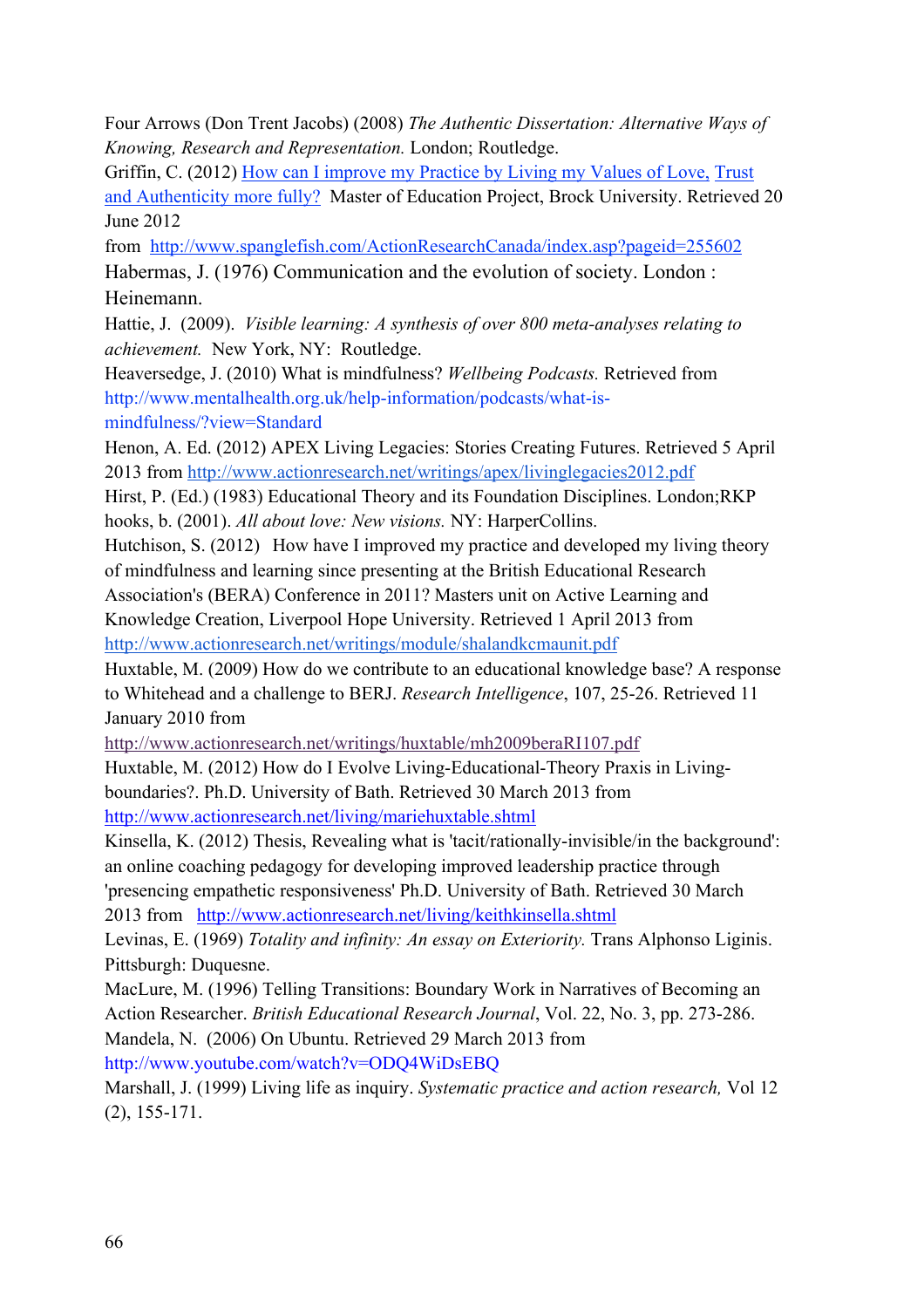Four Arrows (Don Trent Jacobs) (2008) *The Authentic Dissertation: Alternative Ways of Knowing, Research and Representation.* London; Routledge.

Griffin, C. (2012) [How can I improve my Practice by Living my Values of Love, Trust and Authenticity more fully?](http://www.spanglefish.com/ActionResearchCanada/index.asp?pageid=255602) Master of Education Project, Brock University. Retrieved 20 June 2012 from http://www.spanglefish.com/ActionResearchCanada/index.asp?pageid=255602

Habermas, J. (1976) Communication and the evolution of society. London : Heinemann.

Hattie, J. (2009). *Visible learning: A synthesis of over 800 meta-analyses relating to achievement.* New York, NY: Routledge.

Heaversedge, J. (2010) What is mindfulness? *Wellbeing Podcasts.* Retrieved from http://www.mentalhealth.org.uk/help-information/podcasts/what-is-mindfulness/?view=Standard

Henon, A. Ed. (2012) APEX Living Legacies: Stories Creating Futures. Retrieved 5 April 2013 from http://www.actionresearch.net/writings/apex/livinglegacies2012.pdf

Hirst, P. (Ed.) (1983) Educational Theory and its Foundation Disciplines. London;RKP

hooks, b. (2001). *All about love: New visions.* NY: HarperCollins.

Hutchison, S. (2012) How have I improved my practice and developed my living theory of mindfulness and learning since presenting at the British Educational Research Association's (BERA) Conference in 2011? Masters unit on Active Learning and Knowledge Creation, Liverpool Hope University. Retrieved 1 April 2013 from http://www.actionresearch.net/writings/module/shalandkcmaunit.pdf

Huxtable, M. (2009) How do we contribute to an educational knowledge base? A response to Whitehead and a challenge to BERJ. *Research Intelligence*, 107, 25-26. Retrieved 11 January 2010 from http://www.actionresearch.net/writings/huxtable/mh2009beraRI107.pdf

Huxtable, M. (2012) How do I Evolve Living-Educational-Theory Praxis in Living-boundaries?. Ph.D. University of Bath. Retrieved 30 March 2013 from http://www.actionresearch.net/living/mariehuxtable.shtml

Kinsella, K. (2012) Thesis, Revealing what is 'tacit/rationally-invisible/in the background': an online coaching pedagogy for developing improved leadership practice through 'presencing empathetic responsiveness' Ph.D. University of Bath. Retrieved 30 March 2013 from http://www.actionresearch.net/living/keithkinsella.shtml

Levinas, E. (1969) *Totality and infinity: An essay on Exteriority.* Trans Alphonso Liginis. Pittsburgh: Duquesne.

MacLure, M. (1996) Telling Transitions: Boundary Work in Narratives of Becoming an Action Researcher. *British Educational Research Journal*, Vol. 22, No. 3, pp. 273-286.

Mandela, N. (2006) On Ubuntu. Retrieved 29 March 2013 from http://www.youtube.com/watch?v=ODQ4WiDsEBQ

Marshall, J. (1999) Living life as inquiry. *Systematic practice and action research,* Vol 12 (2), 155-171.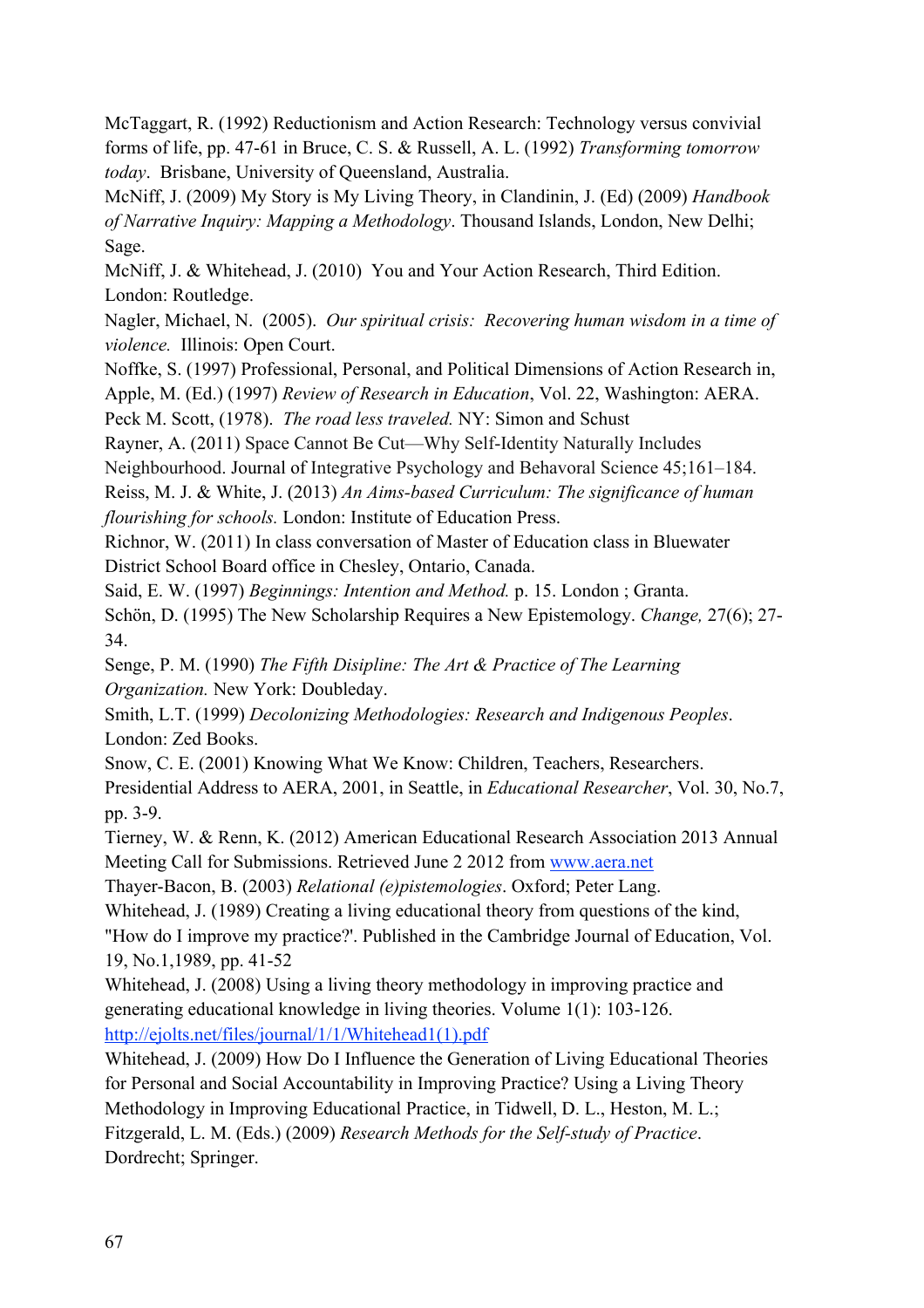McTaggart, R. (1992) Reductionism and Action Research: Technology versus convivial forms of life, pp. 47-61 in Bruce, C. S. & Russell, A. L. (1992) *Transforming tomorrow today*. Brisbane, University of Queensland, Australia.

McNiff, J. (2009) My Story is My Living Theory, in Clandinin, J. (Ed) (2009) *Handbook of Narrative Inquiry: Mapping a Methodology*. Thousand Islands, London, New Delhi; Sage.

McNiff, J. & Whitehead, J. (2010) You and Your Action Research, Third Edition. London: Routledge.

Nagler, Michael, N. (2005). *Our spiritual crisis: Recovering human wisdom in a time of violence.* Illinois: Open Court.

Noffke, S. (1997) Professional, Personal, and Political Dimensions of Action Research in, Apple, M. (Ed.) (1997) *Review of Research in Education*, Vol. 22, Washington: AERA.

Peck M. Scott, (1978). *The road less traveled.* NY: Simon and Schust

Rayner, A. (2011) Space Cannot Be Cut—Why Self-Identity Naturally Includes Neighbourhood. Journal of Integrative Psychology and Behavoral Science 45;161–184.

Reiss, M. J. & White, J. (2013) *An Aims-based Curriculum: The significance of human flourishing for schools.* London: Institute of Education Press.

Richnor, W. (2011) In class conversation of Master of Education class in Bluewater District School Board office in Chesley, Ontario, Canada.

Said, E. W. (1997) *Beginnings: Intention and Method.* p. 15. London ; Granta.

Schön, D. (1995) The New Scholarship Requires a New Epistemology. *Change,* 27(6); 27-34.

Senge, P. M. (1990) *The Fifth Disipline: The Art & Practice of The Learning Organization.* New York: Doubleday.

Smith, L.T. (1999) *Decolonizing Methodologies: Research and Indigenous Peoples*. London: Zed Books.

Snow, C. E. (2001) Knowing What We Know: Children, Teachers, Researchers. Presidential Address to AERA, 2001, in Seattle, in *Educational Researcher*, Vol. 30, No.7, pp. 3-9.

Tierney, W. & Renn, K. (2012) American Educational Research Association 2013 Annual Meeting Call for Submissions. Retrieved June 2 2012 from www.aera.net

Thayer-Bacon, B. (2003) *Relational (e)pistemologies*. Oxford; Peter Lang.

Whitehead, J. (1989) Creating a living educational theory from questions of the kind, "How do I improve my practice?'. Published in the Cambridge Journal of Education, Vol. 19, No.1,1989, pp. 41-52

Whitehead, J. (2008) Using a living theory methodology in improving practice and generating educational knowledge in living theories. Volume 1(1): 103-126. http://ejolts.net/files/journal/1/1/Whitehead1(1).pdf

Whitehead, J. (2009) How Do I Influence the Generation of Living Educational Theories for Personal and Social Accountability in Improving Practice? Using a Living Theory Methodology in Improving Educational Practice, in Tidwell, D. L., Heston, M. L.; Fitzgerald, L. M. (Eds.) (2009) *Research Methods for the Self-study of Practice*. Dordrecht; Springer.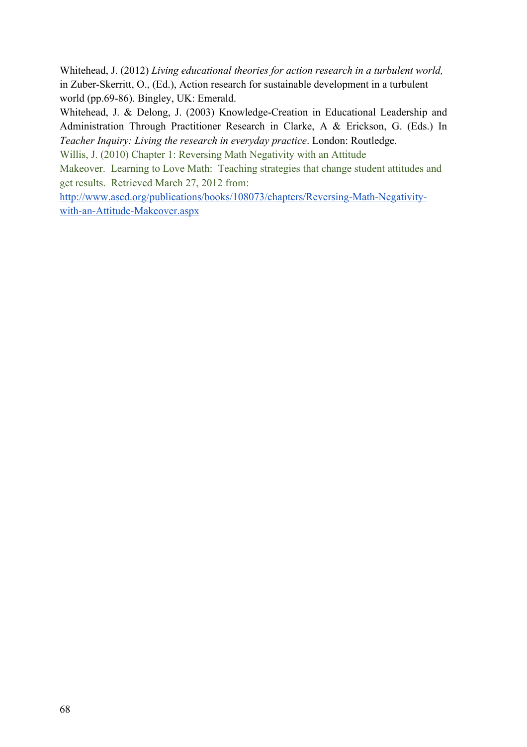Whitehead, J. (2012) *Living educational theories for action research in a turbulent world,* in Zuber-Skerritt, O., (Ed.), Action research for sustainable development in a turbulent world (pp.69-86). Bingley, UK: Emerald.

Whitehead, J. & Delong, J. (2003) Knowledge-Creation in Educational Leadership and Administration Through Practitioner Research in Clarke, A & Erickson, G. (Eds.) In *Teacher Inquiry: Living the research in everyday practice*. London: Routledge.

Willis, J. (2010) Chapter 1: Reversing Math Negativity with an Attitude Makeover. Learning to Love Math: Teaching strategies that change student attitudes and get results. Retrieved March 27, 2012 from: http://www.ascd.org/publications/books/108073/chapters/Reversing-Math-Negativity-with-an-Attitude-Makeover.aspx